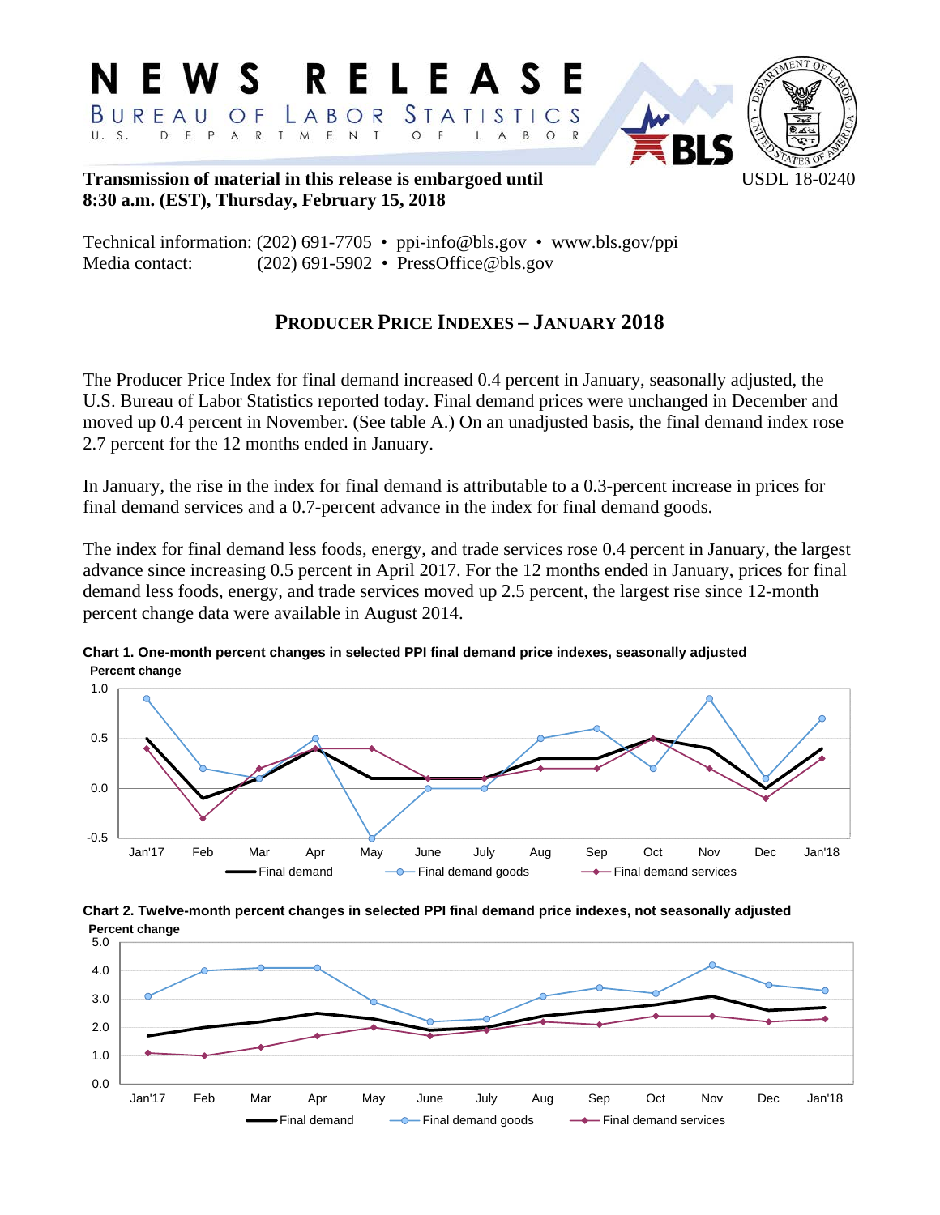# NEWS RELEASE

BUREAU OF LABOR STATISTICS

U. S. DEPARTMENT OF LABOR

**Transmission of material in this release is embargoed until 8:30 a.m. (EST), Thursday, February 15, 2018**

USDL 18-0240

Technical information: (202) 691-7705 • ppi-info@bls.gov • www.bls.gov/ppi
Media contact: (202) 691-5902 • PressOffice@bls.gov

## PRODUCER PRICE INDEXES – JANUARY 2018

The Producer Price Index for final demand increased 0.4 percent in January, seasonally adjusted, the U.S. Bureau of Labor Statistics reported today. Final demand prices were unchanged in December and moved up 0.4 percent in November. (See table A.) On an unadjusted basis, the final demand index rose 2.7 percent for the 12 months ended in January.

In January, the rise in the index for final demand is attributable to a 0.3-percent increase in prices for final demand services and a 0.7-percent advance in the index for final demand goods.

The index for final demand less foods, energy, and trade services rose 0.4 percent in January, the largest advance since increasing 0.5 percent in April 2017. For the 12 months ended in January, prices for final demand less foods, energy, and trade services moved up 2.5 percent, the largest rise since 12-month percent change data were available in August 2014.

**Chart 1. One-month percent changes in selected PPI final demand price indexes, seasonally adjusted**

**Chart 2. Twelve-month percent changes in selected PPI final demand price indexes, not seasonally adjusted**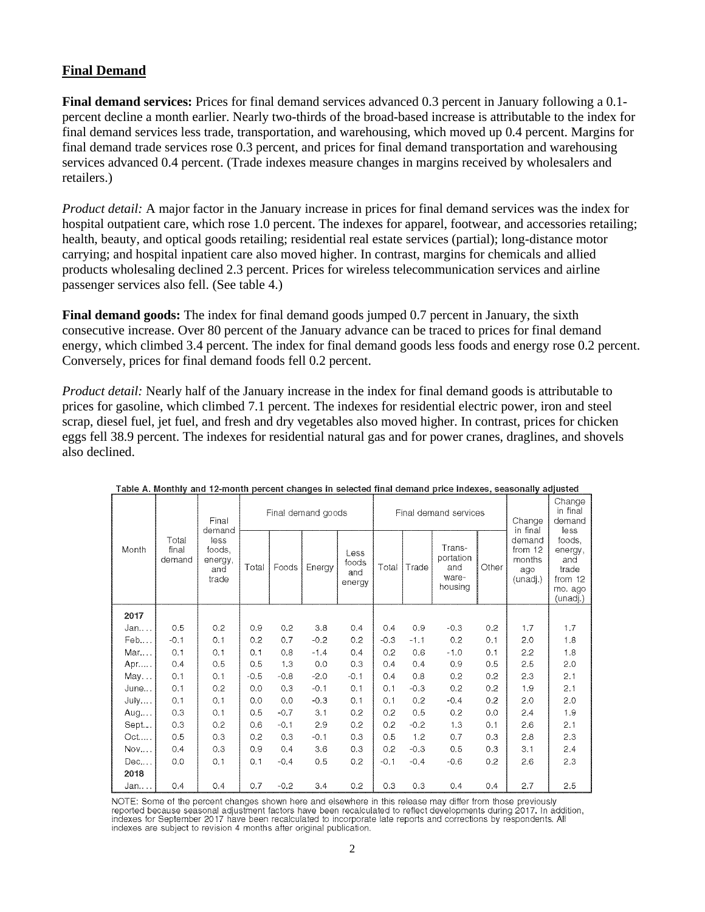## Final Demand

**Final demand services:** Prices for final demand services advanced 0.3 percent in January following a 0.1-percent decline a month earlier. Nearly two-thirds of the broad-based increase is attributable to the index for final demand services less trade, transportation, and warehousing, which moved up 0.4 percent. Margins for final demand trade services rose 0.3 percent, and prices for final demand transportation and warehousing services advanced 0.4 percent. (Trade indexes measure changes in margins received by wholesalers and retailers.)

*Product detail:* A major factor in the January increase in prices for final demand services was the index for hospital outpatient care, which rose 1.0 percent. The indexes for apparel, footwear, and accessories retailing; health, beauty, and optical goods retailing; residential real estate services (partial); long-distance motor carrying; and hospital inpatient care also moved higher. In contrast, margins for chemicals and allied products wholesaling declined 2.3 percent. Prices for wireless telecommunication services and airline passenger services also fell. (See table 4.)

**Final demand goods:** The index for final demand goods jumped 0.7 percent in January, the sixth consecutive increase. Over 80 percent of the January advance can be traced to prices for final demand energy, which climbed 3.4 percent. The index for final demand goods less foods and energy rose 0.2 percent. Conversely, prices for final demand foods fell 0.2 percent.

*Product detail:* Nearly half of the January increase in the index for final demand goods is attributable to prices for gasoline, which climbed 7.1 percent. The indexes for residential electric power, iron and steel scrap, diesel fuel, jet fuel, and fresh and dry vegetables also moved higher. In contrast, prices for chicken eggs fell 38.9 percent. The indexes for residential natural gas and for power cranes, draglines, and shovels also declined.

Table A. Monthly and 12-month percent changes in selected final demand price indexes, seasonally adjusted

| Month | Total final demand | Final demand less foods, energy, and trade | Final demand goods | | | | Final demand services | | | | Change in final demand from 12 months ago (unadj.) | Change in final demand less foods, energy, and trade from 12 mo. ago (unadj.) |
|---|---|---|---|---|---|---|---|---|---|---|---|---|
| | | | Total | Foods | Energy | Less foods and energy | Total | Trade | Transportation and warehousing | Other | | |
| **2017** | | | | | | | | | | | | |
| Jan.... | 0.5 | 0.2 | 0.9 | 0.2 | 3.8 | 0.4 | 0.4 | 0.9 | -0.3 | 0.2 | 1.7 | 1.7 |
| Feb.... | -0.1 | 0.1 | 0.2 | 0.7 | -0.2 | 0.2 | -0.3 | -1.1 | 0.2 | 0.1 | 2.0 | 1.8 |
| Mar.... | 0.1 | 0.1 | 0.1 | 0.8 | -1.4 | 0.4 | 0.2 | 0.6 | -1.0 | 0.1 | 2.2 | 1.8 |
| Apr..... | 0.4 | 0.5 | 0.5 | 1.3 | 0.0 | 0.3 | 0.4 | 0.4 | 0.9 | 0.5 | 2.5 | 2.0 |
| May... | 0.1 | 0.1 | -0.5 | -0.8 | -2.0 | -0.1 | 0.4 | 0.8 | 0.2 | 0.2 | 2.3 | 2.1 |
| June... | 0.1 | 0.2 | 0.0 | 0.3 | -0.1 | 0.1 | 0.1 | -0.3 | 0.2 | 0.2 | 1.9 | 2.1 |
| July.... | 0.1 | 0.1 | 0.0 | 0.0 | -0.3 | 0.1 | 0.1 | 0.2 | -0.4 | 0.2 | 2.0 | 2.0 |
| Aug.... | 0.3 | 0.1 | 0.5 | -0.7 | 3.1 | 0.2 | 0.2 | 0.5 | 0.2 | 0.0 | 2.4 | 1.9 |
| Sept... | 0.3 | 0.2 | 0.6 | -0.1 | 2.9 | 0.2 | 0.2 | -0.2 | 1.3 | 0.1 | 2.6 | 2.1 |
| Oct..... | 0.5 | 0.3 | 0.2 | 0.3 | -0.1 | 0.3 | 0.5 | 1.2 | 0.7 | 0.3 | 2.8 | 2.3 |
| Nov.... | 0.4 | 0.3 | 0.9 | 0.4 | 3.6 | 0.3 | 0.2 | -0.3 | 0.5 | 0.3 | 3.1 | 2.4 |
| Dec.... | 0.0 | 0.1 | 0.1 | -0.4 | 0.5 | 0.2 | -0.1 | -0.4 | -0.6 | 0.2 | 2.6 | 2.3 |
| **2018** | | | | | | | | | | | | |
| Jan.... | 0.4 | 0.4 | 0.7 | -0.2 | 3.4 | 0.2 | 0.3 | 0.3 | 0.4 | 0.4 | 2.7 | 2.5 |

NOTE: Some of the percent changes shown here and elsewhere in this release may differ from those previously reported because seasonal adjustment factors have been recalculated to reflect developments during 2017. In addition, indexes for September 2017 have been recalculated to incorporate late reports and corrections by respondents. All indexes are subject to revision 4 months after original publication.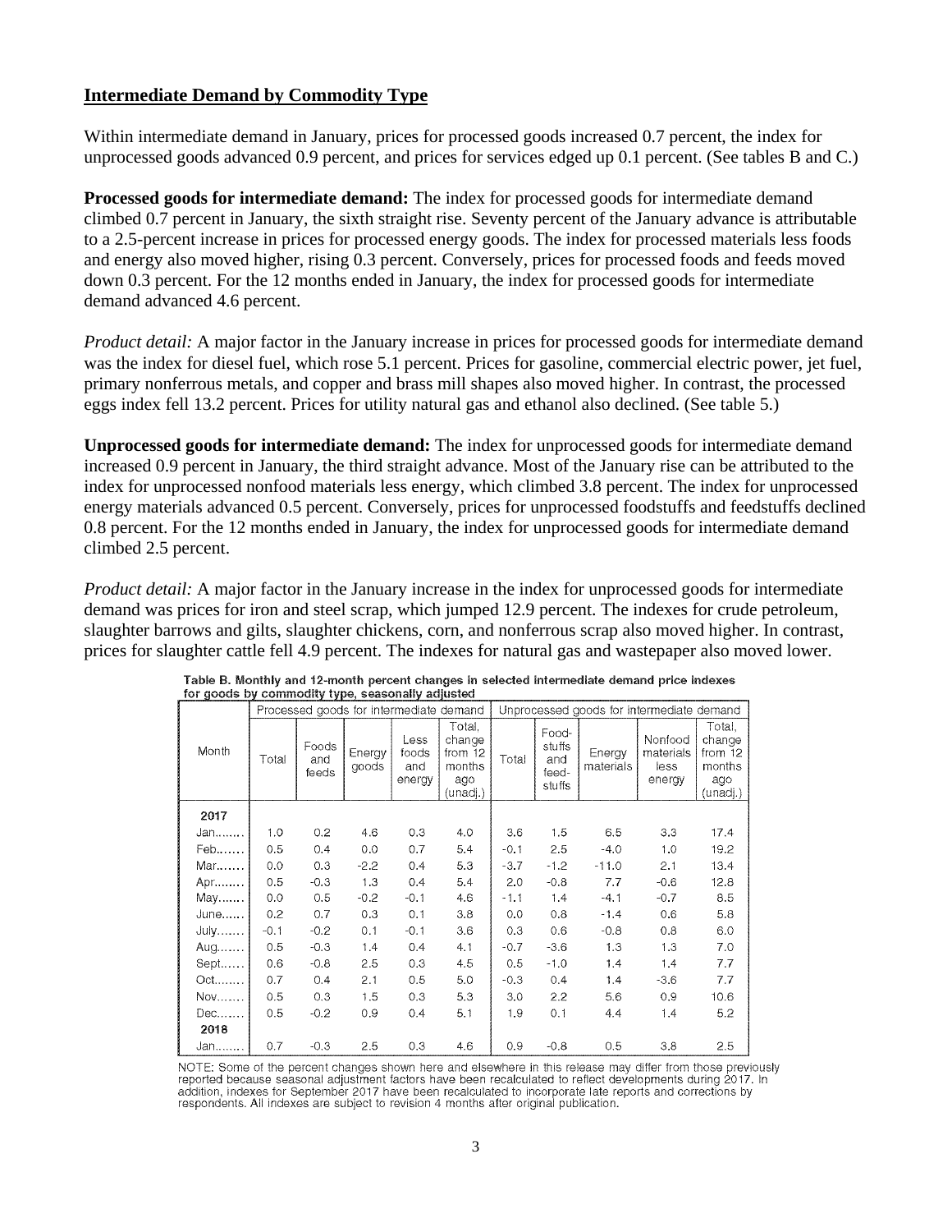## Intermediate Demand by Commodity Type

Within intermediate demand in January, prices for processed goods increased 0.7 percent, the index for unprocessed goods advanced 0.9 percent, and prices for services edged up 0.1 percent. (See tables B and C.)

**Processed goods for intermediate demand:** The index for processed goods for intermediate demand climbed 0.7 percent in January, the sixth straight rise. Seventy percent of the January advance is attributable to a 2.5-percent increase in prices for processed energy goods. The index for processed materials less foods and energy also moved higher, rising 0.3 percent. Conversely, prices for processed foods and feeds moved down 0.3 percent. For the 12 months ended in January, the index for processed goods for intermediate demand advanced 4.6 percent.

*Product detail:* A major factor in the January increase in prices for processed goods for intermediate demand was the index for diesel fuel, which rose 5.1 percent. Prices for gasoline, commercial electric power, jet fuel, primary nonferrous metals, and copper and brass mill shapes also moved higher. In contrast, the processed eggs index fell 13.2 percent. Prices for utility natural gas and ethanol also declined. (See table 5.)

**Unprocessed goods for intermediate demand:** The index for unprocessed goods for intermediate demand increased 0.9 percent in January, the third straight advance. Most of the January rise can be attributed to the index for unprocessed nonfood materials less energy, which climbed 3.8 percent. The index for unprocessed energy materials advanced 0.5 percent. Conversely, prices for unprocessed foodstuffs and feedstuffs declined 0.8 percent. For the 12 months ended in January, the index for unprocessed goods for intermediate demand climbed 2.5 percent.

*Product detail:* A major factor in the January increase in the index for unprocessed goods for intermediate demand was prices for iron and steel scrap, which jumped 12.9 percent. The indexes for crude petroleum, slaughter barrows and gilts, slaughter chickens, corn, and nonferrous scrap also moved higher. In contrast, prices for slaughter cattle fell 4.9 percent. The indexes for natural gas and wastepaper also moved lower.

Table B. Monthly and 12-month percent changes in selected intermediate demand price indexes for goods by commodity type, seasonally adjusted

| Month | Processed goods for intermediate demand | | | | | Unprocessed goods for intermediate demand | | | | |
|---|---|---|---|---|---|---|---|---|---|---|
| | Total | Foods and feeds | Energy goods | Less foods and energy | Total, change from 12 months ago (unadj.) | Total | Foodstuffs and feedstuffs | Energy materials | Nonfood materials less energy | Total, change from 12 months ago (unadj.) |
| **2017** | | | | | | | | | | |
| Jan........ | 1.0 | 0.2 | 4.6 | 0.3 | 4.0 | 3.6 | 1.5 | 6.5 | 3.3 | 17.4 |
| Feb....... | 0.5 | 0.4 | 0.0 | 0.7 | 5.4 | -0.1 | 2.5 | -4.0 | 1.0 | 19.2 |
| Mar....... | 0.0 | 0.3 | -2.2 | 0.4 | 5.3 | -3.7 | -1.2 | -11.0 | 2.1 | 13.4 |
| Apr........ | 0.5 | -0.3 | 1.3 | 0.4 | 5.4 | 2.0 | -0.8 | 7.7 | -0.6 | 12.8 |
| May....... | 0.0 | 0.5 | -0.2 | -0.1 | 4.6 | -1.1 | 1.4 | -4.1 | -0.7 | 8.5 |
| June...... | 0.2 | 0.7 | 0.3 | 0.1 | 3.8 | 0.0 | 0.8 | -1.4 | 0.6 | 5.8 |
| July....... | -0.1 | -0.2 | 0.1 | -0.1 | 3.6 | 0.3 | 0.6 | -0.8 | 0.8 | 6.0 |
| Aug....... | 0.5 | -0.3 | 1.4 | 0.4 | 4.1 | -0.7 | -3.6 | 1.3 | 1.3 | 7.0 |
| Sept...... | 0.6 | -0.8 | 2.5 | 0.3 | 4.5 | 0.5 | -1.0 | 1.4 | 1.4 | 7.7 |
| Oct........ | 0.7 | 0.4 | 2.1 | 0.5 | 5.0 | -0.3 | 0.4 | 1.4 | -3.6 | 7.7 |
| Nov....... | 0.5 | 0.3 | 1.5 | 0.3 | 5.3 | 3.0 | 2.2 | 5.6 | 0.9 | 10.6 |
| Dec....... | 0.5 | -0.2 | 0.9 | 0.4 | 5.1 | 1.9 | 0.1 | 4.4 | 1.4 | 5.2 |
| **2018** | | | | | | | | | | |
| Jan........ | 0.7 | -0.3 | 2.5 | 0.3 | 4.6 | 0.9 | -0.8 | 0.5 | 3.8 | 2.5 |

NOTE: Some of the percent changes shown here and elsewhere in this release may differ from those previously reported because seasonal adjustment factors have been recalculated to reflect developments during 2017. In addition, indexes for September 2017 have been recalculated to incorporate late reports and corrections by respondents. All indexes are subject to revision 4 months after original publication.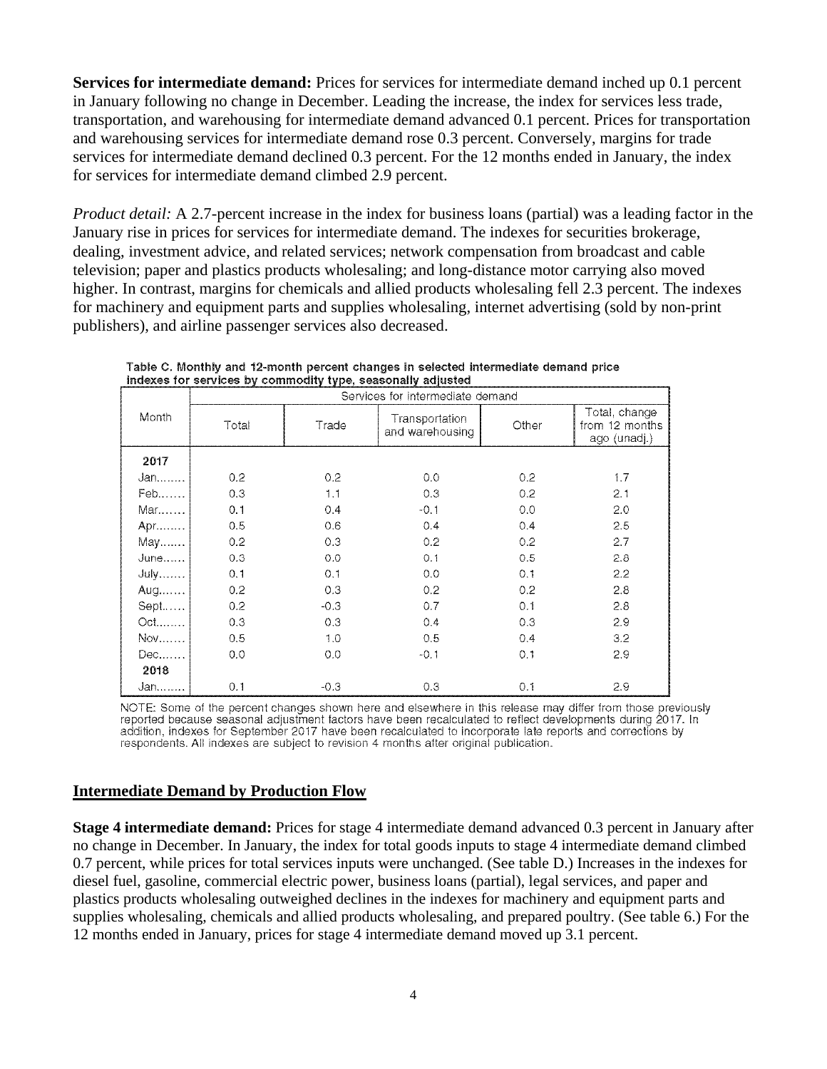**Services for intermediate demand:** Prices for services for intermediate demand inched up 0.1 percent in January following no change in December. Leading the increase, the index for services less trade, transportation, and warehousing for intermediate demand advanced 0.1 percent. Prices for transportation and warehousing services for intermediate demand rose 0.3 percent. Conversely, margins for trade services for intermediate demand declined 0.3 percent. For the 12 months ended in January, the index for services for intermediate demand climbed 2.9 percent.

*Product detail:* A 2.7-percent increase in the index for business loans (partial) was a leading factor in the January rise in prices for services for intermediate demand. The indexes for securities brokerage, dealing, investment advice, and related services; network compensation from broadcast and cable television; paper and plastics products wholesaling; and long-distance motor carrying also moved higher. In contrast, margins for chemicals and allied products wholesaling fell 2.3 percent. The indexes for machinery and equipment parts and supplies wholesaling, internet advertising (sold by non-print publishers), and airline passenger services also decreased.

Table C. Monthly and 12-month percent changes in selected intermediate demand price indexes for services by commodity type, seasonally adjusted

| Month | Services for intermediate demand | | | | |
|---|---|---|---|---|---|
| | Total | Trade | Transportation and warehousing | Other | Total, change from 12 months ago (unadj.) |
| **2017** | | | | | |
| Jan........ | 0.2 | 0.2 | 0.0 | 0.2 | 1.7 |
| Feb....... | 0.3 | 1.1 | 0.3 | 0.2 | 2.1 |
| Mar....... | 0.1 | 0.4 | -0.1 | 0.0 | 2.0 |
| Apr........ | 0.5 | 0.6 | 0.4 | 0.4 | 2.5 |
| May....... | 0.2 | 0.3 | 0.2 | 0.2 | 2.7 |
| June...... | 0.3 | 0.0 | 0.1 | 0.5 | 2.8 |
| July....... | 0.1 | 0.1 | 0.0 | 0.1 | 2.2 |
| Aug....... | 0.2 | 0.3 | 0.2 | 0.2 | 2.8 |
| Sept...... | 0.2 | -0.3 | 0.7 | 0.1 | 2.8 |
| Oct........ | 0.3 | 0.3 | 0.4 | 0.3 | 2.9 |
| Nov....... | 0.5 | 1.0 | 0.5 | 0.4 | 3.2 |
| Dec....... | 0.0 | 0.0 | -0.1 | 0.1 | 2.9 |
| **2018** | | | | | |
| Jan........ | 0.1 | -0.3 | 0.3 | 0.1 | 2.9 |

NOTE: Some of the percent changes shown here and elsewhere in this release may differ from those previously reported because seasonal adjustment factors have been recalculated to reflect developments during 2017. In addition, indexes for September 2017 have been recalculated to incorporate late reports and corrections by respondents. All indexes are subject to revision 4 months after original publication.

## Intermediate Demand by Production Flow

**Stage 4 intermediate demand:** Prices for stage 4 intermediate demand advanced 0.3 percent in January after no change in December. In January, the index for total goods inputs to stage 4 intermediate demand climbed 0.7 percent, while prices for total services inputs were unchanged. (See table D.) Increases in the indexes for diesel fuel, gasoline, commercial electric power, business loans (partial), legal services, and paper and plastics products wholesaling outweighed declines in the indexes for machinery and equipment parts and supplies wholesaling, chemicals and allied products wholesaling, and prepared poultry. (See table 6.) For the 12 months ended in January, prices for stage 4 intermediate demand moved up 3.1 percent.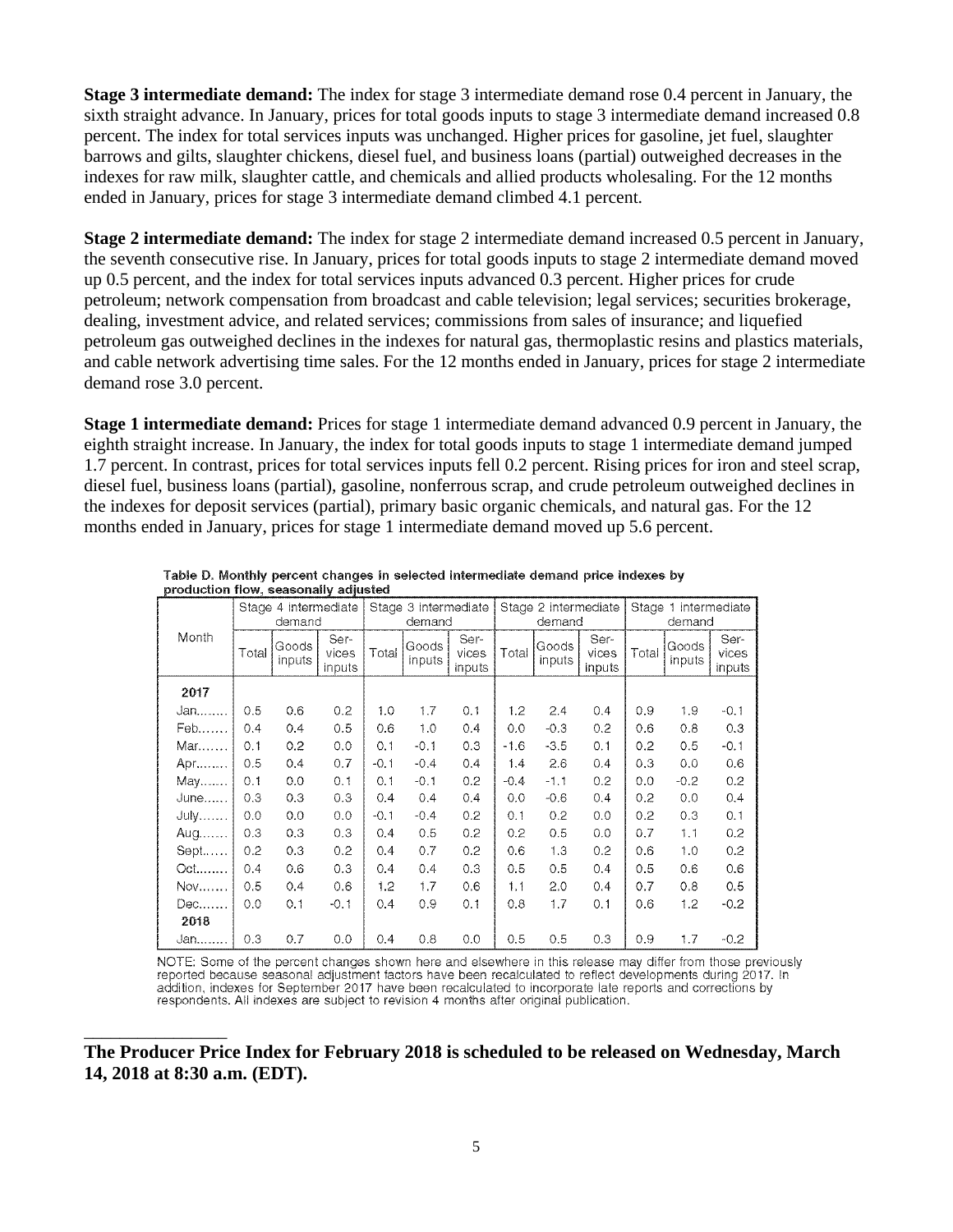**Stage 3 intermediate demand:** The index for stage 3 intermediate demand rose 0.4 percent in January, the sixth straight advance. In January, prices for total goods inputs to stage 3 intermediate demand increased 0.8 percent. The index for total services inputs was unchanged. Higher prices for gasoline, jet fuel, slaughter barrows and gilts, slaughter chickens, diesel fuel, and business loans (partial) outweighed decreases in the indexes for raw milk, slaughter cattle, and chemicals and allied products wholesaling. For the 12 months ended in January, prices for stage 3 intermediate demand climbed 4.1 percent.

**Stage 2 intermediate demand:** The index for stage 2 intermediate demand increased 0.5 percent in January, the seventh consecutive rise. In January, prices for total goods inputs to stage 2 intermediate demand moved up 0.5 percent, and the index for total services inputs advanced 0.3 percent. Higher prices for crude petroleum; network compensation from broadcast and cable television; legal services; securities brokerage, dealing, investment advice, and related services; commissions from sales of insurance; and liquefied petroleum gas outweighed declines in the indexes for natural gas, thermoplastic resins and plastics materials, and cable network advertising time sales. For the 12 months ended in January, prices for stage 2 intermediate demand rose 3.0 percent.

**Stage 1 intermediate demand:** Prices for stage 1 intermediate demand advanced 0.9 percent in January, the eighth straight increase. In January, the index for total goods inputs to stage 1 intermediate demand jumped 1.7 percent. In contrast, prices for total services inputs fell 0.2 percent. Rising prices for iron and steel scrap, diesel fuel, business loans (partial), gasoline, nonferrous scrap, and crude petroleum outweighed declines in the indexes for deposit services (partial), primary basic organic chemicals, and natural gas. For the 12 months ended in January, prices for stage 1 intermediate demand moved up 5.6 percent.

Table D. Monthly percent changes in selected intermediate demand price indexes by production flow, seasonally adjusted

| Month | Stage 4 intermediate demand | | | Stage 3 intermediate demand | | | Stage 2 intermediate demand | | | Stage 1 intermediate demand | | |
|---|---|---|---|---|---|---|---|---|---|---|---|---|
| | Total | Goods inputs | Services inputs | Total | Goods inputs | Services inputs | Total | Goods inputs | Services inputs | Total | Goods inputs | Services inputs |
| **2017** | | | | | | | | | | | | |
| Jan........ | 0.5 | 0.6 | 0.2 | 1.0 | 1.7 | 0.1 | 1.2 | 2.4 | 0.4 | 0.9 | 1.9 | -0.1 |
| Feb....... | 0.4 | 0.4 | 0.5 | 0.6 | 1.0 | 0.4 | 0.0 | -0.3 | 0.2 | 0.6 | 0.8 | 0.3 |
| Mar....... | 0.1 | 0.2 | 0.0 | 0.1 | -0.1 | 0.3 | -1.6 | -3.5 | 0.1 | 0.2 | 0.5 | -0.1 |
| Apr........ | 0.5 | 0.4 | 0.7 | -0.1 | -0.4 | 0.4 | 1.4 | 2.6 | 0.4 | 0.3 | 0.0 | 0.6 |
| May....... | 0.1 | 0.0 | 0.1 | 0.1 | -0.1 | 0.2 | -0.4 | -1.1 | 0.2 | 0.0 | -0.2 | 0.2 |
| June...... | 0.3 | 0.3 | 0.3 | 0.4 | 0.4 | 0.4 | 0.0 | -0.6 | 0.4 | 0.2 | 0.0 | 0.4 |
| July....... | 0.0 | 0.0 | 0.0 | -0.1 | -0.4 | 0.2 | 0.1 | 0.2 | 0.0 | 0.2 | 0.3 | 0.1 |
| Aug....... | 0.3 | 0.3 | 0.3 | 0.4 | 0.5 | 0.2 | 0.2 | 0.5 | 0.0 | 0.7 | 1.1 | 0.2 |
| Sept...... | 0.2 | 0.3 | 0.2 | 0.4 | 0.7 | 0.2 | 0.6 | 1.3 | 0.2 | 0.6 | 1.0 | 0.2 |
| Oct........ | 0.4 | 0.6 | 0.3 | 0.4 | 0.4 | 0.3 | 0.5 | 0.5 | 0.4 | 0.5 | 0.6 | 0.6 |
| Nov....... | 0.5 | 0.4 | 0.6 | 1.2 | 1.7 | 0.6 | 1.1 | 2.0 | 0.4 | 0.7 | 0.8 | 0.5 |
| Dec....... | 0.0 | 0.1 | -0.1 | 0.4 | 0.9 | 0.1 | 0.8 | 1.7 | 0.1 | 0.6 | 1.2 | -0.2 |
| **2018** | | | | | | | | | | | | |
| Jan........ | 0.3 | 0.7 | 0.0 | 0.4 | 0.8 | 0.0 | 0.5 | 0.5 | 0.3 | 0.9 | 1.7 | -0.2 |

NOTE: Some of the percent changes shown here and elsewhere in this release may differ from those previously reported because seasonal adjustment factors have been recalculated to reflect developments during 2017. In addition, indexes for September 2017 have been recalculated to incorporate late reports and corrections by respondents. All indexes are subject to revision 4 months after original publication.

**The Producer Price Index for February 2018 is scheduled to be released on Wednesday, March 14, 2018 at 8:30 a.m. (EDT).**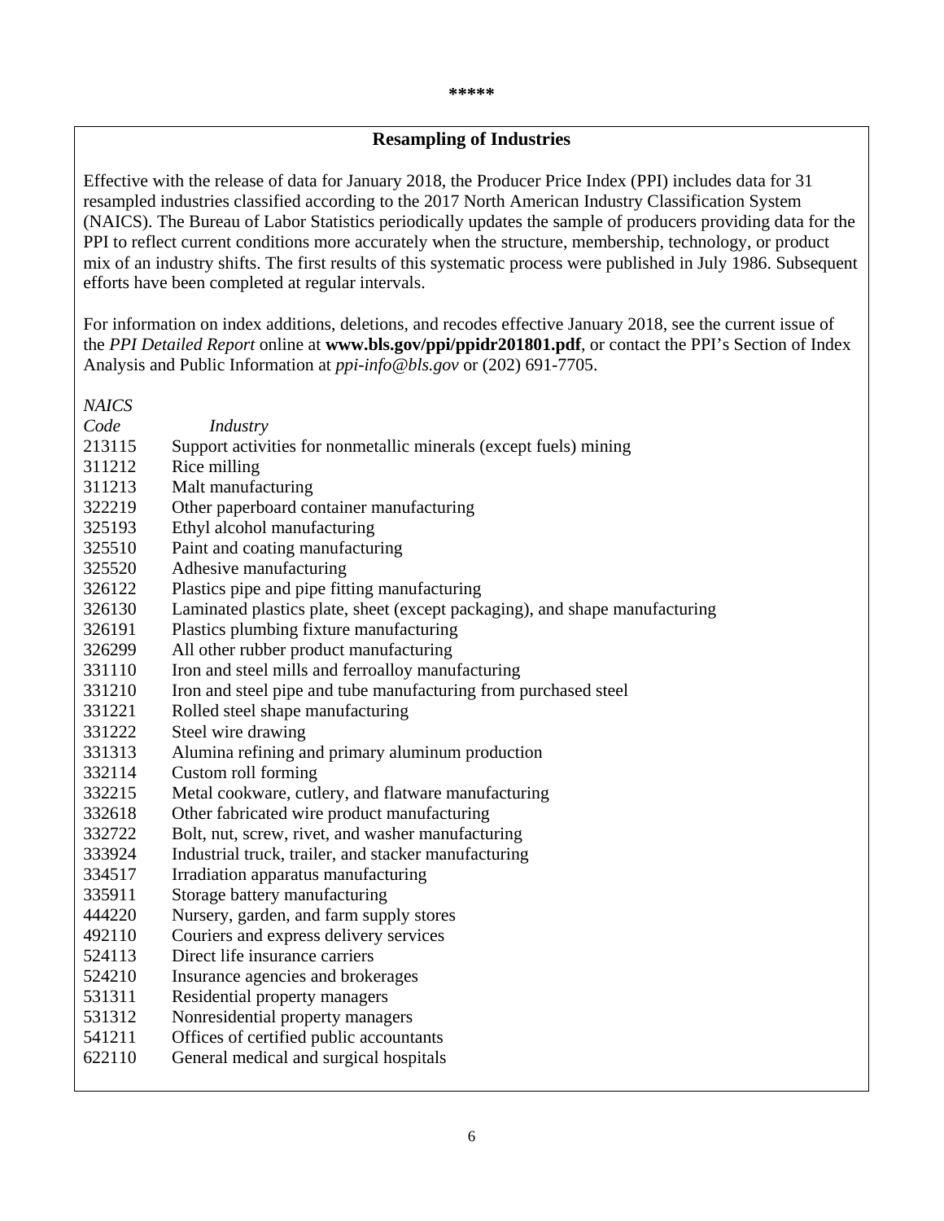*****

## Resampling of Industries

Effective with the release of data for January 2018, the Producer Price Index (PPI) includes data for 31 resampled industries classified according to the 2017 North American Industry Classification System (NAICS). The Bureau of Labor Statistics periodically updates the sample of producers providing data for the PPI to reflect current conditions more accurately when the structure, membership, technology, or product mix of an industry shifts. The first results of this systematic process were published in July 1986. Subsequent efforts have been completed at regular intervals.

For information on index additions, deletions, and recodes effective January 2018, see the current issue of the *PPI Detailed Report* online at **www.bls.gov/ppi/ppidr201801.pdf**, or contact the PPI's Section of Index Analysis and Public Information at *ppi-info@bls.gov* or (202) 691-7705.

| *NAICS Code* | *Industry* |
|---|---|
| 213115 | Support activities for nonmetallic minerals (except fuels) mining |
| 311212 | Rice milling |
| 311213 | Malt manufacturing |
| 322219 | Other paperboard container manufacturing |
| 325193 | Ethyl alcohol manufacturing |
| 325510 | Paint and coating manufacturing |
| 325520 | Adhesive manufacturing |
| 326122 | Plastics pipe and pipe fitting manufacturing |
| 326130 | Laminated plastics plate, sheet (except packaging), and shape manufacturing |
| 326191 | Plastics plumbing fixture manufacturing |
| 326299 | All other rubber product manufacturing |
| 331110 | Iron and steel mills and ferroalloy manufacturing |
| 331210 | Iron and steel pipe and tube manufacturing from purchased steel |
| 331221 | Rolled steel shape manufacturing |
| 331222 | Steel wire drawing |
| 331313 | Alumina refining and primary aluminum production |
| 332114 | Custom roll forming |
| 332215 | Metal cookware, cutlery, and flatware manufacturing |
| 332618 | Other fabricated wire product manufacturing |
| 332722 | Bolt, nut, screw, rivet, and washer manufacturing |
| 333924 | Industrial truck, trailer, and stacker manufacturing |
| 334517 | Irradiation apparatus manufacturing |
| 335911 | Storage battery manufacturing |
| 444220 | Nursery, garden, and farm supply stores |
| 492110 | Couriers and express delivery services |
| 524113 | Direct life insurance carriers |
| 524210 | Insurance agencies and brokerages |
| 531311 | Residential property managers |
| 531312 | Nonresidential property managers |
| 541211 | Offices of certified public accountants |
| 622110 | General medical and surgical hospitals |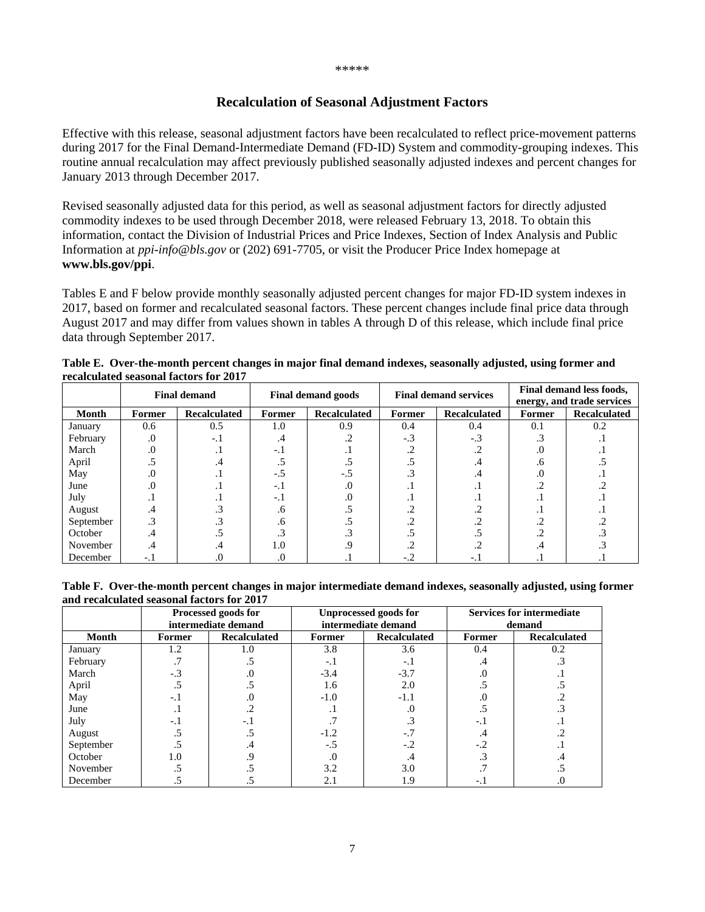\*\*\*\*\*

## Recalculation of Seasonal Adjustment Factors

Effective with this release, seasonal adjustment factors have been recalculated to reflect price-movement patterns during 2017 for the Final Demand-Intermediate Demand (FD-ID) System and commodity-grouping indexes. This routine annual recalculation may affect previously published seasonally adjusted indexes and percent changes for January 2013 through December 2017.

Revised seasonally adjusted data for this period, as well as seasonal adjustment factors for directly adjusted commodity indexes to be used through December 2018, were released February 13, 2018. To obtain this information, contact the Division of Industrial Prices and Price Indexes, Section of Index Analysis and Public Information at *ppi-info@bls.gov* or (202) 691-7705, or visit the Producer Price Index homepage at **www.bls.gov/ppi**.

Tables E and F below provide monthly seasonally adjusted percent changes for major FD-ID system indexes in 2017, based on former and recalculated seasonal factors. These percent changes include final price data through August 2017 and may differ from values shown in tables A through D of this release, which include final price data through September 2017.

**Table E. Over-the-month percent changes in major final demand indexes, seasonally adjusted, using former and recalculated seasonal factors for 2017**

| | Final demand | | Final demand goods | | Final demand services | | Final demand less foods, energy, and trade services | |
|---|---|---|---|---|---|---|---|---|
| **Month** | **Former** | **Recalculated** | **Former** | **Recalculated** | **Former** | **Recalculated** | **Former** | **Recalculated** |
| January | 0.6 | 0.5 | 1.0 | 0.9 | 0.4 | 0.4 | 0.1 | 0.2 |
| February | .0 | -.1 | .4 | .2 | -.3 | -.3 | .3 | .1 |
| March | .0 | .1 | -.1 | .1 | .2 | .2 | .0 | .1 |
| April | .5 | .4 | .5 | .5 | .5 | .4 | .6 | .5 |
| May | .0 | .1 | -.5 | -.5 | .3 | .4 | .0 | .1 |
| June | .0 | .1 | -.1 | .0 | .1 | .1 | .2 | .2 |
| July | .1 | .1 | -.1 | .0 | .1 | .1 | .1 | .1 |
| August | .4 | .3 | .6 | .5 | .2 | .2 | .1 | .1 |
| September | .3 | .3 | .6 | .5 | .2 | .2 | .2 | .2 |
| October | .4 | .5 | .3 | .3 | .5 | .5 | .2 | .3 |
| November | .4 | .4 | 1.0 | .9 | .2 | .2 | .4 | .3 |
| December | -.1 | .0 | .0 | .1 | -.2 | -.1 | .1 | .1 |

**Table F. Over-the-month percent changes in major intermediate demand indexes, seasonally adjusted, using former and recalculated seasonal factors for 2017**

| | Processed goods for intermediate demand | | Unprocessed goods for intermediate demand | | Services for intermediate demand | |
|---|---|---|---|---|---|---|
| **Month** | **Former** | **Recalculated** | **Former** | **Recalculated** | **Former** | **Recalculated** |
| January | 1.2 | 1.0 | 3.8 | 3.6 | 0.4 | 0.2 |
| February | .7 | .5 | -.1 | -.1 | .4 | .3 |
| March | -.3 | .0 | -3.4 | -3.7 | .0 | .1 |
| April | .5 | .5 | 1.6 | 2.0 | .5 | .5 |
| May | -.1 | .0 | -1.0 | -1.1 | .0 | .2 |
| June | .1 | .2 | .1 | .0 | .5 | .3 |
| July | -.1 | -.1 | .7 | .3 | -.1 | .1 |
| August | .5 | .5 | -1.2 | -.7 | .4 | .2 |
| September | .5 | .4 | -.5 | -.2 | -.2 | .1 |
| October | 1.0 | .9 | .0 | .4 | .3 | .4 |
| November | .5 | .5 | 3.2 | 3.0 | .7 | .5 |
| December | .5 | .5 | 2.1 | 1.9 | -.1 | .0 |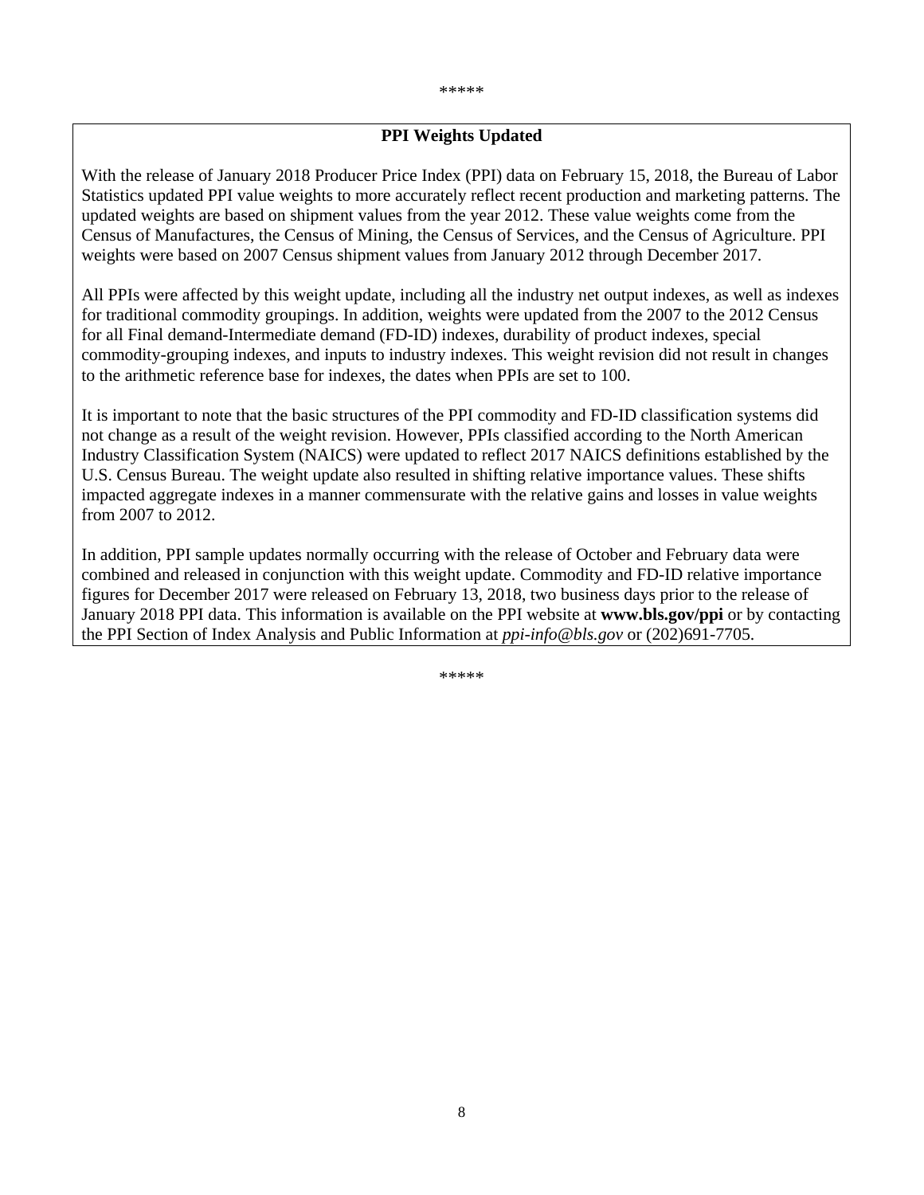*****

## PPI Weights Updated

With the release of January 2018 Producer Price Index (PPI) data on February 15, 2018, the Bureau of Labor Statistics updated PPI value weights to more accurately reflect recent production and marketing patterns. The updated weights are based on shipment values from the year 2012. These value weights come from the Census of Manufactures, the Census of Mining, the Census of Services, and the Census of Agriculture. PPI weights were based on 2007 Census shipment values from January 2012 through December 2017.

All PPIs were affected by this weight update, including all the industry net output indexes, as well as indexes for traditional commodity groupings. In addition, weights were updated from the 2007 to the 2012 Census for all Final demand-Intermediate demand (FD-ID) indexes, durability of product indexes, special commodity-grouping indexes, and inputs to industry indexes. This weight revision did not result in changes to the arithmetic reference base for indexes, the dates when PPIs are set to 100.

It is important to note that the basic structures of the PPI commodity and FD-ID classification systems did not change as a result of the weight revision. However, PPIs classified according to the North American Industry Classification System (NAICS) were updated to reflect 2017 NAICS definitions established by the U.S. Census Bureau. The weight update also resulted in shifting relative importance values. These shifts impacted aggregate indexes in a manner commensurate with the relative gains and losses in value weights from 2007 to 2012.

In addition, PPI sample updates normally occurring with the release of October and February data were combined and released in conjunction with this weight update. Commodity and FD-ID relative importance figures for December 2017 were released on February 13, 2018, two business days prior to the release of January 2018 PPI data. This information is available on the PPI website at **www.bls.gov/ppi** or by contacting the PPI Section of Index Analysis and Public Information at *ppi-info@bls.gov* or (202)691-7705.

*****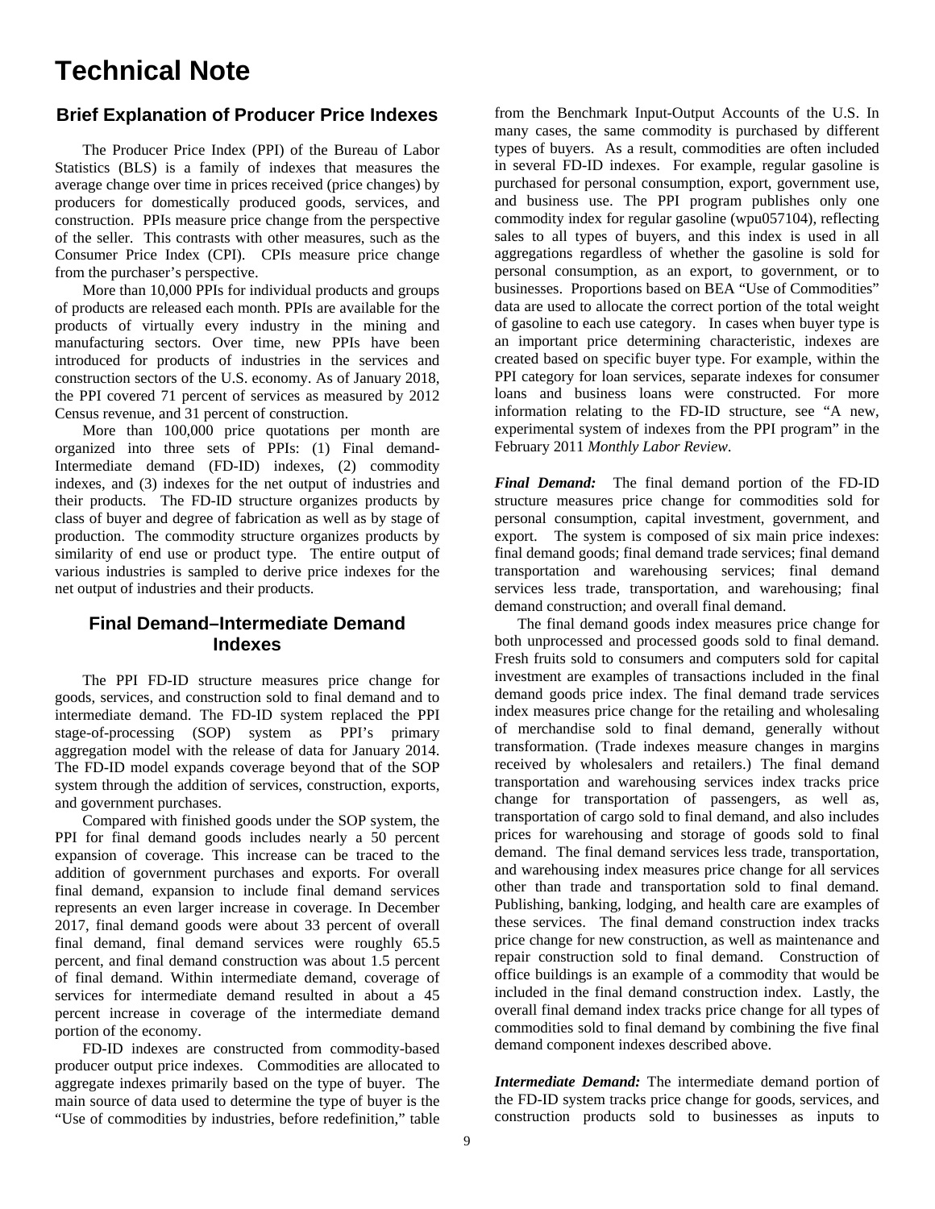# Technical Note

## Brief Explanation of Producer Price Indexes

The Producer Price Index (PPI) of the Bureau of Labor Statistics (BLS) is a family of indexes that measures the average change over time in prices received (price changes) by producers for domestically produced goods, services, and construction. PPIs measure price change from the perspective of the seller. This contrasts with other measures, such as the Consumer Price Index (CPI). CPIs measure price change from the purchaser's perspective.

More than 10,000 PPIs for individual products and groups of products are released each month. PPIs are available for the products of virtually every industry in the mining and manufacturing sectors. Over time, new PPIs have been introduced for products of industries in the services and construction sectors of the U.S. economy. As of January 2018, the PPI covered 71 percent of services as measured by 2012 Census revenue, and 31 percent of construction.

More than 100,000 price quotations per month are organized into three sets of PPIs: (1) Final demand-Intermediate demand (FD-ID) indexes, (2) commodity indexes, and (3) indexes for the net output of industries and their products. The FD-ID structure organizes products by class of buyer and degree of fabrication as well as by stage of production. The commodity structure organizes products by similarity of end use or product type. The entire output of various industries is sampled to derive price indexes for the net output of industries and their products.

## Final Demand–Intermediate Demand Indexes

The PPI FD-ID structure measures price change for goods, services, and construction sold to final demand and to intermediate demand. The FD-ID system replaced the PPI stage-of-processing (SOP) system as PPI's primary aggregation model with the release of data for January 2014. The FD-ID model expands coverage beyond that of the SOP system through the addition of services, construction, exports, and government purchases.

Compared with finished goods under the SOP system, the PPI for final demand goods includes nearly a 50 percent expansion of coverage. This increase can be traced to the addition of government purchases and exports. For overall final demand, expansion to include final demand services represents an even larger increase in coverage. In December 2017, final demand goods were about 33 percent of overall final demand, final demand services were roughly 65.5 percent, and final demand construction was about 1.5 percent of final demand. Within intermediate demand, coverage of services for intermediate demand resulted in about a 45 percent increase in coverage of the intermediate demand portion of the economy.

FD-ID indexes are constructed from commodity-based producer output price indexes. Commodities are allocated to aggregate indexes primarily based on the type of buyer. The main source of data used to determine the type of buyer is the "Use of commodities by industries, before redefinition," table from the Benchmark Input-Output Accounts of the U.S. In many cases, the same commodity is purchased by different types of buyers. As a result, commodities are often included in several FD-ID indexes. For example, regular gasoline is purchased for personal consumption, export, government use, and business use. The PPI program publishes only one commodity index for regular gasoline (wpu057104), reflecting sales to all types of buyers, and this index is used in all aggregations regardless of whether the gasoline is sold for personal consumption, as an export, to government, or to businesses. Proportions based on BEA "Use of Commodities" data are used to allocate the correct portion of the total weight of gasoline to each use category. In cases when buyer type is an important price determining characteristic, indexes are created based on specific buyer type. For example, within the PPI category for loan services, separate indexes for consumer loans and business loans were constructed. For more information relating to the FD-ID structure, see "A new, experimental system of indexes from the PPI program" in the February 2011 *Monthly Labor Review*.

***Final Demand:*** The final demand portion of the FD-ID structure measures price change for commodities sold for personal consumption, capital investment, government, and export. The system is composed of six main price indexes: final demand goods; final demand trade services; final demand transportation and warehousing services; final demand services less trade, transportation, and warehousing; final demand construction; and overall final demand.

The final demand goods index measures price change for both unprocessed and processed goods sold to final demand. Fresh fruits sold to consumers and computers sold for capital investment are examples of transactions included in the final demand goods price index. The final demand trade services index measures price change for the retailing and wholesaling of merchandise sold to final demand, generally without transformation. (Trade indexes measure changes in margins received by wholesalers and retailers.) The final demand transportation and warehousing services index tracks price change for transportation of passengers, as well as, transportation of cargo sold to final demand, and also includes prices for warehousing and storage of goods sold to final demand. The final demand services less trade, transportation, and warehousing index measures price change for all services other than trade and transportation sold to final demand. Publishing, banking, lodging, and health care are examples of these services. The final demand construction index tracks price change for new construction, as well as maintenance and repair construction sold to final demand. Construction of office buildings is an example of a commodity that would be included in the final demand construction index. Lastly, the overall final demand index tracks price change for all types of commodities sold to final demand by combining the five final demand component indexes described above.

***Intermediate Demand:*** The intermediate demand portion of the FD-ID system tracks price change for goods, services, and construction products sold to businesses as inputs to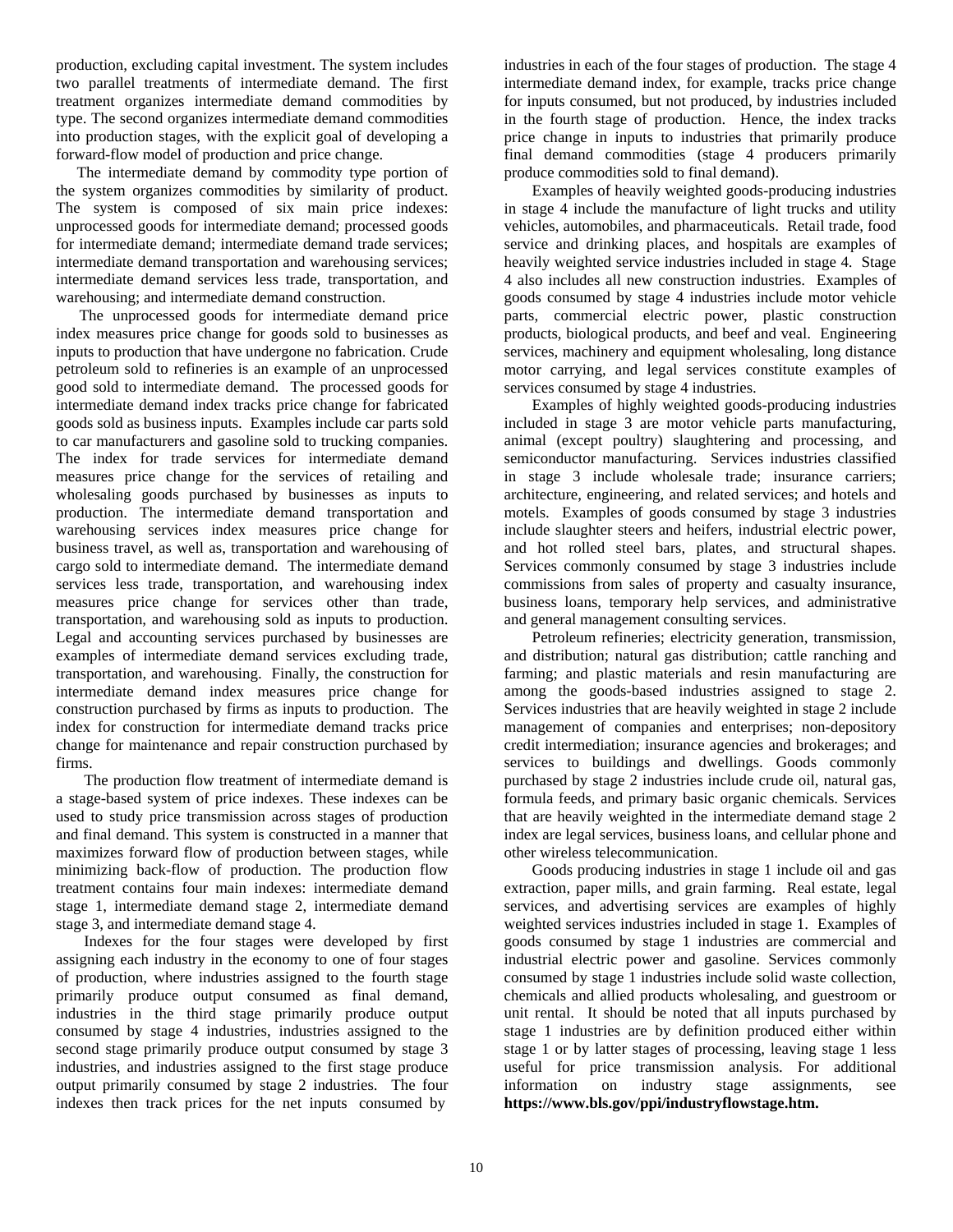production, excluding capital investment. The system includes two parallel treatments of intermediate demand. The first treatment organizes intermediate demand commodities by type. The second organizes intermediate demand commodities into production stages, with the explicit goal of developing a forward-flow model of production and price change.

The intermediate demand by commodity type portion of the system organizes commodities by similarity of product. The system is composed of six main price indexes: unprocessed goods for intermediate demand; processed goods for intermediate demand; intermediate demand trade services; intermediate demand transportation and warehousing services; intermediate demand services less trade, transportation, and warehousing; and intermediate demand construction.

The unprocessed goods for intermediate demand price index measures price change for goods sold to businesses as inputs to production that have undergone no fabrication. Crude petroleum sold to refineries is an example of an unprocessed good sold to intermediate demand. The processed goods for intermediate demand index tracks price change for fabricated goods sold as business inputs. Examples include car parts sold to car manufacturers and gasoline sold to trucking companies. The index for trade services for intermediate demand measures price change for the services of retailing and wholesaling goods purchased by businesses as inputs to production. The intermediate demand transportation and warehousing services index measures price change for business travel, as well as, transportation and warehousing of cargo sold to intermediate demand. The intermediate demand services less trade, transportation, and warehousing index measures price change for services other than trade, transportation, and warehousing sold as inputs to production. Legal and accounting services purchased by businesses are examples of intermediate demand services excluding trade, transportation, and warehousing. Finally, the construction for intermediate demand index measures price change for construction purchased by firms as inputs to production. The index for construction for intermediate demand tracks price change for maintenance and repair construction purchased by firms.

The production flow treatment of intermediate demand is a stage-based system of price indexes. These indexes can be used to study price transmission across stages of production and final demand. This system is constructed in a manner that maximizes forward flow of production between stages, while minimizing back-flow of production. The production flow treatment contains four main indexes: intermediate demand stage 1, intermediate demand stage 2, intermediate demand stage 3, and intermediate demand stage 4.

Indexes for the four stages were developed by first assigning each industry in the economy to one of four stages of production, where industries assigned to the fourth stage primarily produce output consumed as final demand, industries in the third stage primarily produce output consumed by stage 4 industries, industries assigned to the second stage primarily produce output consumed by stage 3 industries, and industries assigned to the first stage produce output primarily consumed by stage 2 industries. The four indexes then track prices for the net inputs consumed by industries in each of the four stages of production. The stage 4 intermediate demand index, for example, tracks price change for inputs consumed, but not produced, by industries included in the fourth stage of production. Hence, the index tracks price change in inputs to industries that primarily produce final demand commodities (stage 4 producers primarily produce commodities sold to final demand).

Examples of heavily weighted goods-producing industries in stage 4 include the manufacture of light trucks and utility vehicles, automobiles, and pharmaceuticals. Retail trade, food service and drinking places, and hospitals are examples of heavily weighted service industries included in stage 4. Stage 4 also includes all new construction industries. Examples of goods consumed by stage 4 industries include motor vehicle parts, commercial electric power, plastic construction products, biological products, and beef and veal. Engineering services, machinery and equipment wholesaling, long distance motor carrying, and legal services constitute examples of services consumed by stage 4 industries.

Examples of highly weighted goods-producing industries included in stage 3 are motor vehicle parts manufacturing, animal (except poultry) slaughtering and processing, and semiconductor manufacturing. Services industries classified in stage 3 include wholesale trade; insurance carriers; architecture, engineering, and related services; and hotels and motels. Examples of goods consumed by stage 3 industries include slaughter steers and heifers, industrial electric power, and hot rolled steel bars, plates, and structural shapes. Services commonly consumed by stage 3 industries include commissions from sales of property and casualty insurance, business loans, temporary help services, and administrative and general management consulting services.

Petroleum refineries; electricity generation, transmission, and distribution; natural gas distribution; cattle ranching and farming; and plastic materials and resin manufacturing are among the goods-based industries assigned to stage 2. Services industries that are heavily weighted in stage 2 include management of companies and enterprises; non-depository credit intermediation; insurance agencies and brokerages; and services to buildings and dwellings. Goods commonly purchased by stage 2 industries include crude oil, natural gas, formula feeds, and primary basic organic chemicals. Services that are heavily weighted in the intermediate demand stage 2 index are legal services, business loans, and cellular phone and other wireless telecommunication.

Goods producing industries in stage 1 include oil and gas extraction, paper mills, and grain farming. Real estate, legal services, and advertising services are examples of highly weighted services industries included in stage 1. Examples of goods consumed by stage 1 industries are commercial and industrial electric power and gasoline. Services commonly consumed by stage 1 industries include solid waste collection, chemicals and allied products wholesaling, and guestroom or unit rental. It should be noted that all inputs purchased by stage 1 industries are by definition produced either within stage 1 or by latter stages of processing, leaving stage 1 less useful for price transmission analysis. For additional information on industry stage assignments, see **https://www.bls.gov/ppi/industryflowstage.htm.**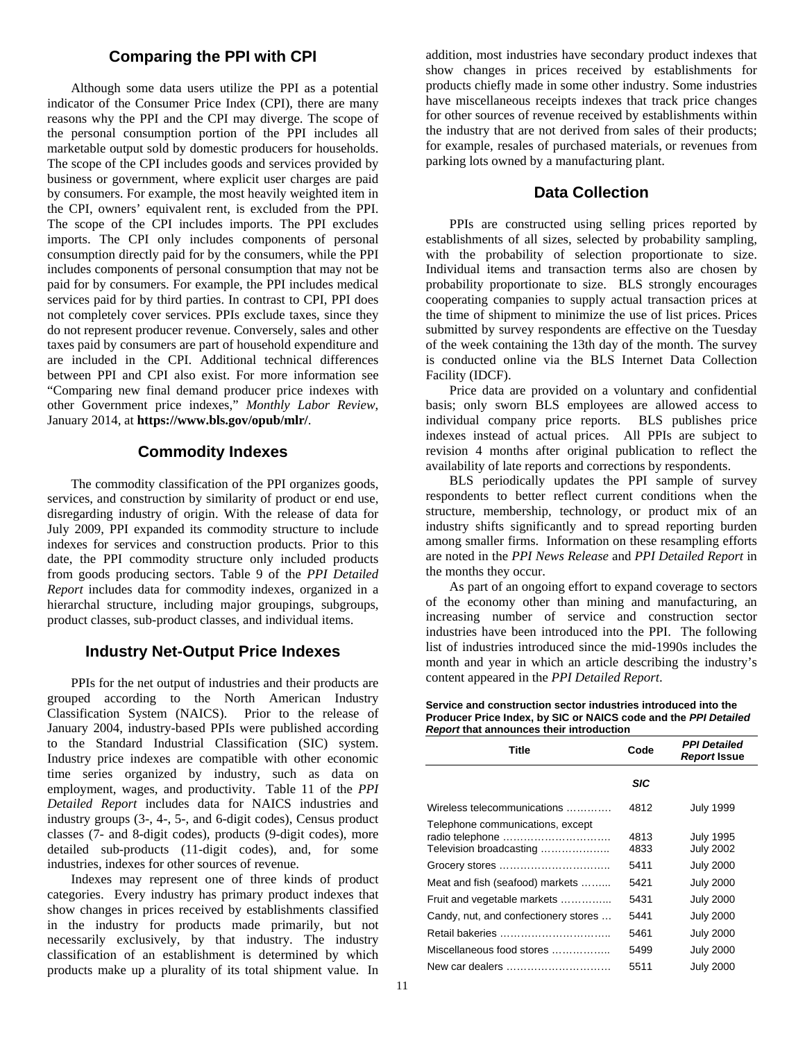## Comparing the PPI with CPI

Although some data users utilize the PPI as a potential indicator of the Consumer Price Index (CPI), there are many reasons why the PPI and the CPI may diverge. The scope of the personal consumption portion of the PPI includes all marketable output sold by domestic producers for households. The scope of the CPI includes goods and services provided by business or government, where explicit user charges are paid by consumers. For example, the most heavily weighted item in the CPI, owners' equivalent rent, is excluded from the PPI. The scope of the CPI includes imports. The PPI excludes imports. The CPI only includes components of personal consumption directly paid for by the consumers, while the PPI includes components of personal consumption that may not be paid for by consumers. For example, the PPI includes medical services paid for by third parties. In contrast to CPI, PPI does not completely cover services. PPIs exclude taxes, since they do not represent producer revenue. Conversely, sales and other taxes paid by consumers are part of household expenditure and are included in the CPI. Additional technical differences between PPI and CPI also exist. For more information see "Comparing new final demand producer price indexes with other Government price indexes," *Monthly Labor Review*, January 2014, at **https://www.bls.gov/opub/mlr/**.

## Commodity Indexes

The commodity classification of the PPI organizes goods, services, and construction by similarity of product or end use, disregarding industry of origin. With the release of data for July 2009, PPI expanded its commodity structure to include indexes for services and construction products. Prior to this date, the PPI commodity structure only included products from goods producing sectors. Table 9 of the *PPI Detailed Report* includes data for commodity indexes, organized in a hierarchal structure, including major groupings, subgroups, product classes, sub-product classes, and individual items.

## Industry Net-Output Price Indexes

PPIs for the net output of industries and their products are grouped according to the North American Industry Classification System (NAICS). Prior to the release of January 2004, industry-based PPIs were published according to the Standard Industrial Classification (SIC) system. Industry price indexes are compatible with other economic time series organized by industry, such as data on employment, wages, and productivity. Table 11 of the *PPI Detailed Report* includes data for NAICS industries and industry groups (3-, 4-, 5-, and 6-digit codes), Census product classes (7- and 8-digit codes), products (9-digit codes), more detailed sub-products (11-digit codes), and, for some industries, indexes for other sources of revenue.

Indexes may represent one of three kinds of product categories. Every industry has primary product indexes that show changes in prices received by establishments classified in the industry for products made primarily, but not necessarily exclusively, by that industry. The industry classification of an establishment is determined by which products make up a plurality of its total shipment value. In addition, most industries have secondary product indexes that show changes in prices received by establishments for products chiefly made in some other industry. Some industries have miscellaneous receipts indexes that track price changes for other sources of revenue received by establishments within the industry that are not derived from sales of their products; for example, resales of purchased materials, or revenues from parking lots owned by a manufacturing plant.

## Data Collection

PPIs are constructed using selling prices reported by establishments of all sizes, selected by probability sampling, with the probability of selection proportionate to size. Individual items and transaction terms also are chosen by probability proportionate to size. BLS strongly encourages cooperating companies to supply actual transaction prices at the time of shipment to minimize the use of list prices. Prices submitted by survey respondents are effective on the Tuesday of the week containing the 13th day of the month. The survey is conducted online via the BLS Internet Data Collection Facility (IDCF).

Price data are provided on a voluntary and confidential basis; only sworn BLS employees are allowed access to individual company price reports. BLS publishes price indexes instead of actual prices. All PPIs are subject to revision 4 months after original publication to reflect the availability of late reports and corrections by respondents.

BLS periodically updates the PPI sample of survey respondents to better reflect current conditions when the structure, membership, technology, or product mix of an industry shifts significantly and to spread reporting burden among smaller firms. Information on these resampling efforts are noted in the *PPI News Release* and *PPI Detailed Report* in the months they occur.

As part of an ongoing effort to expand coverage to sectors of the economy other than mining and manufacturing, an increasing number of service and construction sector industries have been introduced into the PPI. The following list of industries introduced since the mid-1990s includes the month and year in which an article describing the industry's content appeared in the *PPI Detailed Report*.

**Service and construction sector industries introduced into the Producer Price Index, by SIC or NAICS code and the *PPI Detailed Report* that announces their introduction**

| Title | Code | *PPI Detailed Report* Issue |
|---|---|---|
| | ***SIC*** | |
| Wireless telecommunications ………… | 4812 | July 1999 |
| Telephone communications, except radio telephone ………………………… | 4813 | July 1995 |
| Television broadcasting ……………….. | 4833 | July 2002 |
| Grocery stores …………………………. | 5411 | July 2000 |
| Meat and fish (seafood) markets ……... | 5421 | July 2000 |
| Fruit and vegetable markets ………….. | 5431 | July 2000 |
| Candy, nut, and confectionery stores … | 5441 | July 2000 |
| Retail bakeries ………………………….. | 5461 | July 2000 |
| Miscellaneous food stores …………….. | 5499 | July 2000 |
| New car dealers ………………………… | 5511 | July 2000 |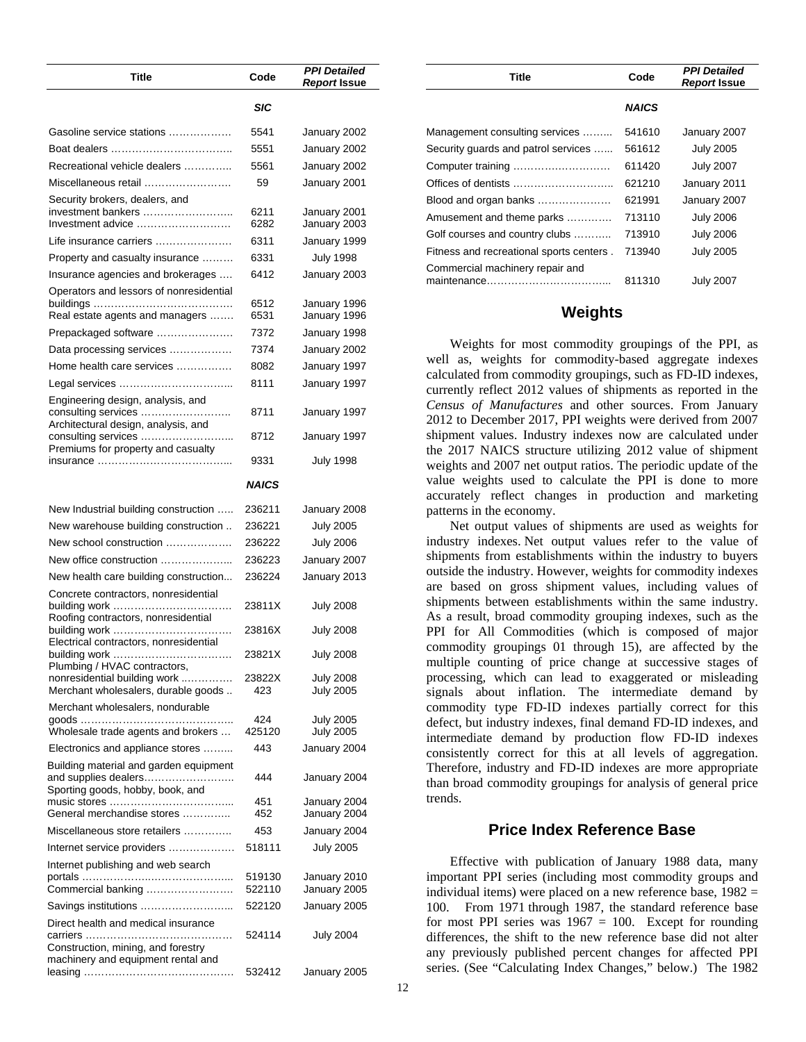| Title | Code | *PPI Detailed Report* Issue |
|---|---|---|
| | ***SIC*** | |
| Gasoline service stations ……………… | 5541 | January 2002 |
| Boat dealers …………………………….. | 5551 | January 2002 |
| Recreational vehicle dealers ………….. | 5561 | January 2002 |
| Miscellaneous retail …………………… | 59 | January 2001 |
| Security brokers, dealers, and investment bankers …………………….. | 6211 | January 2001 |
| Investment advice ……………………… | 6282 | January 2003 |
| Life insurance carriers ………………… | 6311 | January 1999 |
| Property and casualty insurance ……… | 6331 | July 1998 |
| Insurance agencies and brokerages …. | 6412 | January 2003 |
| Operators and lessors of nonresidential buildings ………………………………… | 6512 | January 1996 |
| Real estate agents and managers ……. | 6531 | January 1996 |
| Prepackaged software ………………… | 7372 | January 1998 |
| Data processing services ……………… | 7374 | January 2002 |
| Home health care services ……………. | 8082 | January 1997 |
| Legal services …………………………... | 8111 | January 1997 |
| Engineering design, analysis, and consulting services …………………….. | 8711 | January 1997 |
| Architectural design, analysis, and consulting services ……………………... | 8712 | January 1997 |
| Premiums for property and casualty insurance ………………………………... | 9331 | July 1998 |
| | ***NAICS*** | |
| New Industrial building construction ….. | 236211 | January 2008 |
| New warehouse building construction .. | 236221 | July 2005 |
| New school construction ……………… | 236222 | July 2006 |
| New office construction ………………... | 236223 | January 2007 |
| New health care building construction... | 236224 | January 2013 |
| Concrete contractors, nonresidential building work …………………………… | 23811X | July 2008 |
| Roofing contractors, nonresidential building work …………………………… | 23816X | July 2008 |
| Electrical contractors, nonresidential building work …………………………… | 23821X | July 2008 |
| Plumbing / HVAC contractors, nonresidential building work …………… | 23822X | July 2008 |
| Merchant wholesalers, durable goods .. | 423 | July 2005 |
| Merchant wholesalers, nondurable goods …………………………………….. | 424 | July 2005 |
| Wholesale trade agents and brokers … | 425120 | July 2005 |
| Electronics and appliance stores …….. | 443 | January 2004 |
| Building material and garden equipment and supplies dealers…………………….. | 444 | January 2004 |
| Sporting goods, hobby, book, and music stores ……………………………... | 451 | January 2004 |
| General merchandise stores ………….. | 452 | January 2004 |
| Miscellaneous store retailers …………. | 453 | January 2004 |
| Internet service providers ………………. | 518111 | July 2005 |
| Internet publishing and web search portals ………………..………………….. | 519130 | January 2010 |
| Commercial banking …………………… | 522110 | January 2005 |
| Savings institutions ……………………... | 522120 | January 2005 |
| Direct health and medical insurance carriers ………………………………….. | 524114 | July 2004 |
| Construction, mining, and forestry machinery and equipment rental and leasing …………………………………… | 532412 | January 2005 |
| Management consulting services …….. | 541610 | January 2007 |
| Security guards and patrol services …... | 561612 | July 2005 |
| Computer training ………….…………… | 611420 | July 2007 |
| Offices of dentists ……………………….. | 621210 | January 2011 |
| Blood and organ banks ………………… | 621991 | January 2007 |
| Amusement and theme parks …………. | 713110 | July 2006 |
| Golf courses and country clubs ……….. | 713910 | July 2006 |
| Fitness and recreational sports centers . | 713940 | July 2005 |
| Commercial machinery repair and maintenance……………………………... | 811310 | July 2007 |

## Weights

Weights for most commodity groupings of the PPI, as well as, weights for commodity-based aggregate indexes calculated from commodity groupings, such as FD-ID indexes, currently reflect 2012 values of shipments as reported in the *Census of Manufactures* and other sources. From January 2012 to December 2017, PPI weights were derived from 2007 shipment values. Industry indexes now are calculated under the 2017 NAICS structure utilizing 2012 value of shipment weights and 2007 net output ratios. The periodic update of the value weights used to calculate the PPI is done to more accurately reflect changes in production and marketing patterns in the economy.

Net output values of shipments are used as weights for industry indexes. Net output values refer to the value of shipments from establishments within the industry to buyers outside the industry. However, weights for commodity indexes are based on gross shipment values, including values of shipments between establishments within the same industry. As a result, broad commodity grouping indexes, such as the PPI for All Commodities (which is composed of major commodity groupings 01 through 15), are affected by the multiple counting of price change at successive stages of processing, which can lead to exaggerated or misleading signals about inflation. The intermediate demand by commodity type FD-ID indexes partially correct for this defect, but industry indexes, final demand FD-ID indexes, and intermediate demand by production flow FD-ID indexes consistently correct for this at all levels of aggregation. Therefore, industry and FD-ID indexes are more appropriate than broad commodity groupings for analysis of general price trends.

## Price Index Reference Base

Effective with publication of January 1988 data, many important PPI series (including most commodity groups and individual items) were placed on a new reference base, 1982 = 100. From 1971 through 1987, the standard reference base for most PPI series was 1967 = 100. Except for rounding differences, the shift to the new reference base did not alter any previously published percent changes for affected PPI series. (See "Calculating Index Changes," below.) The 1982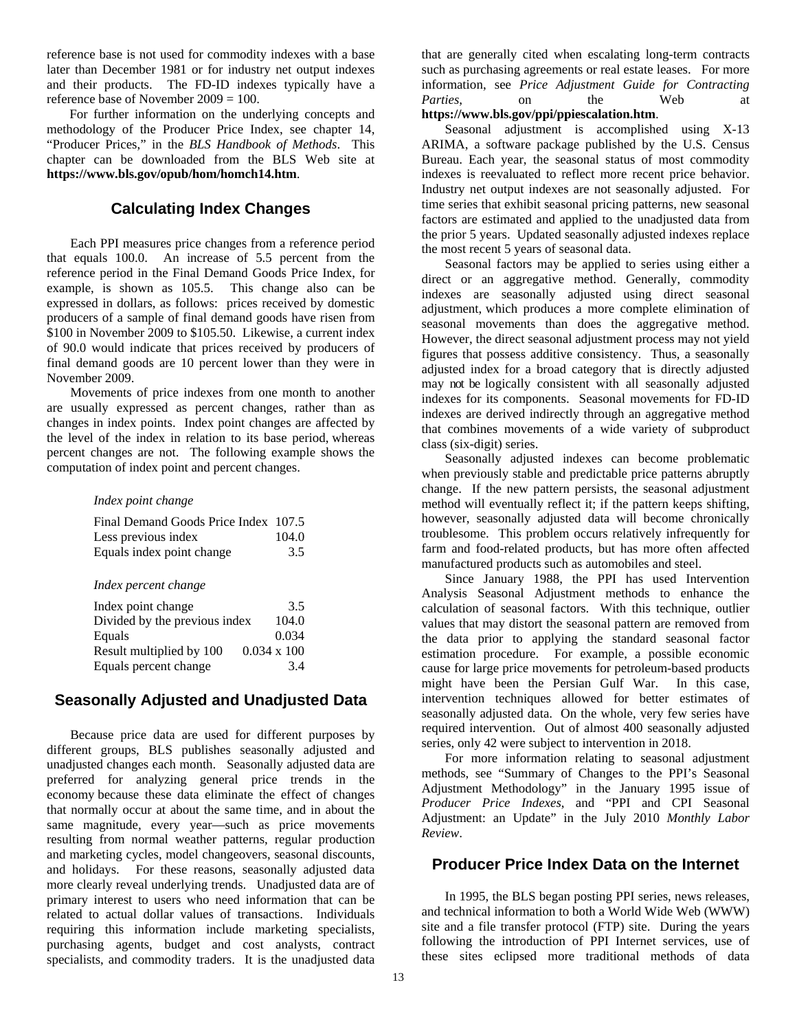reference base is not used for commodity indexes with a base later than December 1981 or for industry net output indexes and their products. The FD-ID indexes typically have a reference base of November 2009 = 100.

For further information on the underlying concepts and methodology of the Producer Price Index, see chapter 14, "Producer Prices," in the *BLS Handbook of Methods*. This chapter can be downloaded from the BLS Web site at **https://www.bls.gov/opub/hom/homch14.htm**.

## Calculating Index Changes

Each PPI measures price changes from a reference period that equals 100.0. An increase of 5.5 percent from the reference period in the Final Demand Goods Price Index, for example, is shown as 105.5. This change also can be expressed in dollars, as follows: prices received by domestic producers of a sample of final demand goods have risen from $100 in November 2009 to $105.50. Likewise, a current index of 90.0 would indicate that prices received by producers of final demand goods are 10 percent lower than they were in November 2009.

Movements of price indexes from one month to another are usually expressed as percent changes, rather than as changes in index points. Index point changes are affected by the level of the index in relation to its base period, whereas percent changes are not. The following example shows the computation of index point and percent changes.

*Index point change*

| | |
|---|---|
| Final Demand Goods Price Index | 107.5 |
| Less previous index | 104.0 |
| Equals index point change | 3.5 |

*Index percent change*

| | |
|---|---|
| Index point change | 3.5 |
| Divided by the previous index | 104.0 |
| Equals | 0.034 |
| Result multiplied by 100 | 0.034 x 100 |
| Equals percent change | 3.4 |

## Seasonally Adjusted and Unadjusted Data

Because price data are used for different purposes by different groups, BLS publishes seasonally adjusted and unadjusted changes each month. Seasonally adjusted data are preferred for analyzing general price trends in the economy because these data eliminate the effect of changes that normally occur at about the same time, and in about the same magnitude, every year—such as price movements resulting from normal weather patterns, regular production and marketing cycles, model changeovers, seasonal discounts, and holidays. For these reasons, seasonally adjusted data more clearly reveal underlying trends. Unadjusted data are of primary interest to users who need information that can be related to actual dollar values of transactions. Individuals requiring this information include marketing specialists, purchasing agents, budget and cost analysts, contract specialists, and commodity traders. It is the unadjusted data that are generally cited when escalating long-term contracts such as purchasing agreements or real estate leases. For more information, see *Price Adjustment Guide for Contracting Parties*, on the Web at **https://www.bls.gov/ppi/ppiescalation.htm**.

Seasonal adjustment is accomplished using X-13 ARIMA, a software package published by the U.S. Census Bureau. Each year, the seasonal status of most commodity indexes is reevaluated to reflect more recent price behavior. Industry net output indexes are not seasonally adjusted. For time series that exhibit seasonal pricing patterns, new seasonal factors are estimated and applied to the unadjusted data from the prior 5 years. Updated seasonally adjusted indexes replace the most recent 5 years of seasonal data.

Seasonal factors may be applied to series using either a direct or an aggregative method. Generally, commodity indexes are seasonally adjusted using direct seasonal adjustment, which produces a more complete elimination of seasonal movements than does the aggregative method. However, the direct seasonal adjustment process may not yield figures that possess additive consistency. Thus, a seasonally adjusted index for a broad category that is directly adjusted may not be logically consistent with all seasonally adjusted indexes for its components. Seasonal movements for FD-ID indexes are derived indirectly through an aggregative method that combines movements of a wide variety of subproduct class (six-digit) series.

Seasonally adjusted indexes can become problematic when previously stable and predictable price patterns abruptly change. If the new pattern persists, the seasonal adjustment method will eventually reflect it; if the pattern keeps shifting, however, seasonally adjusted data will become chronically troublesome. This problem occurs relatively infrequently for farm and food-related products, but has more often affected manufactured products such as automobiles and steel.

Since January 1988, the PPI has used Intervention Analysis Seasonal Adjustment methods to enhance the calculation of seasonal factors. With this technique, outlier values that may distort the seasonal pattern are removed from the data prior to applying the standard seasonal factor estimation procedure. For example, a possible economic cause for large price movements for petroleum-based products might have been the Persian Gulf War. In this case, intervention techniques allowed for better estimates of seasonally adjusted data. On the whole, very few series have required intervention. Out of almost 400 seasonally adjusted series, only 42 were subject to intervention in 2018.

For more information relating to seasonal adjustment methods, see "Summary of Changes to the PPI's Seasonal Adjustment Methodology" in the January 1995 issue of *Producer Price Indexes*, and "PPI and CPI Seasonal Adjustment: an Update" in the July 2010 *Monthly Labor Review*.

## Producer Price Index Data on the Internet

In 1995, the BLS began posting PPI series, news releases, and technical information to both a World Wide Web (WWW) site and a file transfer protocol (FTP) site. During the years following the introduction of PPI Internet services, use of these sites eclipsed more traditional methods of data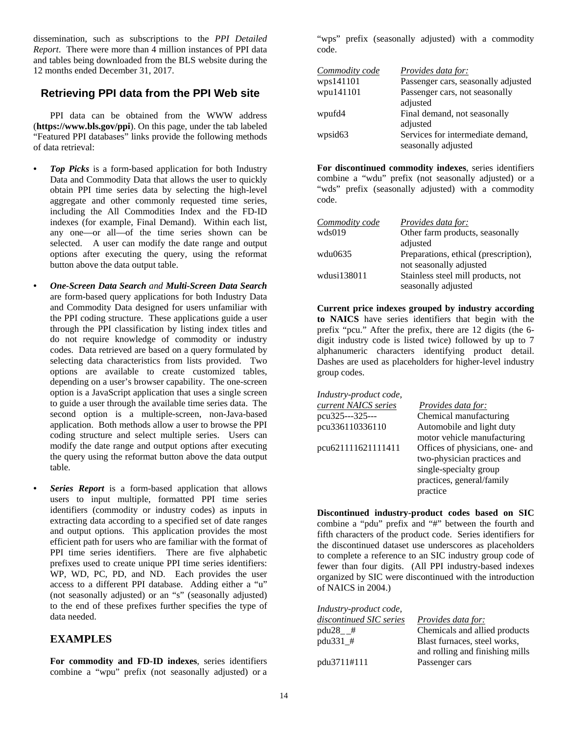dissemination, such as subscriptions to the *PPI Detailed Report*. There were more than 4 million instances of PPI data and tables being downloaded from the BLS website during the 12 months ended December 31, 2017.

## Retrieving PPI data from the PPI Web site

PPI data can be obtained from the WWW address (**https://www.bls.gov/ppi**). On this page, under the tab labeled "Featured PPI databases" links provide the following methods of data retrieval:

- ***Top Picks*** is a form-based application for both Industry Data and Commodity Data that allows the user to quickly obtain PPI time series data by selecting the high-level aggregate and other commonly requested time series, including the All Commodities Index and the FD-ID indexes (for example, Final Demand). Within each list, any one—or all—of the time series shown can be selected. A user can modify the date range and output options after executing the query, using the reformat button above the data output table.

- ***One-Screen Data Search*** *and* ***Multi-Screen Data Search*** are form-based query applications for both Industry Data and Commodity Data designed for users unfamiliar with the PPI coding structure. These applications guide a user through the PPI classification by listing index titles and do not require knowledge of commodity or industry codes. Data retrieved are based on a query formulated by selecting data characteristics from lists provided. Two options are available to create customized tables, depending on a user's browser capability. The one-screen option is a JavaScript application that uses a single screen to guide a user through the available time series data. The second option is a multiple-screen, non-Java-based application. Both methods allow a user to browse the PPI coding structure and select multiple series. Users can modify the date range and output options after executing the query using the reformat button above the data output table.

- ***Series Report*** is a form-based application that allows users to input multiple, formatted PPI time series identifiers (commodity or industry codes) as inputs in extracting data according to a specified set of date ranges and output options. This application provides the most efficient path for users who are familiar with the format of PPI time series identifiers. There are five alphabetic prefixes used to create unique PPI time series identifiers: WP, WD, PC, PD, and ND. Each provides the user access to a different PPI database. Adding either a "u" (not seasonally adjusted) or an "s" (seasonally adjusted) to the end of these prefixes further specifies the type of data needed.

## EXAMPLES

**For commodity and FD-ID indexes**, series identifiers combine a "wpu" prefix (not seasonally adjusted) or a "wps" prefix (seasonally adjusted) with a commodity code.

| *Commodity code* | *Provides data for:* |
|---|---|
| wps141101 | Passenger cars, seasonally adjusted |
| wpu141101 | Passenger cars, not seasonally adjusted |
| wpufd4 | Final demand, not seasonally adjusted |
| wpsid63 | Services for intermediate demand, seasonally adjusted |

**For discontinued commodity indexes**, series identifiers combine a "wdu" prefix (not seasonally adjusted) or a "wds" prefix (seasonally adjusted) with a commodity code.

| *Commodity code* | *Provides data for:* |
|---|---|
| wds019 | Other farm products, seasonally adjusted |
| wdu0635 | Preparations, ethical (prescription), not seasonally adjusted |
| wdusi138011 | Stainless steel mill products, not seasonally adjusted |

**Current price indexes grouped by industry according to NAICS** have series identifiers that begin with the prefix "pcu." After the prefix, there are 12 digits (the 6-digit industry code is listed twice) followed by up to 7 alphanumeric characters identifying product detail. Dashes are used as placeholders for higher-level industry group codes.

| *Industry-product code, current NAICS series* | *Provides data for:* |
|---|---|
| pcu325---325--- | Chemical manufacturing |
| pcu336110336110 | Automobile and light duty motor vehicle manufacturing |
| pcu621111621111411 | Offices of physicians, one- and two-physician practices and single-specialty group practices, general/family practice |

**Discontinued industry-product codes based on SIC** combine a "pdu" prefix and "#" between the fourth and fifth characters of the product code. Series identifiers for the discontinued dataset use underscores as placeholders to complete a reference to an SIC industry group code of fewer than four digits. (All PPI industry-based indexes organized by SIC were discontinued with the introduction of NAICS in 2004.)

| *Industry-product code, discontinued SIC series* | *Provides data for:* |
|---|---|
| pdu28__# | Chemicals and allied products |
| pdu331_# | Blast furnaces, steel works, and rolling and finishing mills |
| pdu3711#111 | Passenger cars |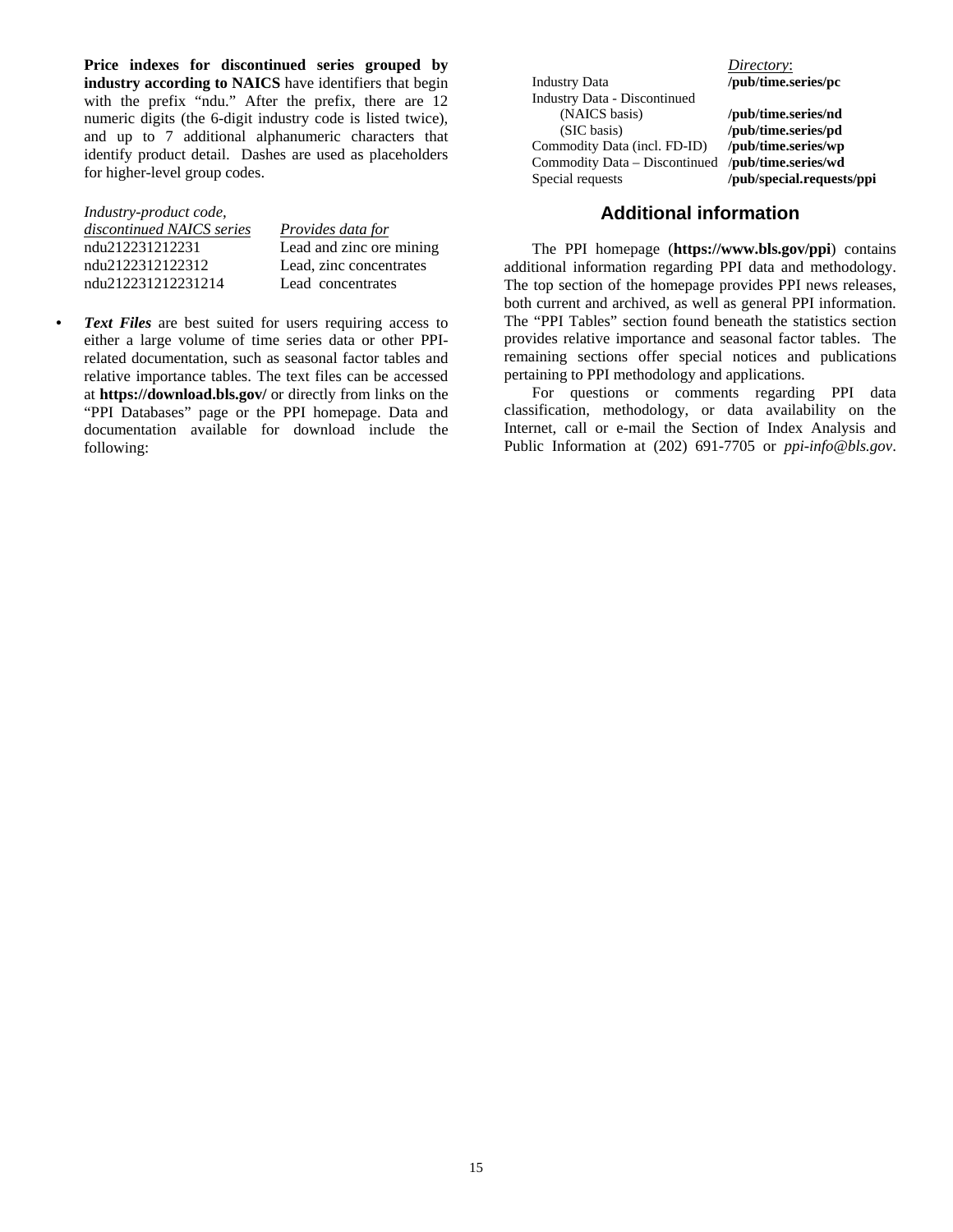**Price indexes for discontinued series grouped by industry according to NAICS** have identifiers that begin with the prefix "ndu." After the prefix, there are 12 numeric digits (the 6-digit industry code is listed twice), and up to 7 additional alphanumeric characters that identify product detail. Dashes are used as placeholders for higher-level group codes.

| *Industry-product code, discontinued NAICS series* | *Provides data for* |
|---|---|
| ndu212231212231 | Lead and zinc ore mining |
| ndu2122312122312 | Lead, zinc concentrates |
| ndu212231212231214 | Lead concentrates |

- ***Text Files*** are best suited for users requiring access to either a large volume of time series data or other PPI-related documentation, such as seasonal factor tables and relative importance tables. The text files can be accessed at **https://download.bls.gov/** or directly from links on the "PPI Databases" page or the PPI homepage. Data and documentation available for download include the following:

| | *Directory*: |
|---|---|
| Industry Data | **/pub/time.series/pc** |
| Industry Data - Discontinued | |
| (NAICS basis) | **/pub/time.series/nd** |
| (SIC basis) | **/pub/time.series/pd** |
| Commodity Data (incl. FD-ID) | **/pub/time.series/wp** |
| Commodity Data – Discontinued | /**pub/time.series/wd** |
| Special requests | **/pub/special.requests/ppi** |

## Additional information

The PPI homepage (**https://www.bls.gov/ppi**) contains additional information regarding PPI data and methodology. The top section of the homepage provides PPI news releases, both current and archived, as well as general PPI information. The "PPI Tables" section found beneath the statistics section provides relative importance and seasonal factor tables. The remaining sections offer special notices and publications pertaining to PPI methodology and applications.

For questions or comments regarding PPI data classification, methodology, or data availability on the Internet, call or e-mail the Section of Index Analysis and Public Information at (202) 691-7705 or *ppi-info@bls.gov*.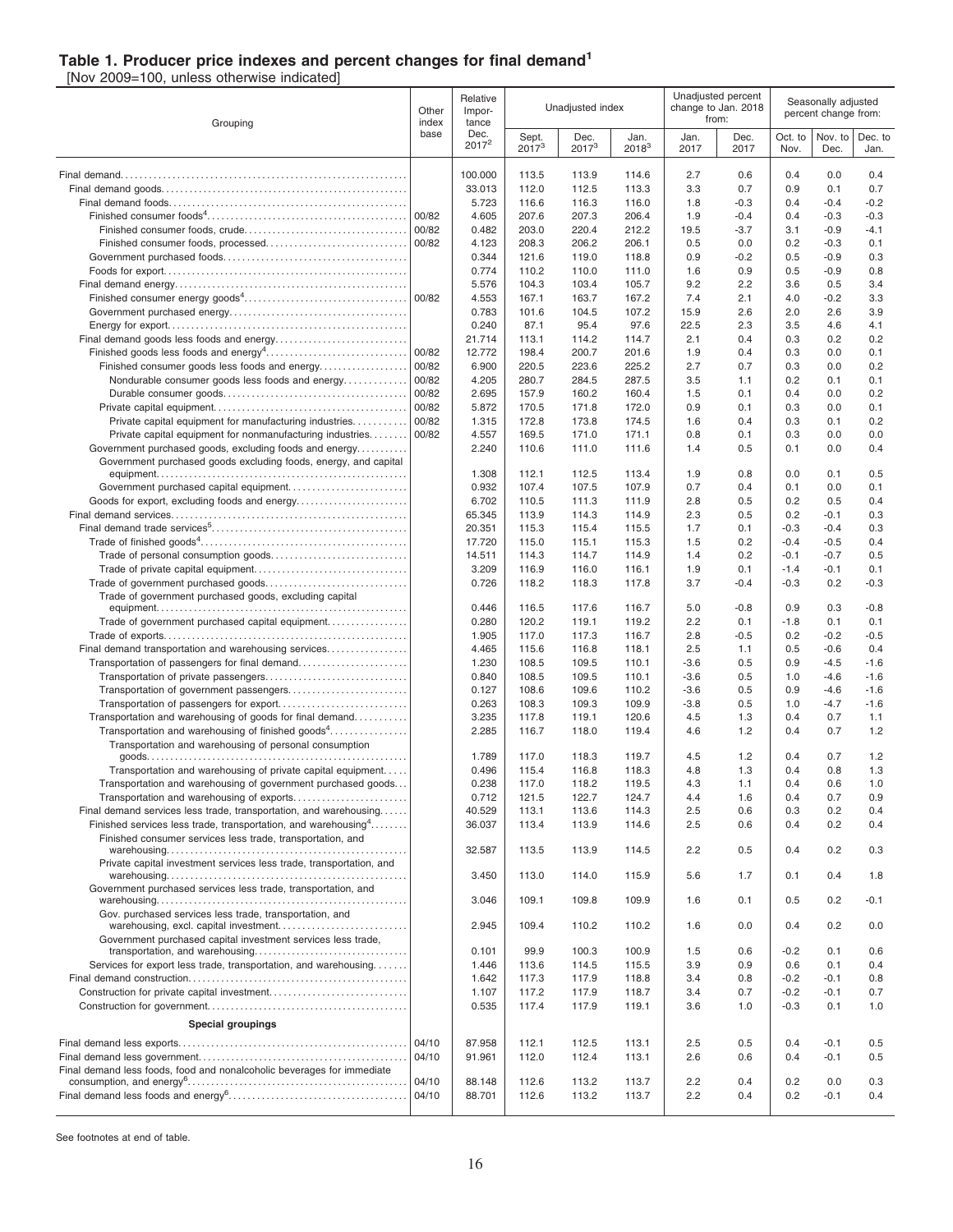## Table 1. Producer price indexes and percent changes for final demand[1]

[Nov 2009=100, unless otherwise indicated]

| Grouping | Other index base | Relative Importance Dec. 2017[2] | Unadjusted index | | | Unadjusted percent change to Jan. 2018 from: | | Seasonally adjusted percent change from: | | |
|---|---|---|---|---|---|---|---|---|---|---|
| | | | Sept. 2017[3] | Dec. 2017[3] | Jan. 2018[3] | Jan. 2017 | Dec. 2017 | Oct. to Nov. | Nov. to Dec. | Dec. to Jan. |
| Final demand | | 100.000 | 113.5 | 113.9 | 114.6 | 2.7 | 0.6 | 0.4 | 0.0 | 0.4 |
| Final demand goods | | 33.013 | 112.0 | 112.5 | 113.3 | 3.3 | 0.7 | 0.9 | 0.1 | 0.7 |
| Final demand foods | | 5.723 | 116.6 | 116.3 | 116.0 | 1.8 | -0.3 | 0.4 | -0.4 | -0.2 |
| Finished consumer foods[4] | 00/82 | 4.605 | 207.6 | 207.3 | 206.4 | 1.9 | -0.4 | 0.4 | -0.3 | -0.3 |
| Finished consumer foods, crude | 00/82 | 0.482 | 203.0 | 220.4 | 212.2 | 19.5 | -3.7 | 3.1 | -0.9 | -4.1 |
| Finished consumer foods, processed | 00/82 | 4.123 | 208.3 | 206.2 | 206.1 | 0.5 | 0.0 | 0.2 | -0.3 | 0.1 |
| Government purchased foods | | 0.344 | 121.6 | 119.0 | 118.8 | 0.9 | -0.2 | 0.5 | -0.9 | 0.3 |
| Foods for export | | 0.774 | 110.2 | 110.0 | 111.0 | 1.6 | 0.9 | 0.5 | -0.9 | 0.8 |
| Final demand energy | | 5.576 | 104.3 | 103.4 | 105.7 | 9.2 | 2.2 | 3.6 | 0.5 | 3.4 |
| Finished consumer energy goods[4] | 00/82 | 4.553 | 167.1 | 163.7 | 167.2 | 7.4 | 2.1 | 4.0 | -0.2 | 3.3 |
| Government purchased energy | | 0.783 | 101.6 | 104.5 | 107.2 | 15.9 | 2.6 | 2.0 | 2.6 | 3.9 |
| Energy for export | | 0.240 | 87.1 | 95.4 | 97.6 | 22.5 | 2.3 | 3.5 | 4.6 | 4.1 |
| Final demand goods less foods and energy | | 21.714 | 113.1 | 114.2 | 114.7 | 2.1 | 0.4 | 0.3 | 0.2 | 0.2 |
| Finished goods less foods and energy[4] | 00/82 | 12.772 | 198.4 | 200.7 | 201.6 | 1.9 | 0.4 | 0.3 | 0.0 | 0.1 |
| Finished consumer goods less foods and energy | 00/82 | 6.900 | 220.5 | 223.6 | 225.2 | 2.7 | 0.7 | 0.3 | 0.0 | 0.2 |
| Nondurable consumer goods less foods and energy | 00/82 | 4.205 | 280.7 | 284.5 | 287.5 | 3.5 | 1.1 | 0.2 | 0.1 | 0.1 |
| Durable consumer goods | 00/82 | 2.695 | 157.9 | 160.2 | 160.4 | 1.5 | 0.1 | 0.4 | 0.0 | 0.2 |
| Private capital equipment | 00/82 | 5.872 | 170.5 | 171.8 | 172.0 | 0.9 | 0.1 | 0.3 | 0.0 | 0.1 |
| Private capital equipment for manufacturing industries | 00/82 | 1.315 | 172.8 | 173.8 | 174.5 | 1.6 | 0.4 | 0.3 | 0.1 | 0.2 |
| Private capital equipment for nonmanufacturing industries | 00/82 | 4.557 | 169.5 | 171.0 | 171.1 | 0.8 | 0.1 | 0.3 | 0.0 | 0.0 |
| Government purchased goods, excluding foods and energy | | 2.240 | 110.6 | 111.0 | 111.6 | 1.4 | 0.5 | 0.1 | 0.0 | 0.4 |
| Government purchased goods excluding foods, energy, and capital equipment | | 1.308 | 112.1 | 112.5 | 113.4 | 1.9 | 0.8 | 0.0 | 0.1 | 0.5 |
| Government purchased capital equipment | | 0.932 | 107.4 | 107.5 | 107.9 | 0.7 | 0.4 | 0.1 | 0.0 | 0.1 |
| Goods for export, excluding foods and energy | | 6.702 | 110.5 | 111.3 | 111.9 | 2.8 | 0.5 | 0.2 | 0.5 | 0.4 |
| Final demand services | | 65.345 | 113.9 | 114.3 | 114.9 | 2.3 | 0.5 | 0.2 | -0.1 | 0.3 |
| Final demand trade services[5] | | 20.351 | 115.3 | 115.4 | 115.5 | 1.7 | 0.1 | -0.3 | -0.4 | 0.3 |
| Trade of finished goods[4] | | 17.720 | 115.0 | 115.1 | 115.3 | 1.5 | 0.2 | -0.4 | -0.5 | 0.4 |
| Trade of personal consumption goods | | 14.511 | 114.3 | 114.7 | 114.9 | 1.4 | 0.2 | -0.1 | -0.7 | 0.5 |
| Trade of private capital equipment | | 3.209 | 116.9 | 116.0 | 116.1 | 1.9 | 0.1 | -1.4 | -0.1 | 0.1 |
| Trade of government purchased goods | | 0.726 | 118.2 | 118.3 | 117.8 | 3.7 | -0.4 | -0.3 | 0.2 | -0.3 |
| Trade of government purchased goods, excluding capital equipment | | 0.446 | 116.5 | 117.6 | 116.7 | 5.0 | -0.8 | 0.9 | 0.3 | -0.8 |
| Trade of government purchased capital equipment | | 0.280 | 120.2 | 119.1 | 119.2 | 2.2 | 0.1 | -1.8 | 0.1 | 0.1 |
| Trade of exports | | 1.905 | 117.0 | 117.3 | 116.7 | 2.8 | -0.5 | 0.2 | -0.2 | -0.5 |
| Final demand transportation and warehousing services | | 4.465 | 115.6 | 116.8 | 118.1 | 2.5 | 1.1 | 0.5 | -0.6 | 0.4 |
| Transportation of passengers for final demand | | 1.230 | 108.5 | 109.5 | 110.1 | -3.6 | 0.5 | 0.9 | -4.5 | -1.6 |
| Transportation of private passengers | | 0.840 | 108.5 | 109.5 | 110.1 | -3.6 | 0.5 | 1.0 | -4.6 | -1.6 |
| Transportation of government passengers | | 0.127 | 108.6 | 109.6 | 110.2 | -3.6 | 0.5 | 0.9 | -4.6 | -1.6 |
| Transportation of passengers for export | | 0.263 | 108.3 | 109.3 | 109.9 | -3.8 | 0.5 | 1.0 | -4.7 | -1.6 |
| Transportation and warehousing of goods for final demand | | 3.235 | 117.8 | 119.1 | 120.6 | 4.5 | 1.3 | 0.4 | 0.7 | 1.1 |
| Transportation and warehousing of finished goods[4] | | 2.285 | 116.7 | 118.0 | 119.4 | 4.6 | 1.2 | 0.4 | 0.7 | 1.2 |
| Transportation and warehousing of personal consumption goods | | 1.789 | 117.0 | 118.3 | 119.7 | 4.5 | 1.2 | 0.4 | 0.7 | 1.2 |
| Transportation and warehousing of private capital equipment | | 0.496 | 115.4 | 116.8 | 118.3 | 4.8 | 1.3 | 0.4 | 0.8 | 1.3 |
| Transportation and warehousing of government purchased goods | | 0.238 | 117.0 | 118.2 | 119.5 | 4.3 | 1.1 | 0.4 | 0.6 | 1.0 |
| Transportation and warehousing of exports | | 0.712 | 121.5 | 122.7 | 124.7 | 4.4 | 1.6 | 0.4 | 0.7 | 0.9 |
| Final demand services less trade, transportation, and warehousing | | 40.529 | 113.1 | 113.6 | 114.3 | 2.5 | 0.6 | 0.3 | 0.2 | 0.4 |
| Finished services less trade, transportation, and warehousing[4] | | 36.037 | 113.4 | 113.9 | 114.6 | 2.5 | 0.6 | 0.4 | 0.2 | 0.4 |
| Finished consumer services less trade, transportation, and warehousing | | 32.587 | 113.5 | 113.9 | 114.5 | 2.2 | 0.5 | 0.4 | 0.2 | 0.3 |
| Private capital investment services less trade, transportation, and warehousing | | 3.450 | 113.0 | 114.0 | 115.9 | 5.6 | 1.7 | 0.1 | 0.4 | 1.8 |
| Government purchased services less trade, transportation, and warehousing | | 3.046 | 109.1 | 109.8 | 109.9 | 1.6 | 0.1 | 0.5 | 0.2 | -0.1 |
| Gov. purchased services less trade, transportation, and warehousing, excl. capital investment | | 2.945 | 109.4 | 110.2 | 110.2 | 1.6 | 0.0 | 0.4 | 0.2 | 0.0 |
| Government purchased capital investment services less trade, transportation, and warehousing | | 0.101 | 99.9 | 100.3 | 100.9 | 1.5 | 0.6 | -0.2 | 0.1 | 0.6 |
| Services for export less trade, transportation, and warehousing | | 1.446 | 113.6 | 114.5 | 115.5 | 3.9 | 0.9 | 0.6 | 0.1 | 0.4 |
| Final demand construction | | 1.642 | 117.3 | 117.9 | 118.8 | 3.4 | 0.8 | -0.2 | -0.1 | 0.8 |
| Construction for private capital investment | | 1.107 | 117.2 | 117.9 | 118.7 | 3.4 | 0.7 | -0.2 | -0.1 | 0.7 |
| Construction for government | | 0.535 | 117.4 | 117.9 | 119.1 | 3.6 | 1.0 | -0.3 | 0.1 | 1.0 |
| **Special groupings** | | | | | | | | | | |
| Final demand less exports | 04/10 | 87.958 | 112.1 | 112.5 | 113.1 | 2.5 | 0.5 | 0.4 | -0.1 | 0.5 |
| Final demand less government | 04/10 | 91.961 | 112.0 | 112.4 | 113.1 | 2.6 | 0.6 | 0.4 | -0.1 | 0.5 |
| Final demand less foods, food and nonalcoholic beverages for immediate consumption, and energy[6] | 04/10 | 88.148 | 112.6 | 113.2 | 113.7 | 2.2 | 0.4 | 0.2 | 0.0 | 0.3 |
| Final demand less foods and energy[6] | 04/10 | 88.701 | 112.6 | 113.2 | 113.7 | 2.2 | 0.4 | 0.2 | -0.1 | 0.4 |

See footnotes at end of table.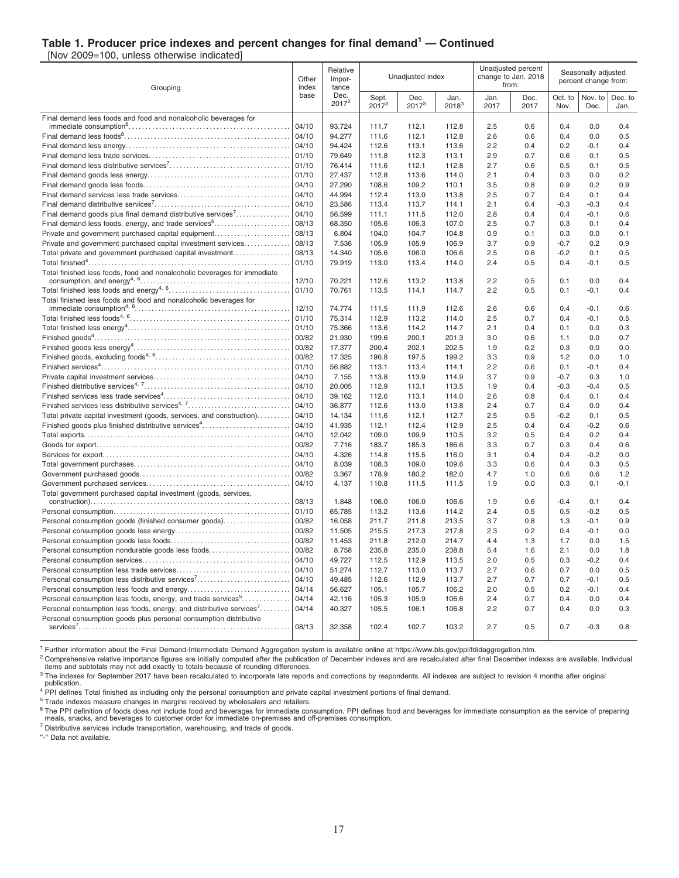## Table 1. Producer price indexes and percent changes for final demand[1] — Continued

[Nov 2009=100, unless otherwise indicated]

| Grouping | Other index base | Relative Importance Dec. 2017[2] | Unadjusted index | | | Unadjusted percent change to Jan. 2018 from: | | Seasonally adjusted percent change from: | | |
|---|---|---|---|---|---|---|---|---|---|---|
| | | | Sept. 2017[3] | Dec. 2017[3] | Jan. 2018[3] | Jan. 2017 | Dec. 2017 | Oct. to Nov. | Nov. to Dec. | Dec. to Jan. |
| Final demand less foods and food and nonalcoholic beverages for immediate consumption[6] | 04/10 | 93.724 | 111.7 | 112.1 | 112.8 | 2.5 | 0.6 | 0.4 | 0.0 | 0.4 |
| Final demand less foods[6] | 04/10 | 94.277 | 111.6 | 112.1 | 112.8 | 2.6 | 0.6 | 0.4 | 0.0 | 0.5 |
| Final demand less energy | 04/10 | 94.424 | 112.6 | 113.1 | 113.6 | 2.2 | 0.4 | 0.2 | -0.1 | 0.4 |
| Final demand less trade services | 01/10 | 79.649 | 111.8 | 112.3 | 113.1 | 2.9 | 0.7 | 0.6 | 0.1 | 0.5 |
| Final demand less distributive services[7] | 01/10 | 76.414 | 111.6 | 112.1 | 112.8 | 2.7 | 0.6 | 0.5 | 0.1 | 0.5 |
| Final demand goods less energy | 01/10 | 27.437 | 112.8 | 113.6 | 114.0 | 2.1 | 0.4 | 0.3 | 0.0 | 0.2 |
| Final demand goods less foods | 04/10 | 27.290 | 108.6 | 109.2 | 110.1 | 3.5 | 0.8 | 0.9 | 0.2 | 0.9 |
| Final demand services less trade services | 04/10 | 44.994 | 112.4 | 113.0 | 113.8 | 2.5 | 0.7 | 0.4 | 0.1 | 0.4 |
| Final demand distributive services[7] | 04/10 | 23.586 | 113.4 | 113.7 | 114.1 | 2.1 | 0.4 | -0.3 | -0.3 | 0.4 |
| Final demand goods plus final demand distributive services[7] | 04/10 | 56.599 | 111.1 | 111.5 | 112.0 | 2.8 | 0.4 | 0.4 | -0.1 | 0.6 |
| Final demand less foods, energy, and trade services[6] | 08/13 | 68.350 | 105.6 | 106.3 | 107.0 | 2.5 | 0.7 | 0.3 | 0.1 | 0.4 |
| Private and government purchased capital equipment | 08/13 | 6.804 | 104.0 | 104.7 | 104.8 | 0.9 | 0.1 | 0.3 | 0.0 | 0.1 |
| Private and government purchased capital investment services | 08/13 | 7.536 | 105.9 | 105.9 | 106.9 | 3.7 | 0.9 | -0.7 | 0.2 | 0.9 |
| Total private and government purchased capital investment | 08/13 | 14.340 | 105.6 | 106.0 | 106.6 | 2.5 | 0.6 | -0.2 | 0.1 | 0.5 |
| Total finished[4] | 01/10 | 79.919 | 113.0 | 113.4 | 114.0 | 2.4 | 0.5 | 0.4 | -0.1 | 0.5 |
| Total finished less foods, food and nonalcoholic beverages for immediate consumption, and energy[4, 6] | 12/10 | 70.221 | 112.6 | 113.2 | 113.8 | 2.2 | 0.5 | 0.1 | 0.0 | 0.4 |
| Total finished less foods and energy[4, 6] | 01/10 | 70.761 | 113.5 | 114.1 | 114.7 | 2.2 | 0.5 | 0.1 | -0.1 | 0.4 |
| Total finished less foods and food and nonalcoholic beverages for immediate consumption[4, 6] | 12/10 | 74.774 | 111.5 | 111.9 | 112.6 | 2.6 | 0.6 | 0.4 | -0.1 | 0.6 |
| Total finished less foods[4, 6] | 01/10 | 75.314 | 112.9 | 113.2 | 114.0 | 2.5 | 0.7 | 0.4 | -0.1 | 0.5 |
| Total finished less energy[4] | 01/10 | 75.366 | 113.6 | 114.2 | 114.7 | 2.1 | 0.4 | 0.1 | 0.0 | 0.3 |
| Finished goods[4] | 00/82 | 21.930 | 199.6 | 200.1 | 201.3 | 3.0 | 0.6 | 1.1 | 0.0 | 0.7 |
| Finished goods less energy[4] | 00/82 | 17.377 | 200.4 | 202.1 | 202.5 | 1.9 | 0.2 | 0.3 | 0.0 | 0.0 |
| Finished goods, excluding foods[4, 6] | 00/82 | 17.325 | 196.8 | 197.5 | 199.2 | 3.3 | 0.9 | 1.2 | 0.0 | 1.0 |
| Finished services[4] | 01/10 | 56.882 | 113.1 | 113.4 | 114.1 | 2.2 | 0.6 | 0.1 | -0.1 | 0.4 |
| Private capital investment services | 04/10 | 7.155 | 113.8 | 113.9 | 114.9 | 3.7 | 0.9 | -0.7 | 0.3 | 1.0 |
| Finished distributive services[4, 7] | 04/10 | 20.005 | 112.9 | 113.1 | 113.5 | 1.9 | 0.4 | -0.3 | -0.4 | 0.5 |
| Finished services less trade services[4] | 04/10 | 39.162 | 112.6 | 113.1 | 114.0 | 2.6 | 0.8 | 0.4 | 0.1 | 0.4 |
| Finished services less distributive services[4, 7] | 04/10 | 36.877 | 112.6 | 113.0 | 113.8 | 2.4 | 0.7 | 0.4 | 0.0 | 0.4 |
| Total private capital investment (goods, services, and construction) | 04/10 | 14.134 | 111.6 | 112.1 | 112.7 | 2.5 | 0.5 | -0.2 | 0.1 | 0.5 |
| Finished goods plus finished distributive services[4] | 04/10 | 41.935 | 112.1 | 112.4 | 112.9 | 2.5 | 0.4 | 0.4 | -0.2 | 0.6 |
| Total exports | 04/10 | 12.042 | 109.0 | 109.9 | 110.5 | 3.2 | 0.5 | 0.4 | 0.2 | 0.4 |
| Goods for export | 00/82 | 7.716 | 183.7 | 185.3 | 186.6 | 3.3 | 0.7 | 0.3 | 0.4 | 0.6 |
| Services for export | 04/10 | 4.326 | 114.8 | 115.5 | 116.0 | 3.1 | 0.4 | 0.4 | -0.2 | 0.0 |
| Total government purchases | 04/10 | 8.039 | 108.3 | 109.0 | 109.6 | 3.3 | 0.6 | 0.4 | 0.3 | 0.5 |
| Government purchased goods | 00/82 | 3.367 | 178.9 | 180.2 | 182.0 | 4.7 | 1.0 | 0.6 | 0.6 | 1.2 |
| Government purchased services | 04/10 | 4.137 | 110.8 | 111.5 | 111.5 | 1.9 | 0.0 | 0.3 | 0.1 | -0.1 |
| Total government purchased capital investment (goods, services, construction) | 08/13 | 1.848 | 106.0 | 106.0 | 106.6 | 1.9 | 0.6 | -0.4 | 0.1 | 0.4 |
| Personal consumption | 01/10 | 65.785 | 113.2 | 113.6 | 114.2 | 2.4 | 0.5 | 0.5 | -0.2 | 0.5 |
| Personal consumption goods (finished consumer goods) | 00/82 | 16.058 | 211.7 | 211.8 | 213.5 | 3.7 | 0.8 | 1.3 | -0.1 | 0.9 |
| Personal consumption goods less energy | 00/82 | 11.505 | 215.5 | 217.3 | 217.8 | 2.3 | 0.2 | 0.4 | -0.1 | 0.0 |
| Personal consumption goods less foods | 00/82 | 11.453 | 211.8 | 212.0 | 214.7 | 4.4 | 1.3 | 1.7 | 0.0 | 1.5 |
| Personal consumption nondurable goods less foods | 00/82 | 8.758 | 235.8 | 235.0 | 238.8 | 5.4 | 1.6 | 2.1 | 0.0 | 1.8 |
| Personal consumption services | 04/10 | 49.727 | 112.5 | 112.9 | 113.5 | 2.0 | 0.5 | 0.3 | -0.2 | 0.4 |
| Personal consumption less trade services | 04/10 | 51.274 | 112.7 | 113.0 | 113.7 | 2.7 | 0.6 | 0.7 | 0.0 | 0.5 |
| Personal consumption less distributive services[7] | 04/10 | 49.485 | 112.6 | 112.9 | 113.7 | 2.7 | 0.7 | 0.7 | -0.1 | 0.5 |
| Personal consumption less foods and energy | 04/14 | 56.627 | 105.1 | 105.7 | 106.2 | 2.0 | 0.5 | 0.2 | -0.1 | 0.4 |
| Personal consumption less foods, energy, and trade services[5] | 04/14 | 42.116 | 105.3 | 105.9 | 106.6 | 2.4 | 0.7 | 0.4 | 0.0 | 0.4 |
| Personal consumption less foods, energy, and distributive services[7] | 04/14 | 40.327 | 105.5 | 106.1 | 106.8 | 2.2 | 0.7 | 0.4 | 0.0 | 0.3 |
| Personal consumption goods plus personal consumption distributive services[7] | 08/13 | 32.358 | 102.4 | 102.7 | 103.2 | 2.7 | 0.5 | 0.7 | -0.3 | 0.8 |

[1] Further information about the Final Demand-Intermediate Demand Aggregation system is available online at https://www.bls.gov/ppi/fdidaggregation.htm.

[2] Comprehensive relative importance figures are initially computed after the publication of December indexes and are recalculated after final December indexes are available. Individual items and subtotals may not add exactly to totals because of rounding differences.

[3] The indexes for September 2017 have been recalculated to incorporate late reports and corrections by respondents. All indexes are subject to revision 4 months after original publication.

[4] PPI defines Total finished as including only the personal consumption and private capital investment portions of final demand.

[5] Trade indexes measure changes in margins received by wholesalers and retailers.

[6] The PPI definition of foods does not include food and beverages for immediate consumption. PPI defines food and beverages for immediate consumption as the service of preparing meals, snacks, and beverages to customer order for immediate on-premises and off-premises consumption.

[7] Distributive services include transportation, warehousing, and trade of goods.

"-" Data not available.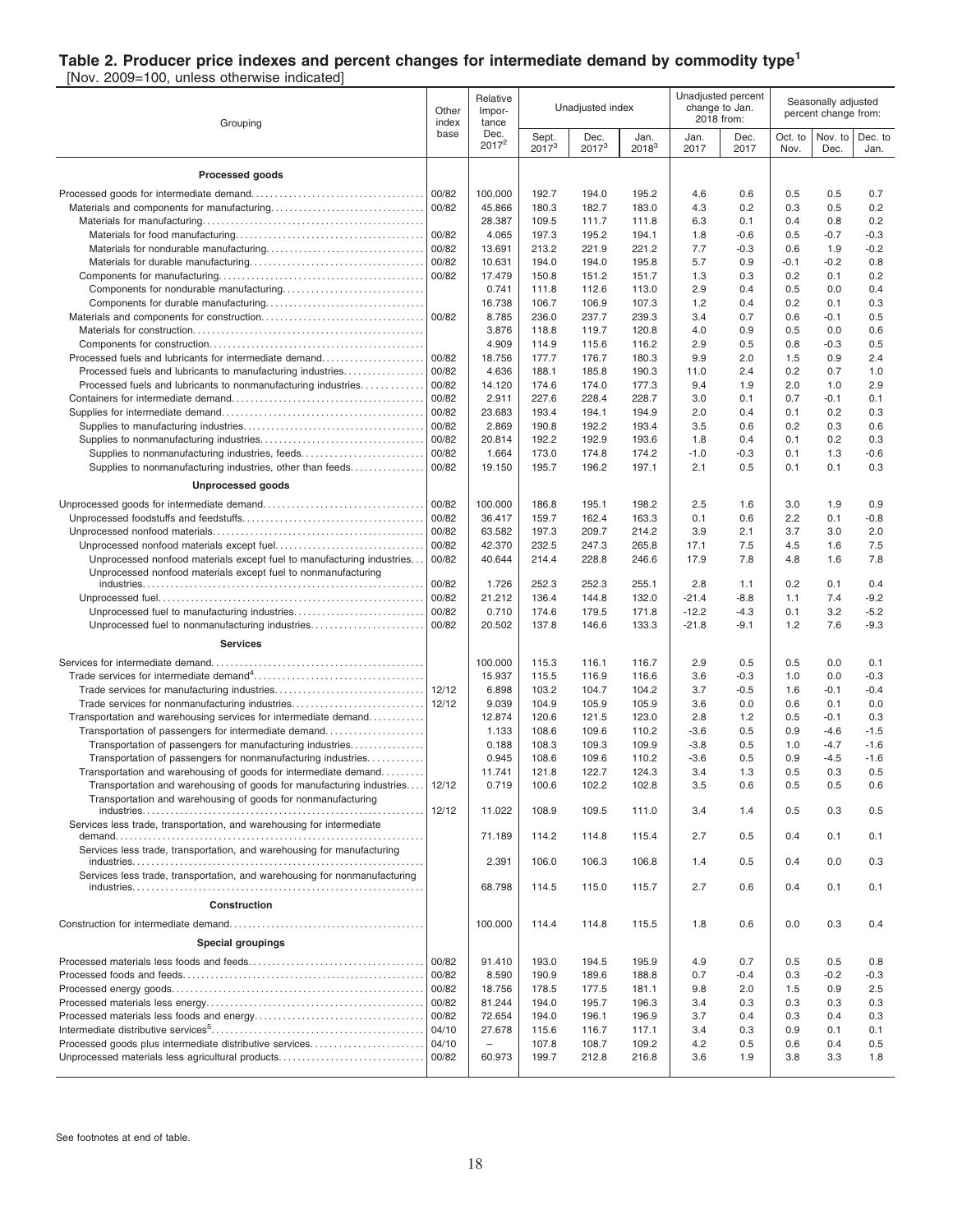## Table 2. Producer price indexes and percent changes for intermediate demand by commodity type[1]

[Nov. 2009=100, unless otherwise indicated]

| Grouping | Other index base | Relative Importance Dec. 2017[2] | Unadjusted index Sept. 2017[3] | Unadjusted index Dec. 2017[3] | Unadjusted index Jan. 2018[3] | Unadjusted percent change to Jan. 2018 from: Jan. 2017 | Unadjusted percent change to Jan. 2018 from: Dec. 2017 | Seasonally adjusted percent change from: Oct. to Nov. | Seasonally adjusted percent change from: Nov. to Dec. | Seasonally adjusted percent change from: Dec. to Jan. |
|---|---|---|---|---|---|---|---|---|---|---|
| **Processed goods** | | | | | | | | | | |
| Processed goods for intermediate demand | 00/82 | 100.000 | 192.7 | 194.0 | 195.2 | 4.6 | 0.6 | 0.5 | 0.5 | 0.7 |
| Materials and components for manufacturing | 00/82 | 45.866 | 180.3 | 182.7 | 183.0 | 4.3 | 0.2 | 0.3 | 0.5 | 0.2 |
| Materials for manufacturing | | 28.387 | 109.5 | 111.7 | 111.8 | 6.3 | 0.1 | 0.4 | 0.8 | 0.2 |
| Materials for food manufacturing | 00/82 | 4.065 | 197.3 | 195.2 | 194.1 | 1.8 | -0.6 | 0.5 | -0.7 | -0.3 |
| Materials for nondurable manufacturing | 00/82 | 13.691 | 213.2 | 221.9 | 221.2 | 7.7 | -0.3 | 0.6 | 1.9 | -0.2 |
| Materials for durable manufacturing | 00/82 | 10.631 | 194.0 | 194.0 | 195.8 | 5.7 | 0.9 | -0.1 | -0.2 | 0.8 |
| Components for manufacturing | 00/82 | 17.479 | 150.8 | 151.2 | 151.7 | 1.3 | 0.3 | 0.2 | 0.1 | 0.2 |
| Components for nondurable manufacturing | | 0.741 | 111.8 | 112.6 | 113.0 | 2.9 | 0.4 | 0.5 | 0.0 | 0.4 |
| Components for durable manufacturing | | 16.738 | 106.7 | 106.9 | 107.3 | 1.2 | 0.4 | 0.2 | 0.1 | 0.3 |
| Materials and components for construction | 00/82 | 8.785 | 236.0 | 237.7 | 239.3 | 3.4 | 0.7 | 0.6 | -0.1 | 0.5 |
| Materials for construction | | 3.876 | 118.8 | 119.7 | 120.8 | 4.0 | 0.9 | 0.5 | 0.0 | 0.6 |
| Components for construction | | 4.909 | 114.9 | 115.6 | 116.2 | 2.9 | 0.5 | 0.8 | -0.3 | 0.5 |
| Processed fuels and lubricants for intermediate demand | 00/82 | 18.756 | 177.7 | 176.7 | 180.3 | 9.9 | 2.0 | 1.5 | 0.9 | 2.4 |
| Processed fuels and lubricants to manufacturing industries | 00/82 | 4.636 | 188.1 | 185.8 | 190.3 | 11.0 | 2.4 | 0.2 | 0.7 | 1.0 |
| Processed fuels and lubricants to nonmanufacturing industries | 00/82 | 14.120 | 174.6 | 174.0 | 177.3 | 9.4 | 1.9 | 2.0 | 1.0 | 2.9 |
| Containers for intermediate demand | 00/82 | 2.911 | 227.6 | 228.4 | 228.7 | 3.0 | 0.1 | 0.7 | -0.1 | 0.1 |
| Supplies for intermediate demand | 00/82 | 23.683 | 193.4 | 194.1 | 194.9 | 2.0 | 0.4 | 0.1 | 0.2 | 0.3 |
| Supplies to manufacturing industries | 00/82 | 2.869 | 190.8 | 192.2 | 193.4 | 3.5 | 0.6 | 0.2 | 0.3 | 0.6 |
| Supplies to nonmanufacturing industries | 00/82 | 20.814 | 192.2 | 192.9 | 193.6 | 1.8 | 0.4 | 0.1 | 0.2 | 0.3 |
| Supplies to nonmanufacturing industries, feeds | 00/82 | 1.664 | 173.0 | 174.8 | 174.2 | -1.0 | -0.3 | 0.1 | 1.3 | -0.6 |
| Supplies to nonmanufacturing industries, other than feeds | 00/82 | 19.150 | 195.7 | 196.2 | 197.1 | 2.1 | 0.5 | 0.1 | 0.1 | 0.3 |
| **Unprocessed goods** | | | | | | | | | | |
| Unprocessed goods for intermediate demand | 00/82 | 100.000 | 186.8 | 195.1 | 198.2 | 2.5 | 1.6 | 3.0 | 1.9 | 0.9 |
| Unprocessed foodstuffs and feedstuffs | 00/82 | 36.417 | 159.7 | 162.4 | 163.3 | 0.1 | 0.6 | 2.2 | 0.1 | -0.8 |
| Unprocessed nonfood materials | 00/82 | 63.582 | 197.3 | 209.7 | 214.2 | 3.9 | 2.1 | 3.7 | 3.0 | 2.0 |
| Unprocessed nonfood materials except fuel | 00/82 | 42.370 | 232.5 | 247.3 | 265.8 | 17.1 | 7.5 | 4.5 | 1.6 | 7.5 |
| Unprocessed nonfood materials except fuel to manufacturing industries | 00/82 | 40.644 | 214.4 | 228.8 | 246.6 | 17.9 | 7.8 | 4.8 | 1.6 | 7.8 |
| Unprocessed nonfood materials except fuel to nonmanufacturing industries | 00/82 | 1.726 | 252.3 | 252.3 | 255.1 | 2.8 | 1.1 | 0.2 | 0.1 | 0.4 |
| Unprocessed fuel | 00/82 | 21.212 | 136.4 | 144.8 | 132.0 | -21.4 | -8.8 | 1.1 | 7.4 | -9.2 |
| Unprocessed fuel to manufacturing industries | 00/82 | 0.710 | 174.6 | 179.5 | 171.8 | -12.2 | -4.3 | 0.1 | 3.2 | -5.2 |
| Unprocessed fuel to nonmanufacturing industries | 00/82 | 20.502 | 137.8 | 146.6 | 133.3 | -21.8 | -9.1 | 1.2 | 7.6 | -9.3 |
| **Services** | | | | | | | | | | |
| Services for intermediate demand | | 100.000 | 115.3 | 116.1 | 116.7 | 2.9 | 0.5 | 0.5 | 0.0 | 0.1 |
| Trade services for intermediate demand[4] | | 15.937 | 115.5 | 116.9 | 116.6 | 3.6 | -0.3 | 1.0 | 0.0 | -0.3 |
| Trade services for manufacturing industries | 12/12 | 6.898 | 103.2 | 104.7 | 104.2 | 3.7 | -0.5 | 1.6 | -0.1 | -0.4 |
| Trade services for nonmanufacturing industries | 12/12 | 9.039 | 104.9 | 105.9 | 105.9 | 3.6 | 0.0 | 0.6 | 0.1 | 0.0 |
| Transportation and warehousing services for intermediate demand | | 12.874 | 120.6 | 121.5 | 123.0 | 2.8 | 1.2 | 0.5 | -0.1 | 0.3 |
| Transportation of passengers for intermediate demand | | 1.133 | 108.6 | 109.6 | 110.2 | -3.6 | 0.5 | 0.9 | -4.6 | -1.5 |
| Transportation of passengers for manufacturing industries | | 0.188 | 108.3 | 109.3 | 109.9 | -3.8 | 0.5 | 1.0 | -4.7 | -1.6 |
| Transportation of passengers for nonmanufacturing industries | | 0.945 | 108.6 | 109.6 | 110.2 | -3.6 | 0.5 | 0.9 | -4.5 | -1.6 |
| Transportation and warehousing of goods for intermediate demand | | 11.741 | 121.8 | 122.7 | 124.3 | 3.4 | 1.3 | 0.5 | 0.3 | 0.5 |
| Transportation and warehousing of goods for manufacturing industries | 12/12 | 0.719 | 100.6 | 102.2 | 102.8 | 3.5 | 0.6 | 0.5 | 0.5 | 0.6 |
| Transportation and warehousing of goods for nonmanufacturing industries | 12/12 | 11.022 | 108.9 | 109.5 | 111.0 | 3.4 | 1.4 | 0.5 | 0.3 | 0.5 |
| Services less trade, transportation, and warehousing for intermediate demand | | 71.189 | 114.2 | 114.8 | 115.4 | 2.7 | 0.5 | 0.4 | 0.1 | 0.1 |
| Services less trade, transportation, and warehousing for manufacturing industries | | 2.391 | 106.0 | 106.3 | 106.8 | 1.4 | 0.5 | 0.4 | 0.0 | 0.3 |
| Services less trade, transportation, and warehousing for nonmanufacturing industries | | 68.798 | 114.5 | 115.0 | 115.7 | 2.7 | 0.6 | 0.4 | 0.1 | 0.1 |
| **Construction** | | | | | | | | | | |
| Construction for intermediate demand | | 100.000 | 114.4 | 114.8 | 115.5 | 1.8 | 0.6 | 0.0 | 0.3 | 0.4 |
| **Special groupings** | | | | | | | | | | |
| Processed materials less foods and feeds | 00/82 | 91.410 | 193.0 | 194.5 | 195.9 | 4.9 | 0.7 | 0.5 | 0.5 | 0.8 |
| Processed foods and feeds | 00/82 | 8.590 | 190.9 | 189.6 | 188.8 | 0.7 | -0.4 | 0.3 | -0.2 | -0.3 |
| Processed energy goods | 00/82 | 18.756 | 178.5 | 177.5 | 181.1 | 9.8 | 2.0 | 1.5 | 0.9 | 2.5 |
| Processed materials less energy | 00/82 | 81.244 | 194.0 | 195.7 | 196.3 | 3.4 | 0.3 | 0.3 | 0.3 | 0.3 |
| Processed materials less foods and energy | 00/82 | 72.654 | 194.0 | 196.1 | 196.9 | 3.7 | 0.4 | 0.3 | 0.4 | 0.3 |
| Intermediate distributive services[5] | 04/10 | 27.678 | 115.6 | 116.7 | 117.1 | 3.4 | 0.3 | 0.9 | 0.1 | 0.1 |
| Processed goods plus intermediate distributive services | 04/10 | – | 107.8 | 108.7 | 109.2 | 4.2 | 0.5 | 0.6 | 0.4 | 0.5 |
| Unprocessed materials less agricultural products | 00/82 | 60.973 | 199.7 | 212.8 | 216.8 | 3.6 | 1.9 | 3.8 | 3.3 | 1.8 |

See footnotes at end of table.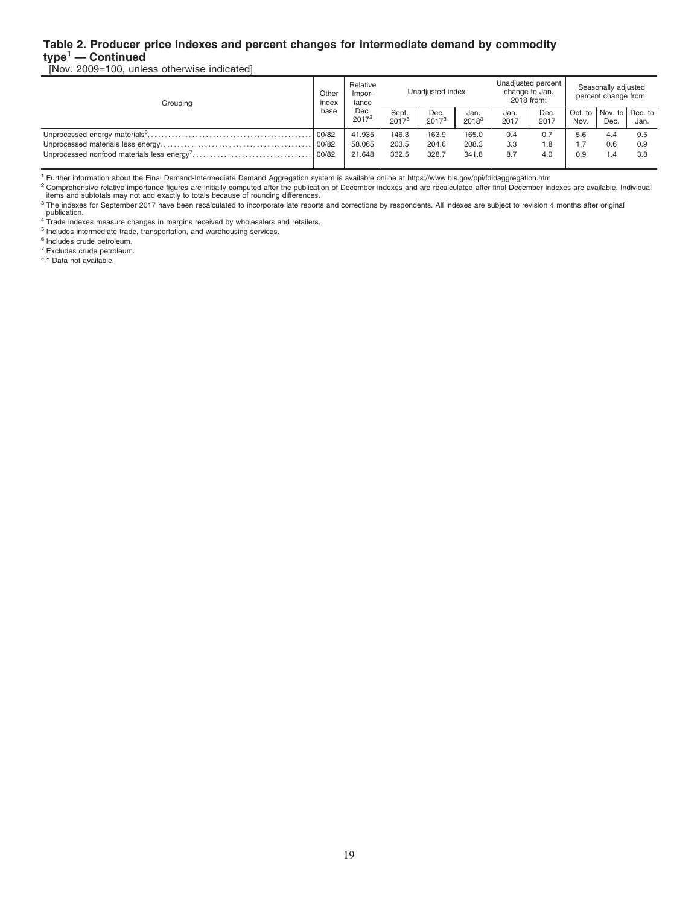**Table 2. Producer price indexes and percent changes for intermediate demand by commodity type[1] — Continued**

[Nov. 2009=100, unless otherwise indicated]

| Grouping | Other index base | Relative Impor-tance | Unadjusted index | | | Unadjusted percent change to Jan. 2018 from: | | Seasonally adjusted percent change from: | | |
|---|---|---|---|---|---|---|---|---|---|---|
| | | Dec. 2017[2] | Sept. 2017[3] | Dec. 2017[3] | Jan. 2018[3] | Jan. 2017 | Dec. 2017 | Oct. to Nov. | Nov. to Dec. | Dec. to Jan. |
| Unprocessed energy materials[6] | 00/82 | 41.935 | 146.3 | 163.9 | 165.0 | -0.4 | 0.7 | 5.6 | 4.4 | 0.5 |
| Unprocessed materials less energy | 00/82 | 58.065 | 203.5 | 204.6 | 208.3 | 3.3 | 1.8 | 1.7 | 0.6 | 0.9 |
| Unprocessed nonfood materials less energy[7] | 00/82 | 21.648 | 332.5 | 328.7 | 341.8 | 8.7 | 4.0 | 0.9 | 1.4 | 3.8 |

[1] Further information about the Final Demand-Intermediate Demand Aggregation system is available online at https://www.bls.gov/ppi/fdidaggregation.htm

[2] Comprehensive relative importance figures are initially computed after the publication of December indexes and are recalculated after final December indexes are available. Individual items and subtotals may not add exactly to totals because of rounding differences.

[3] The indexes for September 2017 have been recalculated to incorporate late reports and corrections by respondents. All indexes are subject to revision 4 months after original publication.

[4] Trade indexes measure changes in margins received by wholesalers and retailers.

[5] Includes intermediate trade, transportation, and warehousing services.

[6] Includes crude petroleum.

[7] Excludes crude petroleum.

"-" Data not available.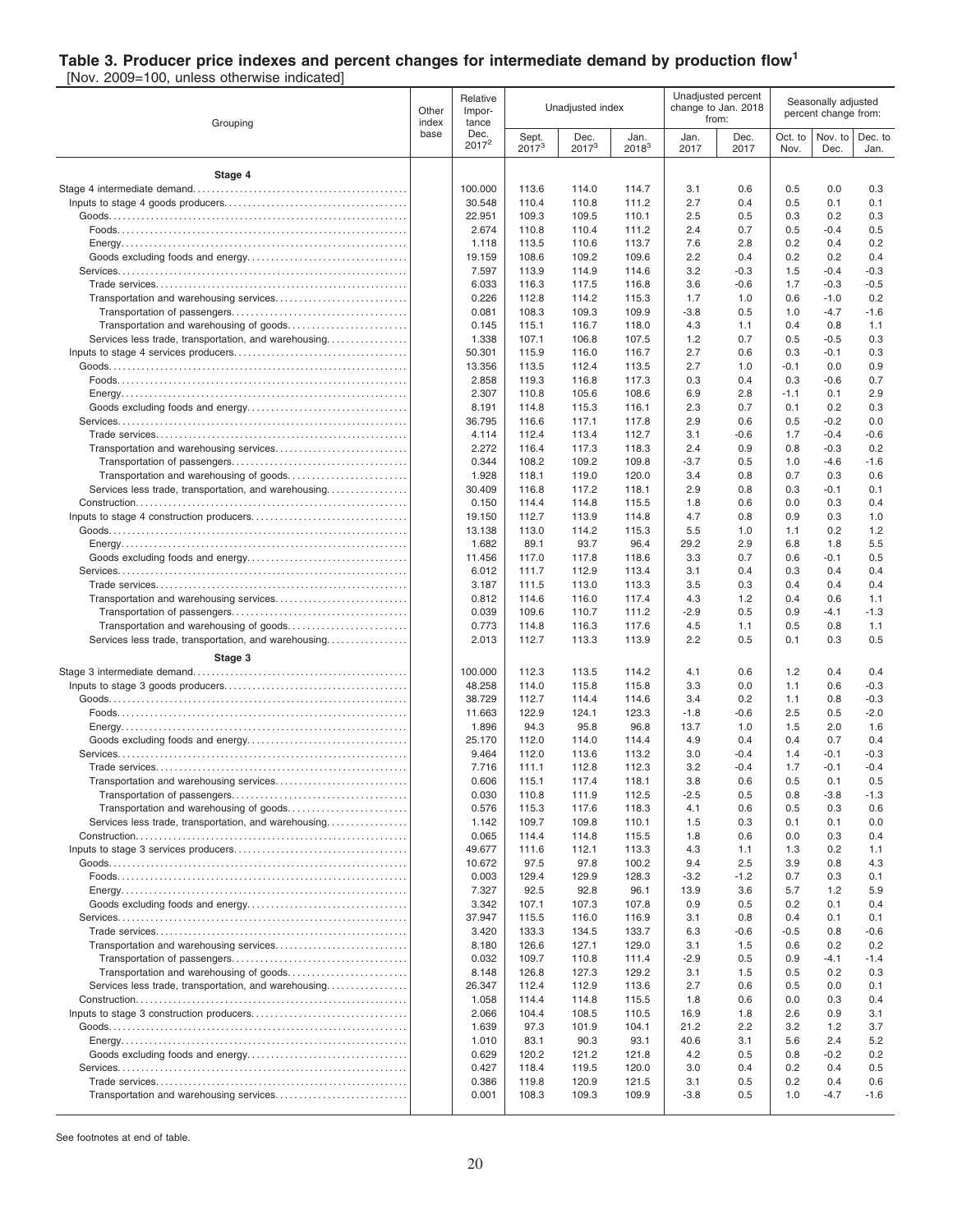## Table 3. Producer price indexes and percent changes for intermediate demand by production flow[1]

[Nov. 2009=100, unless otherwise indicated]

| Grouping | Other index base | Relative Importance Dec. 2017[2] | Unadjusted index | | | Unadjusted percent change to Jan. 2018 from: | | Seasonally adjusted percent change from: | | |
|---|---|---|---|---|---|---|---|---|---|---|
| | | | Sept. 2017[3] | Dec. 2017[3] | Jan. 2018[3] | Jan. 2017 | Dec. 2017 | Oct. to Nov. | Nov. to Dec. | Dec. to Jan. |
| **Stage 4** | | | | | | | | | | |
| Stage 4 intermediate demand | | 100.000 | 113.6 | 114.0 | 114.7 | 3.1 | 0.6 | 0.5 | 0.0 | 0.3 |
| Inputs to stage 4 goods producers | | 30.548 | 110.4 | 110.8 | 111.2 | 2.7 | 0.4 | 0.5 | 0.1 | 0.1 |
| Goods | | 22.951 | 109.3 | 109.5 | 110.1 | 2.5 | 0.5 | 0.3 | 0.2 | 0.3 |
| Foods | | 2.674 | 110.8 | 110.4 | 111.2 | 2.4 | 0.7 | 0.5 | -0.4 | 0.5 |
| Energy | | 1.118 | 113.5 | 110.6 | 113.7 | 7.6 | 2.8 | 0.2 | 0.4 | 0.2 |
| Goods excluding foods and energy | | 19.159 | 108.6 | 109.2 | 109.6 | 2.2 | 0.4 | 0.2 | 0.2 | 0.4 |
| Services | | 7.597 | 113.9 | 114.9 | 114.6 | 3.2 | -0.3 | 1.5 | -0.4 | -0.3 |
| Trade services | | 6.033 | 116.3 | 117.5 | 116.8 | 3.6 | -0.6 | 1.7 | -0.3 | -0.5 |
| Transportation and warehousing services | | 0.226 | 112.8 | 114.2 | 115.3 | 1.7 | 1.0 | 0.6 | -1.0 | 0.2 |
| Transportation of passengers | | 0.081 | 108.3 | 109.3 | 109.9 | -3.8 | 0.5 | 1.0 | -4.7 | -1.6 |
| Transportation and warehousing of goods | | 0.145 | 115.1 | 116.7 | 118.0 | 4.3 | 1.1 | 0.4 | 0.8 | 1.1 |
| Services less trade, transportation, and warehousing | | 1.338 | 107.1 | 106.8 | 107.5 | 1.2 | 0.7 | 0.5 | -0.5 | 0.3 |
| Inputs to stage 4 services producers | | 50.301 | 115.9 | 116.0 | 116.7 | 2.7 | 0.6 | 0.3 | -0.1 | 0.3 |
| Goods | | 13.356 | 113.5 | 112.4 | 113.5 | 2.7 | 1.0 | -0.1 | 0.0 | 0.9 |
| Foods | | 2.858 | 119.3 | 116.8 | 117.3 | 0.3 | 0.4 | 0.3 | -0.6 | 0.7 |
| Energy | | 2.307 | 110.8 | 105.6 | 108.6 | 6.9 | 2.8 | -1.1 | 0.1 | 2.9 |
| Goods excluding foods and energy | | 8.191 | 114.8 | 115.3 | 116.1 | 2.3 | 0.7 | 0.1 | 0.2 | 0.3 |
| Services | | 36.795 | 116.6 | 117.1 | 117.8 | 2.9 | 0.6 | 0.5 | -0.2 | 0.0 |
| Trade services | | 4.114 | 112.4 | 113.4 | 112.7 | 3.1 | -0.6 | 1.7 | -0.4 | -0.6 |
| Transportation and warehousing services | | 2.272 | 116.4 | 117.3 | 118.3 | 2.4 | 0.9 | 0.8 | -0.3 | 0.2 |
| Transportation of passengers | | 0.344 | 108.2 | 109.2 | 109.8 | -3.7 | 0.5 | 1.0 | -4.6 | -1.6 |
| Transportation and warehousing of goods | | 1.928 | 118.1 | 119.0 | 120.0 | 3.4 | 0.8 | 0.7 | 0.3 | 0.6 |
| Services less trade, transportation, and warehousing | | 30.409 | 116.8 | 117.2 | 118.1 | 2.9 | 0.8 | 0.3 | -0.1 | 0.1 |
| Construction | | 0.150 | 114.4 | 114.8 | 115.5 | 1.8 | 0.6 | 0.0 | 0.3 | 0.4 |
| Inputs to stage 4 construction producers | | 19.150 | 112.7 | 113.9 | 114.8 | 4.7 | 0.8 | 0.9 | 0.3 | 1.0 |
| Goods | | 13.138 | 113.0 | 114.2 | 115.3 | 5.5 | 1.0 | 1.1 | 0.2 | 1.2 |
| Energy | | 1.682 | 89.1 | 93.7 | 96.4 | 29.2 | 2.9 | 6.8 | 1.8 | 5.5 |
| Goods excluding foods and energy | | 11.456 | 117.0 | 117.8 | 118.6 | 3.3 | 0.7 | 0.6 | -0.1 | 0.5 |
| Services | | 6.012 | 111.7 | 112.9 | 113.4 | 3.1 | 0.4 | 0.3 | 0.4 | 0.4 |
| Trade services | | 3.187 | 111.5 | 113.0 | 113.3 | 3.5 | 0.3 | 0.4 | 0.4 | 0.4 |
| Transportation and warehousing services | | 0.812 | 114.6 | 116.0 | 117.4 | 4.3 | 1.2 | 0.4 | 0.6 | 1.1 |
| Transportation of passengers | | 0.039 | 109.6 | 110.7 | 111.2 | -2.9 | 0.5 | 0.9 | -4.1 | -1.3 |
| Transportation and warehousing of goods | | 0.773 | 114.8 | 116.3 | 117.6 | 4.5 | 1.1 | 0.5 | 0.8 | 1.1 |
| Services less trade, transportation, and warehousing | | 2.013 | 112.7 | 113.3 | 113.9 | 2.2 | 0.5 | 0.1 | 0.3 | 0.5 |
| **Stage 3** | | | | | | | | | | |
| Stage 3 intermediate demand | | 100.000 | 112.3 | 113.5 | 114.2 | 4.1 | 0.6 | 1.2 | 0.4 | 0.4 |
| Inputs to stage 3 goods producers | | 48.258 | 114.0 | 115.8 | 115.8 | 3.3 | 0.0 | 1.1 | 0.6 | -0.3 |
| Goods | | 38.729 | 112.7 | 114.4 | 114.6 | 3.4 | 0.2 | 1.1 | 0.8 | -0.3 |
| Foods | | 11.663 | 122.9 | 124.1 | 123.3 | -1.8 | -0.6 | 2.5 | 0.5 | -2.0 |
| Energy | | 1.896 | 94.3 | 95.8 | 96.8 | 13.7 | 1.0 | 1.5 | 2.0 | 1.6 |
| Goods excluding foods and energy | | 25.170 | 112.0 | 114.0 | 114.4 | 4.9 | 0.4 | 0.4 | 0.7 | 0.4 |
| Services | | 9.464 | 112.0 | 113.6 | 113.2 | 3.0 | -0.4 | 1.4 | -0.1 | -0.3 |
| Trade services | | 7.716 | 111.1 | 112.8 | 112.3 | 3.2 | -0.4 | 1.7 | -0.1 | -0.4 |
| Transportation and warehousing services | | 0.606 | 115.1 | 117.4 | 118.1 | 3.8 | 0.6 | 0.5 | 0.1 | 0.5 |
| Transportation of passengers | | 0.030 | 110.8 | 111.9 | 112.5 | -2.5 | 0.5 | 0.8 | -3.8 | -1.3 |
| Transportation and warehousing of goods | | 0.576 | 115.3 | 117.6 | 118.3 | 4.1 | 0.6 | 0.5 | 0.3 | 0.6 |
| Services less trade, transportation, and warehousing | | 1.142 | 109.7 | 109.8 | 110.1 | 1.5 | 0.3 | 0.1 | 0.1 | 0.0 |
| Construction | | 0.065 | 114.4 | 114.8 | 115.5 | 1.8 | 0.6 | 0.0 | 0.3 | 0.4 |
| Inputs to stage 3 services producers | | 49.677 | 111.6 | 112.1 | 113.3 | 4.3 | 1.1 | 1.3 | 0.2 | 1.1 |
| Goods | | 10.672 | 97.5 | 97.8 | 100.2 | 9.4 | 2.5 | 3.9 | 0.8 | 4.3 |
| Foods | | 0.003 | 129.4 | 129.9 | 128.3 | -3.2 | -1.2 | 0.7 | 0.3 | 0.1 |
| Energy | | 7.327 | 92.5 | 92.8 | 96.1 | 13.9 | 3.6 | 5.7 | 1.2 | 5.9 |
| Goods excluding foods and energy | | 3.342 | 107.1 | 107.3 | 107.8 | 0.9 | 0.5 | 0.2 | 0.1 | 0.4 |
| Services | | 37.947 | 115.5 | 116.0 | 116.9 | 3.1 | 0.8 | 0.4 | 0.1 | 0.1 |
| Trade services | | 3.420 | 133.3 | 134.5 | 133.7 | 6.3 | -0.6 | -0.5 | 0.8 | -0.6 |
| Transportation and warehousing services | | 8.180 | 126.6 | 127.1 | 129.0 | 3.1 | 1.5 | 0.6 | 0.2 | 0.2 |
| Transportation of passengers | | 0.032 | 109.7 | 110.8 | 111.4 | -2.9 | 0.5 | 0.9 | -4.1 | -1.4 |
| Transportation and warehousing of goods | | 8.148 | 126.8 | 127.3 | 129.2 | 3.1 | 1.5 | 0.5 | 0.2 | 0.3 |
| Services less trade, transportation, and warehousing | | 26.347 | 112.4 | 112.9 | 113.6 | 2.7 | 0.6 | 0.5 | 0.0 | 0.1 |
| Construction | | 1.058 | 114.4 | 114.8 | 115.5 | 1.8 | 0.6 | 0.0 | 0.3 | 0.4 |
| Inputs to stage 3 construction producers | | 2.066 | 104.4 | 108.5 | 110.5 | 16.9 | 1.8 | 2.6 | 0.9 | 3.1 |
| Goods | | 1.639 | 97.3 | 101.9 | 104.1 | 21.2 | 2.2 | 3.2 | 1.2 | 3.7 |
| Energy | | 1.010 | 83.1 | 90.3 | 93.1 | 40.6 | 3.1 | 5.6 | 2.4 | 5.2 |
| Goods excluding foods and energy | | 0.629 | 120.2 | 121.2 | 121.8 | 4.2 | 0.5 | 0.8 | -0.2 | 0.2 |
| Services | | 0.427 | 118.4 | 119.5 | 120.0 | 3.0 | 0.4 | 0.2 | 0.4 | 0.5 |
| Trade services | | 0.386 | 119.8 | 120.9 | 121.5 | 3.1 | 0.5 | 0.2 | 0.4 | 0.6 |
| Transportation and warehousing services | | 0.001 | 108.3 | 109.3 | 109.9 | -3.8 | 0.5 | 1.0 | -4.7 | -1.6 |

See footnotes at end of table.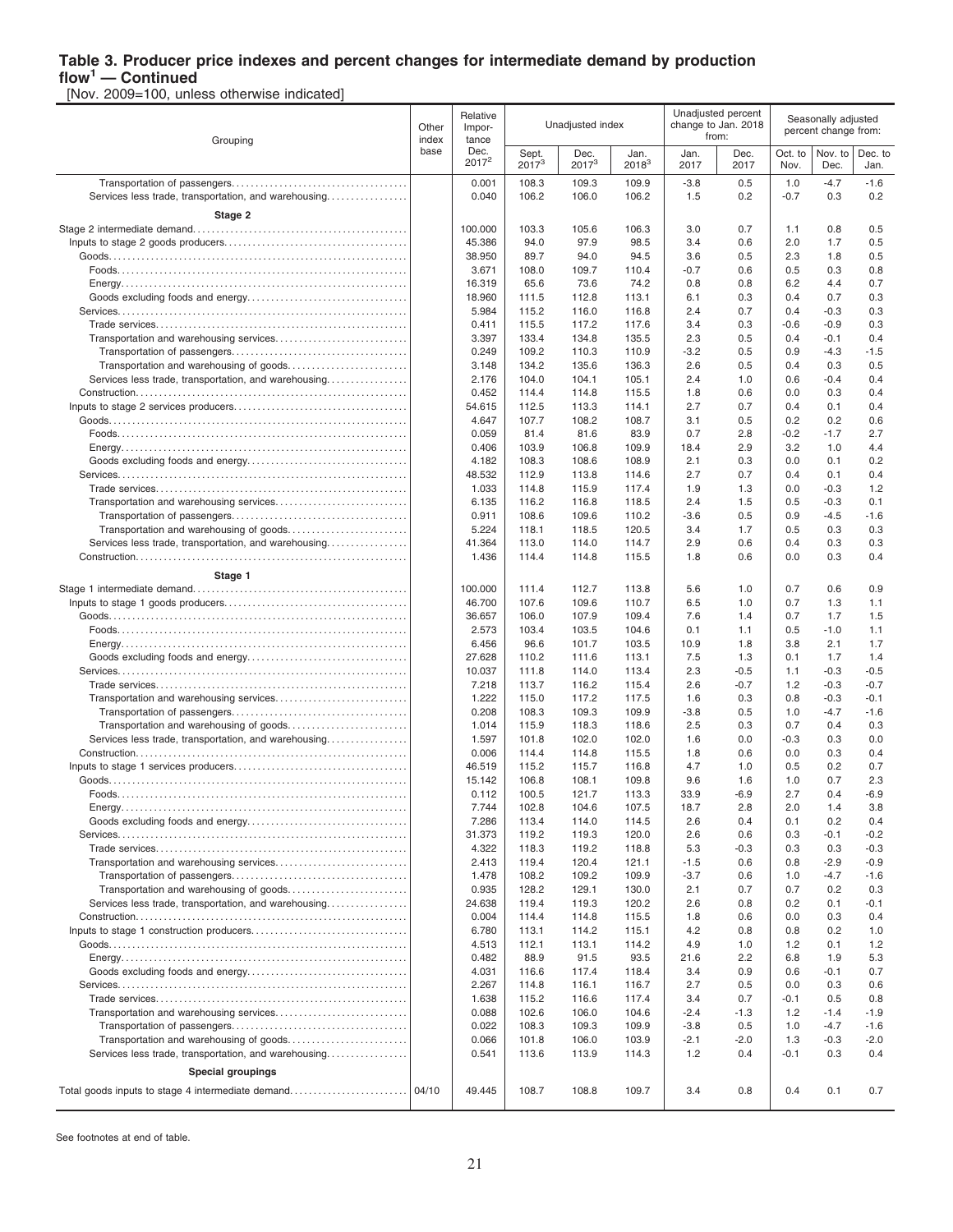### Table 3. Producer price indexes and percent changes for intermediate demand by production flow[1] — Continued

[Nov. 2009=100, unless otherwise indicated]

| Grouping | Other index base | Relative Importance Dec. 2017[2] | Unadjusted index Sept. 2017[3] | Unadjusted index Dec. 2017[3] | Unadjusted index Jan. 2018[3] | Unadjusted percent change to Jan. 2018 from: Jan. 2017 | Unadjusted percent change to Jan. 2018 from: Dec. 2017 | Seasonally adjusted percent change from: Oct. to Nov. | Seasonally adjusted percent change from: Nov. to Dec. | Seasonally adjusted percent change from: Dec. to Jan. |
|---|---|---|---|---|---|---|---|---|---|---|
| Transportation of passengers | | 0.001 | 108.3 | 109.3 | 109.9 | -3.8 | 0.5 | 1.0 | -4.7 | -1.6 |
| Services less trade, transportation, and warehousing | | 0.040 | 106.2 | 106.0 | 106.2 | 1.5 | 0.2 | -0.7 | 0.3 | 0.2 |
| **Stage 2** | | | | | | | | | | |
| Stage 2 intermediate demand | | 100.000 | 103.3 | 105.6 | 106.3 | 3.0 | 0.7 | 1.1 | 0.8 | 0.5 |
| Inputs to stage 2 goods producers | | 45.386 | 94.0 | 97.9 | 98.5 | 3.4 | 0.6 | 2.0 | 1.7 | 0.5 |
| Goods | | 38.950 | 89.7 | 94.0 | 94.5 | 3.6 | 0.5 | 2.3 | 1.8 | 0.5 |
| Foods | | 3.671 | 108.0 | 109.7 | 110.4 | -0.7 | 0.6 | 0.5 | 0.3 | 0.8 |
| Energy | | 16.319 | 65.6 | 73.6 | 74.2 | 0.8 | 0.8 | 6.2 | 4.4 | 0.7 |
| Goods excluding foods and energy | | 18.960 | 111.5 | 112.8 | 113.1 | 6.1 | 0.3 | 0.4 | 0.7 | 0.3 |
| Services | | 5.984 | 115.2 | 116.0 | 116.8 | 2.4 | 0.7 | 0.4 | -0.3 | 0.3 |
| Trade services | | 0.411 | 115.5 | 117.2 | 117.6 | 3.4 | 0.3 | -0.6 | -0.9 | 0.3 |
| Transportation and warehousing services | | 3.397 | 133.4 | 134.8 | 135.5 | 2.3 | 0.5 | 0.4 | -0.1 | 0.4 |
| Transportation of passengers | | 0.249 | 109.2 | 110.3 | 110.9 | -3.2 | 0.5 | 0.9 | -4.3 | -1.5 |
| Transportation and warehousing of goods | | 3.148 | 134.2 | 135.6 | 136.3 | 2.6 | 0.5 | 0.4 | 0.3 | 0.5 |
| Services less trade, transportation, and warehousing | | 2.176 | 104.0 | 104.1 | 105.1 | 2.4 | 1.0 | 0.6 | -0.4 | 0.4 |
| Construction | | 0.452 | 114.4 | 114.8 | 115.5 | 1.8 | 0.6 | 0.0 | 0.3 | 0.4 |
| Inputs to stage 2 services producers | | 54.615 | 112.5 | 113.3 | 114.1 | 2.7 | 0.7 | 0.4 | 0.1 | 0.4 |
| Goods | | 4.647 | 107.7 | 108.2 | 108.7 | 3.1 | 0.5 | 0.2 | 0.2 | 0.6 |
| Foods | | 0.059 | 81.4 | 81.6 | 83.9 | 0.7 | 2.8 | -0.2 | -1.7 | 2.7 |
| Energy | | 0.406 | 103.9 | 106.8 | 109.9 | 18.4 | 2.9 | 3.2 | 1.0 | 4.4 |
| Goods excluding foods and energy | | 4.182 | 108.3 | 108.6 | 108.9 | 2.1 | 0.3 | 0.0 | 0.1 | 0.2 |
| Services | | 48.532 | 112.9 | 113.8 | 114.6 | 2.7 | 0.7 | 0.4 | 0.1 | 0.4 |
| Trade services | | 1.033 | 114.8 | 115.9 | 117.4 | 1.9 | 1.3 | 0.0 | -0.3 | 1.2 |
| Transportation and warehousing services | | 6.135 | 116.2 | 116.8 | 118.5 | 2.4 | 1.5 | 0.5 | -0.3 | 0.1 |
| Transportation of passengers | | 0.911 | 108.6 | 109.6 | 110.2 | -3.6 | 0.5 | 0.9 | -4.5 | -1.6 |
| Transportation and warehousing of goods | | 5.224 | 118.1 | 118.5 | 120.5 | 3.4 | 1.7 | 0.5 | 0.3 | 0.3 |
| Services less trade, transportation, and warehousing | | 41.364 | 113.0 | 114.0 | 114.7 | 2.9 | 0.6 | 0.4 | 0.3 | 0.3 |
| Construction | | 1.436 | 114.4 | 114.8 | 115.5 | 1.8 | 0.6 | 0.0 | 0.3 | 0.4 |
| **Stage 1** | | | | | | | | | | |
| Stage 1 intermediate demand | | 100.000 | 111.4 | 112.7 | 113.8 | 5.6 | 1.0 | 0.7 | 0.6 | 0.9 |
| Inputs to stage 1 goods producers | | 46.700 | 107.6 | 109.6 | 110.7 | 6.5 | 1.0 | 0.7 | 1.3 | 1.1 |
| Goods | | 36.657 | 106.0 | 107.9 | 109.4 | 7.6 | 1.4 | 0.7 | 1.7 | 1.5 |
| Foods | | 2.573 | 103.4 | 103.5 | 104.6 | 0.1 | 1.1 | 0.5 | -1.0 | 1.1 |
| Energy | | 6.456 | 96.6 | 101.7 | 103.5 | 10.9 | 1.8 | 3.8 | 2.1 | 1.7 |
| Goods excluding foods and energy | | 27.628 | 110.2 | 111.6 | 113.1 | 7.5 | 1.3 | 0.1 | 1.7 | 1.4 |
| Services | | 10.037 | 111.8 | 114.0 | 113.4 | 2.3 | -0.5 | 1.1 | -0.3 | -0.5 |
| Trade services | | 7.218 | 113.7 | 116.2 | 115.4 | 2.6 | -0.7 | 1.2 | -0.3 | -0.7 |
| Transportation and warehousing services | | 1.222 | 115.0 | 117.2 | 117.5 | 1.6 | 0.3 | 0.8 | -0.3 | -0.1 |
| Transportation of passengers | | 0.208 | 108.3 | 109.3 | 109.9 | -3.8 | 0.5 | 1.0 | -4.7 | -1.6 |
| Transportation and warehousing of goods | | 1.014 | 115.9 | 118.3 | 118.6 | 2.5 | 0.3 | 0.7 | 0.4 | 0.3 |
| Services less trade, transportation, and warehousing | | 1.597 | 101.8 | 102.0 | 102.0 | 1.6 | 0.0 | -0.3 | 0.3 | 0.0 |
| Construction | | 0.006 | 114.4 | 114.8 | 115.5 | 1.8 | 0.6 | 0.0 | 0.3 | 0.4 |
| Inputs to stage 1 services producers | | 46.519 | 115.2 | 115.7 | 116.8 | 4.7 | 1.0 | 0.5 | 0.2 | 0.7 |
| Goods | | 15.142 | 106.8 | 108.1 | 109.8 | 9.6 | 1.6 | 1.0 | 0.7 | 2.3 |
| Foods | | 0.112 | 100.5 | 121.7 | 113.3 | 33.9 | -6.9 | 2.7 | 0.4 | -6.9 |
| Energy | | 7.744 | 102.8 | 104.6 | 107.5 | 18.7 | 2.8 | 2.0 | 1.4 | 3.8 |
| Goods excluding foods and energy | | 7.286 | 113.4 | 114.0 | 114.5 | 2.6 | 0.4 | 0.1 | 0.2 | 0.4 |
| Services | | 31.373 | 119.2 | 119.3 | 120.0 | 2.6 | 0.6 | 0.3 | -0.1 | -0.2 |
| Trade services | | 4.322 | 118.3 | 119.2 | 118.8 | 5.3 | -0.3 | 0.3 | 0.3 | -0.3 |
| Transportation and warehousing services | | 2.413 | 119.4 | 120.4 | 121.1 | -1.5 | 0.6 | 0.8 | -2.9 | -0.9 |
| Transportation of passengers | | 1.478 | 108.2 | 109.2 | 109.9 | -3.7 | 0.6 | 1.0 | -4.7 | -1.6 |
| Transportation and warehousing of goods | | 0.935 | 128.2 | 129.1 | 130.0 | 2.1 | 0.7 | 0.7 | 0.2 | 0.3 |
| Services less trade, transportation, and warehousing | | 24.638 | 119.4 | 119.3 | 120.2 | 2.6 | 0.8 | 0.2 | 0.1 | -0.1 |
| Construction | | 0.004 | 114.4 | 114.8 | 115.5 | 1.8 | 0.6 | 0.0 | 0.3 | 0.4 |
| Inputs to stage 1 construction producers | | 6.780 | 113.1 | 114.2 | 115.1 | 4.2 | 0.8 | 0.8 | 0.2 | 1.0 |
| Goods | | 4.513 | 112.1 | 113.1 | 114.2 | 4.9 | 1.0 | 1.2 | 0.1 | 1.2 |
| Energy | | 0.482 | 88.9 | 91.5 | 93.5 | 21.6 | 2.2 | 6.8 | 1.9 | 5.3 |
| Goods excluding foods and energy | | 4.031 | 116.6 | 117.4 | 118.4 | 3.4 | 0.9 | 0.6 | -0.1 | 0.7 |
| Services | | 2.267 | 114.8 | 116.1 | 116.7 | 2.7 | 0.5 | 0.0 | 0.3 | 0.6 |
| Trade services | | 1.638 | 115.2 | 116.6 | 117.4 | 3.4 | 0.7 | -0.1 | 0.5 | 0.8 |
| Transportation and warehousing services | | 0.088 | 102.6 | 106.0 | 104.6 | -2.4 | -1.3 | 1.2 | -1.4 | -1.9 |
| Transportation of passengers | | 0.022 | 108.3 | 109.3 | 109.9 | -3.8 | 0.5 | 1.0 | -4.7 | -1.6 |
| Transportation and warehousing of goods | | 0.066 | 101.8 | 106.0 | 103.9 | -2.1 | -2.0 | 1.3 | -0.3 | -2.0 |
| Services less trade, transportation, and warehousing | | 0.541 | 113.6 | 113.9 | 114.3 | 1.2 | 0.4 | -0.1 | 0.3 | 0.4 |
| **Special groupings** | | | | | | | | | | |
| Total goods inputs to stage 4 intermediate demand | 04/10 | 49.445 | 108.7 | 108.8 | 109.7 | 3.4 | 0.8 | 0.4 | 0.1 | 0.7 |

See footnotes at end of table.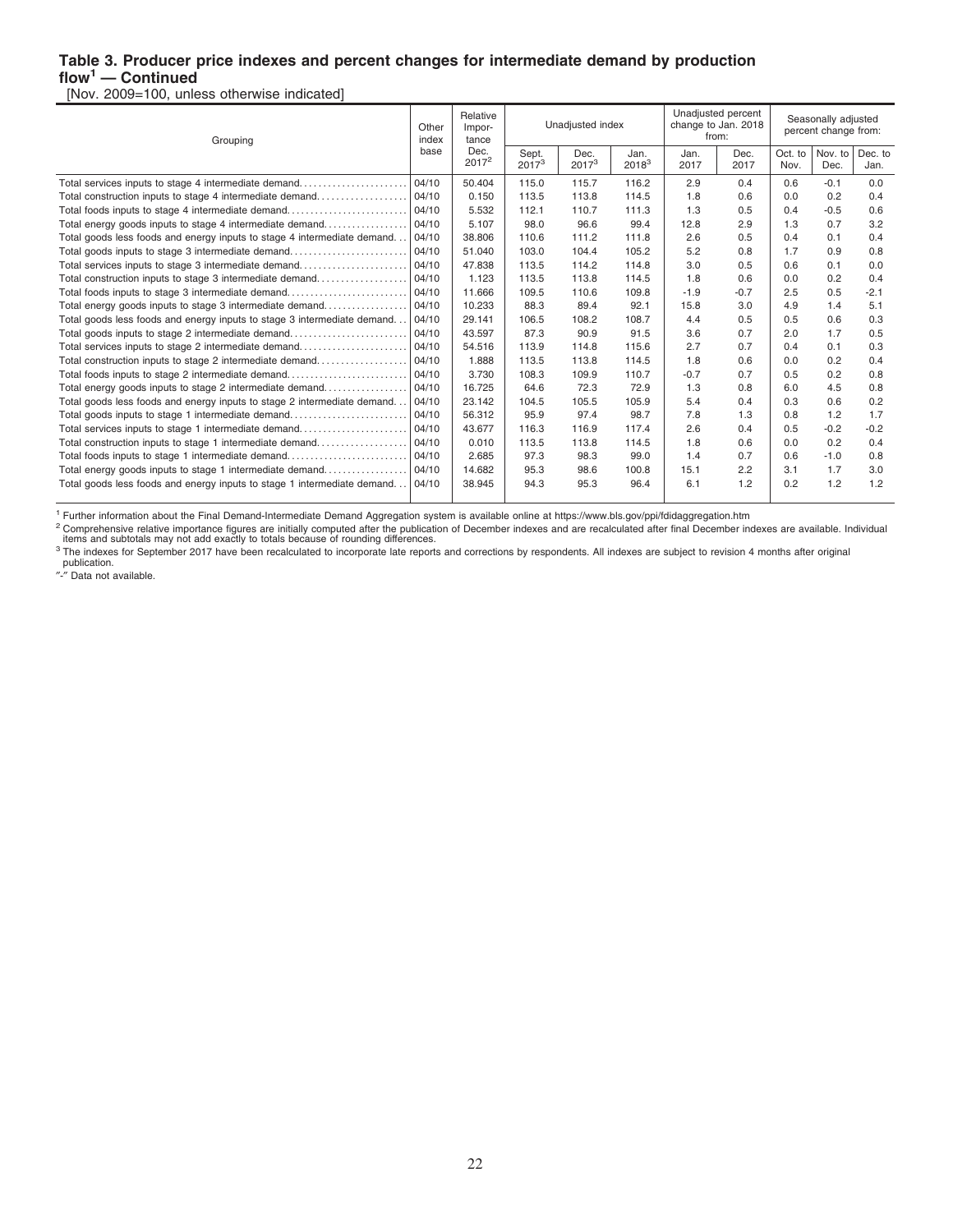## Table 3. Producer price indexes and percent changes for intermediate demand by production flow[1] — Continued

[Nov. 2009=100, unless otherwise indicated]

| Grouping | Other index base | Relative importance | Unadjusted index | | | Unadjusted percent change to Jan. 2018 from: | | Seasonally adjusted percent change from: | | |
|---|---|---|---|---|---|---|---|---|---|---|
| | | Dec. 2017[2] | Sept. 2017[3] | Dec. 2017[3] | Jan. 2018[3] | Jan. 2017 | Dec. 2017 | Oct. to Nov. | Nov. to Dec. | Dec. to Jan. |
| Total services inputs to stage 4 intermediate demand | 04/10 | 50.404 | 115.0 | 115.7 | 116.2 | 2.9 | 0.4 | 0.6 | -0.1 | 0.0 |
| Total construction inputs to stage 4 intermediate demand | 04/10 | 0.150 | 113.5 | 113.8 | 114.5 | 1.8 | 0.6 | 0.0 | 0.2 | 0.4 |
| Total foods inputs to stage 4 intermediate demand | 04/10 | 5.532 | 112.1 | 110.7 | 111.3 | 1.3 | 0.5 | 0.4 | -0.5 | 0.6 |
| Total energy goods inputs to stage 4 intermediate demand | 04/10 | 5.107 | 98.0 | 96.6 | 99.4 | 12.8 | 2.9 | 1.3 | 0.7 | 3.2 |
| Total goods less foods and energy inputs to stage 4 intermediate demand | 04/10 | 38.806 | 110.6 | 111.2 | 111.8 | 2.6 | 0.5 | 0.4 | 0.1 | 0.4 |
| Total goods inputs to stage 3 intermediate demand | 04/10 | 51.040 | 103.0 | 104.4 | 105.2 | 5.2 | 0.8 | 1.7 | 0.9 | 0.8 |
| Total services inputs to stage 3 intermediate demand | 04/10 | 47.838 | 113.5 | 114.2 | 114.8 | 3.0 | 0.5 | 0.6 | 0.1 | 0.0 |
| Total construction inputs to stage 3 intermediate demand | 04/10 | 1.123 | 113.5 | 113.8 | 114.5 | 1.8 | 0.6 | 0.0 | 0.2 | 0.4 |
| Total foods inputs to stage 3 intermediate demand | 04/10 | 11.666 | 109.5 | 110.6 | 109.8 | -1.9 | -0.7 | 2.5 | 0.5 | -2.1 |
| Total energy goods inputs to stage 3 intermediate demand | 04/10 | 10.233 | 88.3 | 89.4 | 92.1 | 15.8 | 3.0 | 4.9 | 1.4 | 5.1 |
| Total goods less foods and energy inputs to stage 3 intermediate demand | 04/10 | 29.141 | 106.5 | 108.2 | 108.7 | 4.4 | 0.5 | 0.5 | 0.6 | 0.3 |
| Total goods inputs to stage 2 intermediate demand | 04/10 | 43.597 | 87.3 | 90.9 | 91.5 | 3.6 | 0.7 | 2.0 | 1.7 | 0.5 |
| Total services inputs to stage 2 intermediate demand | 04/10 | 54.516 | 113.9 | 114.8 | 115.6 | 2.7 | 0.7 | 0.4 | 0.1 | 0.3 |
| Total construction inputs to stage 2 intermediate demand | 04/10 | 1.888 | 113.5 | 113.8 | 114.5 | 1.8 | 0.6 | 0.0 | 0.2 | 0.4 |
| Total foods inputs to stage 2 intermediate demand | 04/10 | 3.730 | 108.3 | 109.9 | 110.7 | -0.7 | 0.7 | 0.5 | 0.2 | 0.8 |
| Total energy goods inputs to stage 2 intermediate demand | 04/10 | 16.725 | 64.6 | 72.3 | 72.9 | 1.3 | 0.8 | 6.0 | 4.5 | 0.8 |
| Total goods less foods and energy inputs to stage 2 intermediate demand | 04/10 | 23.142 | 104.5 | 105.5 | 105.9 | 5.4 | 0.4 | 0.3 | 0.6 | 0.2 |
| Total goods inputs to stage 1 intermediate demand | 04/10 | 56.312 | 95.9 | 97.4 | 98.7 | 7.8 | 1.3 | 0.8 | 1.2 | 1.7 |
| Total services inputs to stage 1 intermediate demand | 04/10 | 43.677 | 116.3 | 116.9 | 117.4 | 2.6 | 0.4 | 0.5 | -0.2 | -0.2 |
| Total construction inputs to stage 1 intermediate demand | 04/10 | 0.010 | 113.5 | 113.8 | 114.5 | 1.8 | 0.6 | 0.0 | 0.2 | 0.4 |
| Total foods inputs to stage 1 intermediate demand | 04/10 | 2.685 | 97.3 | 98.3 | 99.0 | 1.4 | 0.7 | 0.6 | -1.0 | 0.8 |
| Total energy goods inputs to stage 1 intermediate demand | 04/10 | 14.682 | 95.3 | 98.6 | 100.8 | 15.1 | 2.2 | 3.1 | 1.7 | 3.0 |
| Total goods less foods and energy inputs to stage 1 intermediate demand | 04/10 | 38.945 | 94.3 | 95.3 | 96.4 | 6.1 | 1.2 | 0.2 | 1.2 | 1.2 |

[1] Further information about the Final Demand-Intermediate Demand Aggregation system is available online at https://www.bls.gov/ppi/fdidaggregation.htm

[2] Comprehensive relative importance figures are initially computed after the publication of December indexes and are recalculated after final December indexes are available. Individual items and subtotals may not add exactly to totals because of rounding differences.

[3] The indexes for September 2017 have been recalculated to incorporate late reports and corrections by respondents. All indexes are subject to revision 4 months after original publication.

"-" Data not available.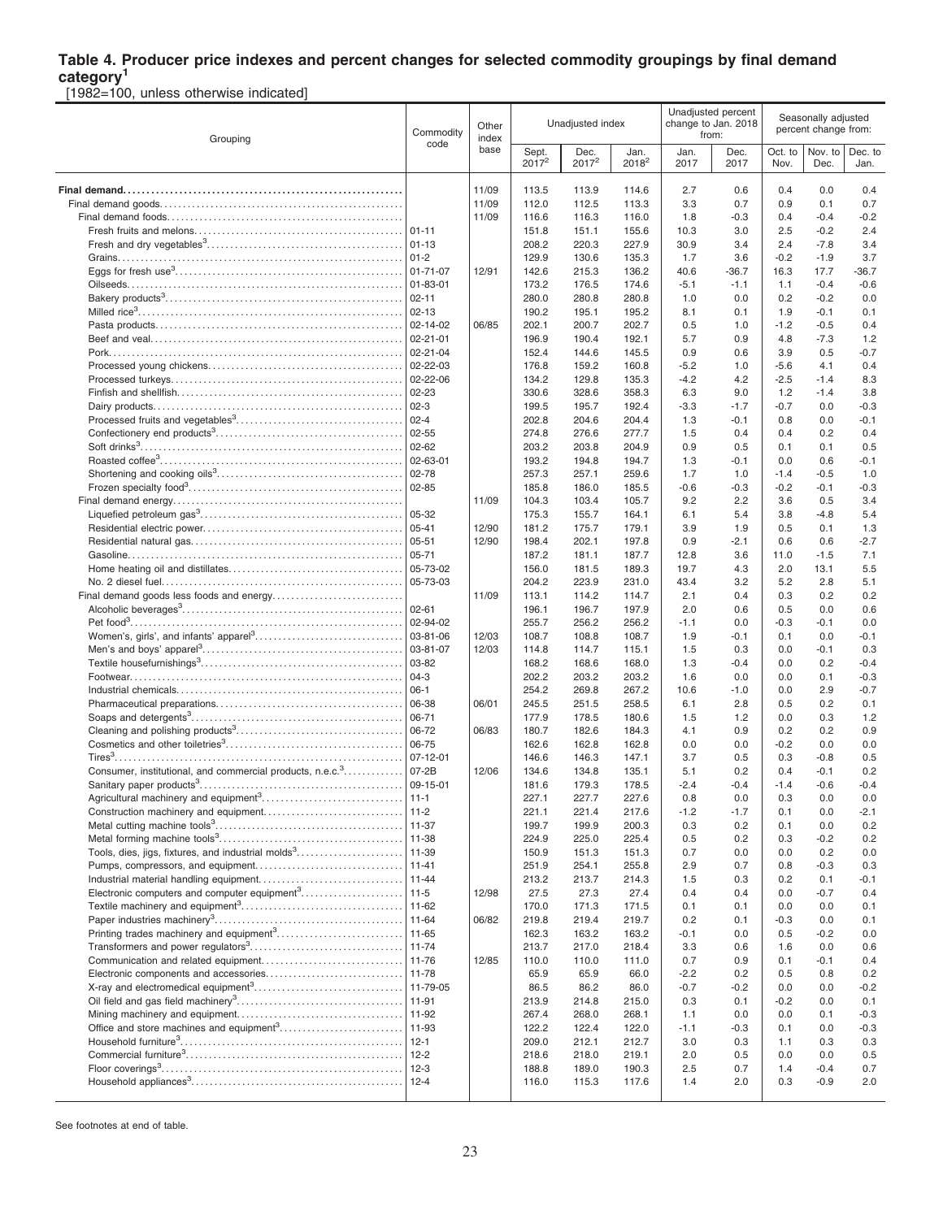## Table 4. Producer price indexes and percent changes for selected commodity groupings by final demand category[1]

[1982=100, unless otherwise indicated]

| Grouping | Commodity code | Other index base | Unadjusted index | | | Unadjusted percent change to Jan. 2018 from: | | Seasonally adjusted percent change from: | | |
|---|---|---|---|---|---|---|---|---|---|---|
| | | | Sept. 2017[2] | Dec. 2017[2] | Jan. 2018[2] | Jan. 2017 | Dec. 2017 | Oct. to Nov. | Nov. to Dec. | Dec. to Jan. |
| **Final demand** | | 11/09 | 113.5 | 113.9 | 114.6 | 2.7 | 0.6 | 0.4 | 0.0 | 0.4 |
| Final demand goods | | 11/09 | 112.0 | 112.5 | 113.3 | 3.3 | 0.7 | 0.9 | 0.1 | 0.7 |
| Final demand foods | | 11/09 | 116.6 | 116.3 | 116.0 | 1.8 | -0.3 | 0.4 | -0.4 | -0.2 |
| Fresh fruits and melons | 01-11 | | 151.8 | 151.1 | 155.6 | 10.3 | 3.0 | 2.5 | -0.2 | 2.4 |
| Fresh and dry vegetables[3] | 01-13 | | 208.2 | 220.3 | 227.9 | 30.9 | 3.4 | 2.4 | -7.8 | 3.4 |
| Grains | 01-2 | | 129.9 | 130.6 | 135.3 | 1.7 | 3.6 | -0.2 | -1.9 | 3.7 |
| Eggs for fresh use[3] | 01-71-07 | 12/91 | 142.6 | 215.3 | 136.2 | 40.6 | -36.7 | 16.3 | 17.7 | -36.7 |
| Oilseeds | 01-83-01 | | 173.2 | 176.5 | 174.6 | -5.1 | -1.1 | 1.1 | -0.4 | -0.6 |
| Bakery products[3] | 02-11 | | 280.0 | 280.8 | 280.8 | 1.0 | 0.0 | 0.2 | -0.2 | 0.0 |
| Milled rice[3] | 02-13 | | 190.2 | 195.1 | 195.2 | 8.1 | 0.1 | 1.9 | -0.1 | 0.1 |
| Pasta products | 02-14-02 | 06/85 | 202.1 | 200.7 | 202.7 | 0.5 | 1.0 | -1.2 | -0.5 | 0.4 |
| Beef and veal | 02-21-01 | | 196.9 | 190.4 | 192.1 | 5.7 | 0.9 | 4.8 | -7.3 | 1.2 |
| Pork | 02-21-04 | | 152.4 | 144.6 | 145.5 | 0.9 | 0.6 | 3.9 | 0.5 | -0.7 |
| Processed young chickens | 02-22-03 | | 176.8 | 159.2 | 160.8 | -5.2 | 1.0 | -5.6 | 4.1 | 0.4 |
| Processed turkeys | 02-22-06 | | 134.2 | 129.8 | 135.3 | -4.2 | 4.2 | -2.5 | -1.4 | 8.3 |
| Finfish and shellfish | 02-23 | | 330.6 | 328.6 | 358.3 | 6.3 | 9.0 | 1.2 | -1.4 | 3.8 |
| Dairy products | 02-3 | | 199.5 | 195.7 | 192.4 | -3.3 | -1.7 | -0.7 | 0.0 | -0.3 |
| Processed fruits and vegetables[3] | 02-4 | | 202.8 | 204.6 | 204.4 | 1.3 | -0.1 | 0.8 | 0.0 | -0.1 |
| Confectionery end products[3] | 02-55 | | 274.8 | 276.6 | 277.7 | 1.5 | 0.4 | 0.4 | 0.2 | 0.4 |
| Soft drinks[3] | 02-62 | | 203.2 | 203.8 | 204.9 | 0.9 | 0.5 | 0.1 | 0.1 | 0.5 |
| Roasted coffee[3] | 02-63-01 | | 193.2 | 194.8 | 194.7 | 1.3 | -0.1 | 0.0 | 0.6 | -0.1 |
| Shortening and cooking oils[3] | 02-78 | | 257.3 | 257.1 | 259.6 | 1.7 | 1.0 | -1.4 | -0.5 | 1.0 |
| Frozen specialty food[3] | 02-85 | | 185.8 | 186.0 | 185.5 | -0.6 | -0.3 | -0.2 | -0.1 | -0.3 |
| Final demand energy | | 11/09 | 104.3 | 103.4 | 105.7 | 9.2 | 2.2 | 3.6 | 0.5 | 3.4 |
| Liquefied petroleum gas[3] | 05-32 | | 175.3 | 155.7 | 164.1 | 6.1 | 5.4 | 3.8 | -4.8 | 5.4 |
| Residential electric power | 05-41 | 12/90 | 181.2 | 175.7 | 179.1 | 3.9 | 1.9 | 0.5 | 0.1 | 1.3 |
| Residential natural gas | 05-51 | 12/90 | 198.4 | 202.1 | 197.8 | 0.9 | -2.1 | 0.6 | 0.6 | -2.7 |
| Gasoline | 05-71 | | 187.2 | 181.1 | 187.7 | 12.8 | 3.6 | 11.0 | -1.5 | 7.1 |
| Home heating oil and distillates | 05-73-02 | | 156.0 | 181.5 | 189.3 | 19.7 | 4.3 | 2.0 | 13.1 | 5.5 |
| No. 2 diesel fuel | 05-73-03 | | 204.2 | 223.9 | 231.0 | 43.4 | 3.2 | 5.2 | 2.8 | 5.1 |
| Final demand goods less foods and energy | | 11/09 | 113.1 | 114.2 | 114.7 | 2.1 | 0.4 | 0.3 | 0.2 | 0.2 |
| Alcoholic beverages[3] | 02-61 | | 196.1 | 196.7 | 197.9 | 2.0 | 0.6 | 0.5 | 0.0 | 0.6 |
| Pet food[3] | 02-94-02 | | 255.7 | 256.2 | 256.2 | -1.1 | 0.0 | -0.3 | -0.1 | 0.0 |
| Women's, girls', and infants' apparel[3] | 03-81-06 | 12/03 | 108.7 | 108.8 | 108.7 | 1.9 | -0.1 | 0.1 | 0.0 | -0.1 |
| Men's and boys' apparel[3] | 03-81-07 | 12/03 | 114.8 | 114.7 | 115.1 | 1.5 | 0.3 | 0.0 | -0.1 | 0.3 |
| Textile housefurnishings[3] | 03-82 | | 168.2 | 168.6 | 168.0 | 1.3 | -0.4 | 0.0 | 0.2 | -0.4 |
| Footwear | 04-3 | | 202.2 | 203.2 | 203.2 | 1.6 | 0.0 | 0.0 | 0.1 | -0.3 |
| Industrial chemicals | 06-1 | | 254.2 | 269.8 | 267.2 | 10.6 | -1.0 | 0.0 | 2.9 | -0.7 |
| Pharmaceutical preparations | 06-38 | 06/01 | 245.5 | 251.5 | 258.5 | 6.1 | 2.8 | 0.5 | 0.2 | 0.1 |
| Soaps and detergents[3] | 06-71 | | 177.9 | 178.5 | 180.6 | 1.5 | 1.2 | 0.0 | 0.3 | 1.2 |
| Cleaning and polishing products[3] | 06-72 | 06/83 | 180.7 | 182.6 | 184.3 | 4.1 | 0.9 | 0.2 | 0.2 | 0.9 |
| Cosmetics and other toiletries[3] | 06-75 | | 162.6 | 162.8 | 162.8 | 0.0 | 0.0 | -0.2 | 0.0 | 0.0 |
| Tires[3] | 07-12-01 | | 146.6 | 146.3 | 147.1 | 3.7 | 0.5 | 0.3 | -0.8 | 0.5 |
| Consumer, institutional, and commercial products, n.e.c.[3] | 07-2B | 12/06 | 134.6 | 134.8 | 135.1 | 5.1 | 0.2 | 0.4 | -0.1 | 0.2 |
| Sanitary paper products[3] | 09-15-01 | | 181.6 | 179.3 | 178.5 | -2.4 | -0.4 | -1.4 | -0.6 | -0.4 |
| Agricultural machinery and equipment[3] | 11-1 | | 227.1 | 227.7 | 227.6 | 0.8 | 0.0 | 0.3 | 0.0 | 0.0 |
| Construction machinery and equipment | 11-2 | | 221.1 | 221.4 | 217.6 | -1.2 | -1.7 | 0.1 | 0.0 | -2.1 |
| Metal cutting machine tools[3] | 11-37 | | 199.7 | 199.9 | 200.3 | 0.3 | 0.2 | 0.1 | 0.0 | 0.2 |
| Metal forming machine tools[3] | 11-38 | | 224.9 | 225.0 | 225.4 | 0.5 | 0.2 | 0.3 | -0.2 | 0.2 |
| Tools, dies, jigs, fixtures, and industrial molds[3] | 11-39 | | 150.9 | 151.3 | 151.3 | 0.7 | 0.0 | 0.0 | 0.2 | 0.0 |
| Pumps, compressors, and equipment | 11-41 | | 251.9 | 254.1 | 255.8 | 2.9 | 0.7 | 0.8 | -0.3 | 0.3 |
| Industrial material handling equipment | 11-44 | | 213.2 | 213.7 | 214.3 | 1.5 | 0.3 | 0.2 | 0.1 | -0.1 |
| Electronic computers and computer equipment[3] | 11-5 | 12/98 | 27.5 | 27.3 | 27.4 | 0.4 | 0.4 | 0.0 | -0.7 | 0.4 |
| Textile machinery and equipment[3] | 11-62 | | 170.0 | 171.3 | 171.5 | 0.1 | 0.1 | 0.0 | 0.0 | 0.1 |
| Paper industries machinery[3] | 11-64 | 06/82 | 219.8 | 219.4 | 219.7 | 0.2 | 0.1 | -0.3 | 0.0 | 0.1 |
| Printing trades machinery and equipment[3] | 11-65 | | 162.3 | 163.2 | 163.2 | -0.1 | 0.0 | 0.5 | -0.2 | 0.0 |
| Transformers and power regulators[3] | 11-74 | | 213.7 | 217.0 | 218.4 | 3.3 | 0.6 | 1.6 | 0.0 | 0.6 |
| Communication and related equipment | 11-76 | 12/85 | 110.0 | 110.0 | 111.0 | 0.7 | 0.9 | 0.1 | -0.1 | 0.4 |
| Electronic components and accessories | 11-78 | | 65.9 | 65.9 | 66.0 | -2.2 | 0.2 | 0.5 | 0.8 | 0.2 |
| X-ray and electromedical equipment[3] | 11-79-05 | | 86.5 | 86.2 | 86.0 | -0.7 | -0.2 | 0.0 | 0.0 | -0.2 |
| Oil field and gas field machinery[3] | 11-91 | | 213.9 | 214.8 | 215.0 | 0.3 | 0.1 | -0.2 | 0.0 | 0.1 |
| Mining machinery and equipment | 11-92 | | 267.4 | 268.0 | 268.1 | 1.1 | 0.0 | 0.0 | 0.1 | -0.3 |
| Office and store machines and equipment[3] | 11-93 | | 122.2 | 122.4 | 122.0 | -1.1 | -0.3 | 0.1 | 0.0 | -0.3 |
| Household furniture[3] | 12-1 | | 209.0 | 212.1 | 212.7 | 3.0 | 0.3 | 1.1 | 0.3 | 0.3 |
| Commercial furniture[3] | 12-2 | | 218.6 | 218.0 | 219.1 | 2.0 | 0.5 | 0.0 | 0.0 | 0.5 |
| Floor coverings[3] | 12-3 | | 188.8 | 189.0 | 190.3 | 2.5 | 0.7 | 1.4 | -0.4 | 0.7 |
| Household appliances[3] | 12-4 | | 116.0 | 115.3 | 117.6 | 1.4 | 2.0 | 0.3 | -0.9 | 2.0 |

See footnotes at end of table.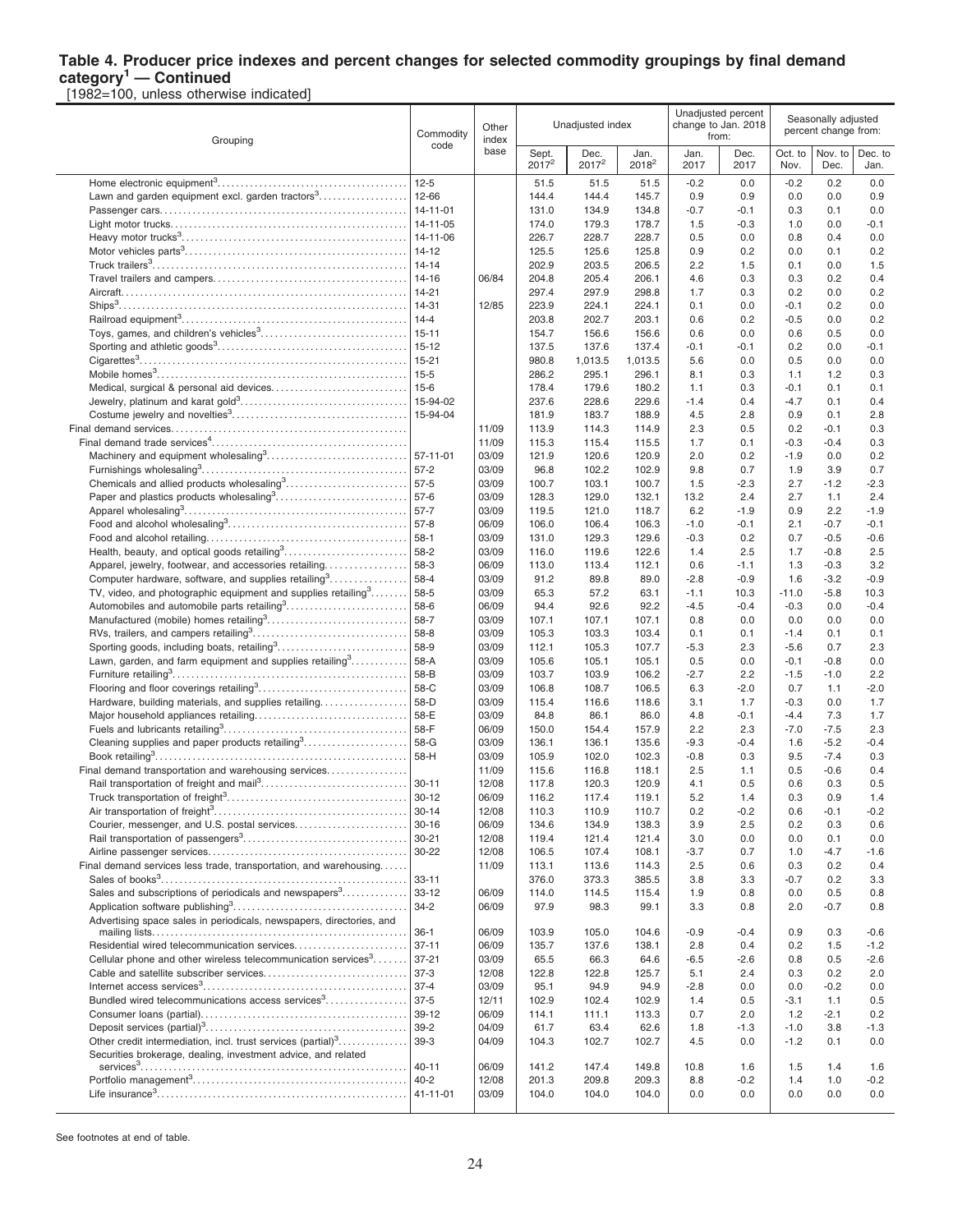# Table 4. Producer price indexes and percent changes for selected commodity groupings by final demand category[1] — Continued

[1982=100, unless otherwise indicated]

| Grouping | Commodity code | Other index base | Unadjusted index | | | Unadjusted percent change to Jan. 2018 from: | | Seasonally adjusted percent change from: | | |
|---|---|---|---|---|---|---|---|---|---|---|
| | | | Sept. 2017[2] | Dec. 2017[2] | Jan. 2018[2] | Jan. 2017 | Dec. 2017 | Oct. to Nov. | Nov. to Dec. | Dec. to Jan. |
| Home electronic equipment[3] | 12-5 | | 51.5 | 51.5 | 51.5 | -0.2 | 0.0 | -0.2 | 0.2 | 0.0 |
| Lawn and garden equipment excl. garden tractors[3] | 12-66 | | 144.4 | 144.4 | 145.7 | 0.9 | 0.9 | 0.0 | 0.0 | 0.9 |
| Passenger cars | 14-11-01 | | 131.0 | 134.9 | 134.8 | -0.7 | -0.1 | 0.3 | 0.1 | 0.0 |
| Light motor trucks | 14-11-05 | | 174.0 | 179.3 | 178.7 | 1.5 | -0.3 | 1.0 | 0.0 | -0.1 |
| Heavy motor trucks[3] | 14-11-06 | | 226.7 | 228.7 | 228.7 | 0.5 | 0.0 | 0.8 | 0.4 | 0.0 |
| Motor vehicles parts[3] | 14-12 | | 125.5 | 125.6 | 125.8 | 0.9 | 0.2 | 0.0 | 0.1 | 0.2 |
| Truck trailers[3] | 14-14 | | 202.9 | 203.5 | 206.5 | 2.2 | 1.5 | 0.1 | 0.0 | 1.5 |
| Travel trailers and campers | 14-16 | 06/84 | 204.8 | 205.4 | 206.1 | 4.6 | 0.3 | 0.3 | 0.2 | 0.4 |
| Aircraft | 14-21 | | 297.4 | 297.9 | 298.8 | 1.7 | 0.3 | 0.2 | 0.0 | 0.2 |
| Ships[3] | 14-31 | 12/85 | 223.9 | 224.1 | 224.1 | 0.1 | 0.0 | -0.1 | 0.2 | 0.0 |
| Railroad equipment[3] | 14-4 | | 203.8 | 202.7 | 203.1 | 0.6 | 0.2 | -0.5 | 0.0 | 0.2 |
| Toys, games, and children's vehicles[3] | 15-11 | | 154.7 | 156.6 | 156.6 | 0.6 | 0.0 | 0.6 | 0.5 | 0.0 |
| Sporting and athletic goods[3] | 15-12 | | 137.5 | 137.6 | 137.4 | -0.1 | -0.1 | 0.2 | 0.0 | -0.1 |
| Cigarettes[3] | 15-21 | | 980.8 | 1,013.5 | 1,013.5 | 5.6 | 0.0 | 0.5 | 0.0 | 0.0 |
| Mobile homes[3] | 15-5 | | 286.2 | 295.1 | 296.1 | 8.1 | 0.3 | 1.1 | 1.2 | 0.3 |
| Medical, surgical & personal aid devices | 15-6 | | 178.4 | 179.6 | 180.2 | 1.1 | 0.3 | -0.1 | 0.1 | 0.1 |
| Jewelry, platinum and karat gold[3] | 15-94-02 | | 237.6 | 228.6 | 229.6 | -1.4 | 0.4 | -4.7 | 0.1 | 0.4 |
| Costume jewelry and novelties[3] | 15-94-04 | | 181.9 | 183.7 | 188.9 | 4.5 | 2.8 | 0.9 | 0.1 | 2.8 |
| Final demand services | | 11/09 | 113.9 | 114.3 | 114.9 | 2.3 | 0.5 | 0.2 | -0.1 | 0.3 |
| Final demand trade services[4] | | 11/09 | 115.3 | 115.4 | 115.5 | 1.7 | 0.1 | -0.3 | -0.4 | 0.3 |
| Machinery and equipment wholesaling[3] | 57-11-01 | 03/09 | 121.9 | 120.6 | 120.9 | 2.0 | 0.2 | -1.9 | 0.0 | 0.2 |
| Furnishings wholesaling[3] | 57-2 | 03/09 | 96.8 | 102.2 | 102.9 | 9.8 | 0.7 | 1.9 | 3.9 | 0.7 |
| Chemicals and allied products wholesaling[3] | 57-5 | 03/09 | 100.7 | 103.1 | 100.7 | 1.5 | -2.3 | 2.7 | -1.2 | -2.3 |
| Paper and plastics products wholesaling[3] | 57-6 | 03/09 | 128.3 | 129.0 | 132.1 | 13.2 | 2.4 | 2.7 | 1.1 | 2.4 |
| Apparel wholesaling[3] | 57-7 | 03/09 | 119.5 | 121.0 | 118.7 | 6.2 | -1.9 | 0.9 | 2.2 | -1.9 |
| Food and alcohol wholesaling[3] | 57-8 | 06/09 | 106.0 | 106.4 | 106.3 | -1.0 | -0.1 | 2.1 | -0.7 | -0.1 |
| Food and alcohol retailing | 58-1 | 03/09 | 131.0 | 129.3 | 129.6 | -0.3 | 0.2 | 0.7 | -0.5 | -0.6 |
| Health, beauty, and optical goods retailing[3] | 58-2 | 03/09 | 116.0 | 119.6 | 122.6 | 1.4 | 2.5 | 1.7 | -0.8 | 2.5 |
| Apparel, jewelry, footwear, and accessories retailing | 58-3 | 06/09 | 113.0 | 113.4 | 112.1 | 0.6 | -1.1 | 1.3 | -0.3 | 3.2 |
| Computer hardware, software, and supplies retailing[3] | 58-4 | 03/09 | 91.2 | 89.8 | 89.0 | -2.8 | -0.9 | 1.6 | -3.2 | -0.9 |
| TV, video, and photographic equipment and supplies retailing[3] | 58-5 | 03/09 | 65.3 | 57.2 | 63.1 | -1.1 | 10.3 | -11.0 | -5.8 | 10.3 |
| Automobiles and automobile parts retailing[3] | 58-6 | 06/09 | 94.4 | 92.6 | 92.2 | -4.5 | -0.4 | -0.3 | 0.0 | -0.4 |
| Manufactured (mobile) homes retailing[3] | 58-7 | 03/09 | 107.1 | 107.1 | 107.1 | 0.8 | 0.0 | 0.0 | 0.0 | 0.0 |
| RVs, trailers, and campers retailing[3] | 58-8 | 03/09 | 105.3 | 103.3 | 103.4 | 0.1 | 0.1 | -1.4 | 0.1 | 0.1 |
| Sporting goods, including boats, retailing[3] | 58-9 | 03/09 | 112.1 | 105.3 | 107.7 | -5.3 | 2.3 | -5.6 | 0.7 | 2.3 |
| Lawn, garden, and farm equipment and supplies retailing[3] | 58-A | 03/09 | 105.6 | 105.1 | 105.1 | 0.5 | 0.0 | -0.1 | -0.8 | 0.0 |
| Furniture retailing[3] | 58-B | 03/09 | 103.7 | 103.9 | 106.2 | -2.7 | 2.2 | -1.5 | -1.0 | 2.2 |
| Flooring and floor coverings retailing[3] | 58-C | 03/09 | 106.8 | 108.7 | 106.5 | 6.3 | -2.0 | 0.7 | 1.1 | -2.0 |
| Hardware, building materials, and supplies retailing | 58-D | 03/09 | 115.4 | 116.6 | 118.6 | 3.1 | 1.7 | -0.3 | 0.0 | 1.7 |
| Major household appliances retailing | 58-E | 03/09 | 84.8 | 86.1 | 86.0 | 4.8 | -0.1 | -4.4 | 7.3 | 1.7 |
| Fuels and lubricants retailing[3] | 58-F | 06/09 | 150.0 | 154.4 | 157.9 | 2.2 | 2.3 | -7.0 | -7.5 | 2.3 |
| Cleaning supplies and paper products retailing[3] | 58-G | 03/09 | 136.1 | 136.1 | 135.6 | -9.3 | -0.4 | 1.6 | -5.2 | -0.4 |
| Book retailing[3] | 58-H | 03/09 | 105.9 | 102.0 | 102.3 | -0.8 | 0.3 | 9.5 | -7.4 | 0.3 |
| Final demand transportation and warehousing services | | 11/09 | 115.6 | 116.8 | 118.1 | 2.5 | 1.1 | 0.5 | -0.6 | 0.4 |
| Rail transportation of freight and mail[3] | 30-11 | 12/08 | 117.8 | 120.3 | 120.9 | 4.1 | 0.5 | 0.6 | 0.3 | 0.5 |
| Truck transportation of freight[3] | 30-12 | 06/09 | 116.2 | 117.4 | 119.1 | 5.2 | 1.4 | 0.3 | 0.9 | 1.4 |
| Air transportation of freight[3] | 30-14 | 12/08 | 110.3 | 110.9 | 110.7 | 0.2 | -0.2 | 0.6 | -0.1 | -0.2 |
| Courier, messenger, and U.S. postal services | 30-16 | 06/09 | 134.6 | 134.9 | 138.3 | 3.9 | 2.5 | 0.2 | 0.3 | 0.6 |
| Rail transportation of passengers[3] | 30-21 | 12/08 | 119.4 | 121.4 | 121.4 | 3.0 | 0.0 | 0.0 | 0.1 | 0.0 |
| Airline passenger services | 30-22 | 12/08 | 106.5 | 107.4 | 108.1 | -3.7 | 0.7 | 1.0 | -4.7 | -1.6 |
| Final demand services less trade, transportation, and warehousing | | 11/09 | 113.1 | 113.6 | 114.3 | 2.5 | 0.6 | 0.3 | 0.2 | 0.4 |
| Sales of books[3] | 33-11 | | 376.0 | 373.3 | 385.5 | 3.8 | 3.3 | -0.7 | 0.2 | 3.3 |
| Sales and subscriptions of periodicals and newspapers[3] | 33-12 | 06/09 | 114.0 | 114.5 | 115.4 | 1.9 | 0.8 | 0.0 | 0.5 | 0.8 |
| Application software publishing[3] | 34-2 | 06/09 | 97.9 | 98.3 | 99.1 | 3.3 | 0.8 | 2.0 | -0.7 | 0.8 |
| Advertising space sales in periodicals, newspapers, directories, and mailing lists | 36-1 | 06/09 | 103.9 | 105.0 | 104.6 | -0.9 | -0.4 | 0.9 | 0.3 | -0.6 |
| Residential wired telecommunication services | 37-11 | 06/09 | 135.7 | 137.6 | 138.1 | 2.8 | 0.4 | 0.2 | 1.5 | -1.2 |
| Cellular phone and other wireless telecommunication services[3] | 37-21 | 03/09 | 65.5 | 66.3 | 64.6 | -6.5 | -2.6 | 0.8 | 0.5 | -2.6 |
| Cable and satellite subscriber services | 37-3 | 12/08 | 122.8 | 122.8 | 125.7 | 5.1 | 2.4 | 0.3 | 0.2 | 2.0 |
| Internet access services[3] | 37-4 | 03/09 | 95.1 | 94.9 | 94.9 | -2.8 | 0.0 | 0.0 | -0.2 | 0.0 |
| Bundled wired telecommunications access services[3] | 37-5 | 12/11 | 102.9 | 102.4 | 102.9 | 1.4 | 0.5 | -3.1 | 1.1 | 0.5 |
| Consumer loans (partial) | 39-12 | 06/09 | 114.1 | 111.1 | 113.3 | 0.7 | 2.0 | 1.2 | -2.1 | 0.2 |
| Deposit services (partial)[3] | 39-2 | 04/09 | 61.7 | 63.4 | 62.6 | 1.8 | -1.3 | -1.0 | 3.8 | -1.3 |
| Other credit intermediation, incl. trust services (partial)[3] | 39-3 | 04/09 | 104.3 | 102.7 | 102.7 | 4.5 | 0.0 | -1.2 | 0.1 | 0.0 |
| Securities brokerage, dealing, investment advice, and related services[3] | 40-11 | 06/09 | 141.2 | 147.4 | 149.8 | 10.8 | 1.6 | 1.5 | 1.4 | 1.6 |
| Portfolio management[3] | 40-2 | 12/08 | 201.3 | 209.8 | 209.3 | 8.8 | -0.2 | 1.4 | 1.0 | -0.2 |
| Life insurance[3] | 41-11-01 | 03/09 | 104.0 | 104.0 | 104.0 | 0.0 | 0.0 | 0.0 | 0.0 | 0.0 |

See footnotes at end of table.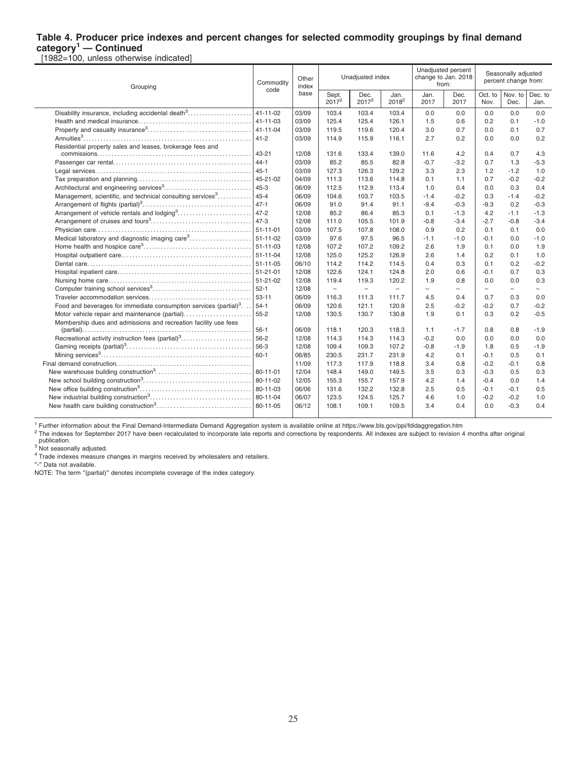### Table 4. Producer price indexes and percent changes for selected commodity groupings by final demand category[1] — Continued

[1982=100, unless otherwise indicated]

| Grouping | Commodity code | Other index base | Unadjusted index | | | Unadjusted percent change to Jan. 2018 from: | | Seasonally adjusted percent change from: | | |
|---|---|---|---|---|---|---|---|---|---|---|
| | | | Sept. 2017[2] | Dec. 2017[2] | Jan. 2018[2] | Jan. 2017 | Dec. 2017 | Oct. to Nov. | Nov. to Dec. | Dec. to Jan. |
| Disability insurance, including accidental death[3] | 41-11-02 | 03/09 | 103.4 | 103.4 | 103.4 | 0.0 | 0.0 | 0.0 | 0.0 | 0.0 |
| Health and medical insurance | 41-11-03 | 03/09 | 125.4 | 125.4 | 126.1 | 1.5 | 0.6 | 0.2 | 0.1 | -1.0 |
| Property and casualty insurance[3] | 41-11-04 | 03/09 | 119.5 | 119.6 | 120.4 | 3.0 | 0.7 | 0.0 | 0.1 | 0.7 |
| Annuities[3] | 41-2 | 03/09 | 114.9 | 115.9 | 116.1 | 2.7 | 0.2 | 0.0 | 0.0 | 0.2 |
| Residential property sales and leases, brokerage fees and commissions | 43-21 | 12/08 | 131.6 | 133.4 | 139.0 | 11.6 | 4.2 | 0.4 | 0.7 | 4.3 |
| Passenger car rental | 44-1 | 03/09 | 85.2 | 85.5 | 82.8 | -0.7 | -3.2 | 0.7 | 1.3 | -5.3 |
| Legal services | 45-1 | 03/09 | 127.3 | 126.3 | 129.2 | 3.3 | 2.3 | 1.2 | -1.2 | 1.0 |
| Tax preparation and planning | 45-21-02 | 04/09 | 111.3 | 113.6 | 114.8 | 0.1 | 1.1 | 0.7 | -0.2 | -0.2 |
| Architectural and engineering services[3] | 45-3 | 06/09 | 112.5 | 112.9 | 113.4 | 1.0 | 0.4 | 0.0 | 0.3 | 0.4 |
| Management, scientific, and technical consulting services[3] | 45-4 | 06/09 | 104.6 | 103.7 | 103.5 | -1.4 | -0.2 | 0.3 | -1.4 | -0.2 |
| Arrangement of flights (partial)[3] | 47-1 | 06/09 | 91.0 | 91.4 | 91.1 | -9.4 | -0.3 | -9.3 | 0.2 | -0.3 |
| Arrangement of vehicle rentals and lodging[3] | 47-2 | 12/08 | 85.2 | 86.4 | 85.3 | 0.1 | -1.3 | 4.2 | -1.1 | -1.3 |
| Arrangement of cruises and tours[3] | 47-3 | 12/08 | 111.0 | 105.5 | 101.9 | -0.8 | -3.4 | -2.7 | -0.8 | -3.4 |
| Physician care | 51-11-01 | 03/09 | 107.5 | 107.8 | 108.0 | 0.9 | 0.2 | 0.1 | 0.1 | 0.0 |
| Medical laboratory and diagnostic imaging care[3] | 51-11-02 | 03/09 | 97.6 | 97.5 | 96.5 | -1.1 | -1.0 | -0.1 | 0.0 | -1.0 |
| Home health and hospice care[3] | 51-11-03 | 12/08 | 107.2 | 107.2 | 109.2 | 2.6 | 1.9 | 0.1 | 0.0 | 1.9 |
| Hospital outpatient care | 51-11-04 | 12/08 | 125.0 | 125.2 | 126.9 | 2.6 | 1.4 | 0.2 | 0.1 | 1.0 |
| Dental care | 51-11-05 | 06/10 | 114.2 | 114.2 | 114.5 | 0.4 | 0.3 | 0.1 | 0.2 | -0.2 |
| Hospital inpatient care | 51-21-01 | 12/08 | 122.6 | 124.1 | 124.8 | 2.0 | 0.6 | -0.1 | 0.7 | 0.3 |
| Nursing home care | 51-21-02 | 12/08 | 119.4 | 119.3 | 120.2 | 1.9 | 0.8 | 0.0 | 0.0 | 0.3 |
| Computer training school services[3] | 52-1 | 12/08 | – | – | – | – | – | – | – | – |
| Traveler accommodation services | 53-11 | 06/09 | 116.3 | 111.3 | 111.7 | 4.5 | 0.4 | 0.7 | 0.3 | 0.0 |
| Food and beverages for immediate consumption services (partial)[3] | 54-1 | 06/09 | 120.6 | 121.1 | 120.9 | 2.5 | -0.2 | -0.2 | 0.7 | -0.2 |
| Motor vehicle repair and maintenance (partial) | 55-2 | 12/08 | 130.5 | 130.7 | 130.8 | 1.9 | 0.1 | 0.3 | 0.2 | -0.5 |
| Membership dues and admissions and recreation facility use fees (partial) | 56-1 | 06/09 | 118.1 | 120.3 | 118.3 | 1.1 | -1.7 | 0.8 | 0.8 | -1.9 |
| Recreational activity instruction fees (partial)[3] | 56-2 | 12/08 | 114.3 | 114.3 | 114.3 | -0.2 | 0.0 | 0.0 | 0.0 | 0.0 |
| Gaming receipts (partial)[3] | 56-3 | 12/08 | 109.4 | 109.3 | 107.2 | -0.8 | -1.9 | 1.8 | 0.5 | -1.9 |
| Mining services[3] | 60-1 | 06/85 | 230.5 | 231.7 | 231.9 | 4.2 | 0.1 | -0.1 | 0.5 | 0.1 |
| Final demand construction | | 11/09 | 117.3 | 117.9 | 118.8 | 3.4 | 0.8 | -0.2 | -0.1 | 0.8 |
| New warehouse building construction[3] | 80-11-01 | 12/04 | 148.4 | 149.0 | 149.5 | 3.5 | 0.3 | -0.3 | 0.5 | 0.3 |
| New school building construction[3] | 80-11-02 | 12/05 | 155.3 | 155.7 | 157.9 | 4.2 | 1.4 | -0.4 | 0.0 | 1.4 |
| New office building construction[3] | 80-11-03 | 06/06 | 131.6 | 132.2 | 132.8 | 2.5 | 0.5 | -0.1 | -0.1 | 0.5 |
| New industrial building construction[3] | 80-11-04 | 06/07 | 123.5 | 124.5 | 125.7 | 4.6 | 1.0 | -0.2 | -0.2 | 1.0 |
| New health care building construction[3] | 80-11-05 | 06/12 | 108.1 | 109.1 | 109.5 | 3.4 | 0.4 | 0.0 | -0.3 | 0.4 |

[1] Further information about the Final Demand-Intermediate Demand Aggregation system is available online at https://www.bls.gov/ppi/fdidaggregation.htm

[2] The indexes for September 2017 have been recalculated to incorporate late reports and corrections by respondents. All indexes are subject to revision 4 months after original publication.

[3] Not seasonally adjusted.

[4] Trade indexes measure changes in margins received by wholesalers and retailers.

"-" Data not available.

NOTE: The term "(partial)" denotes incomplete coverage of the index category.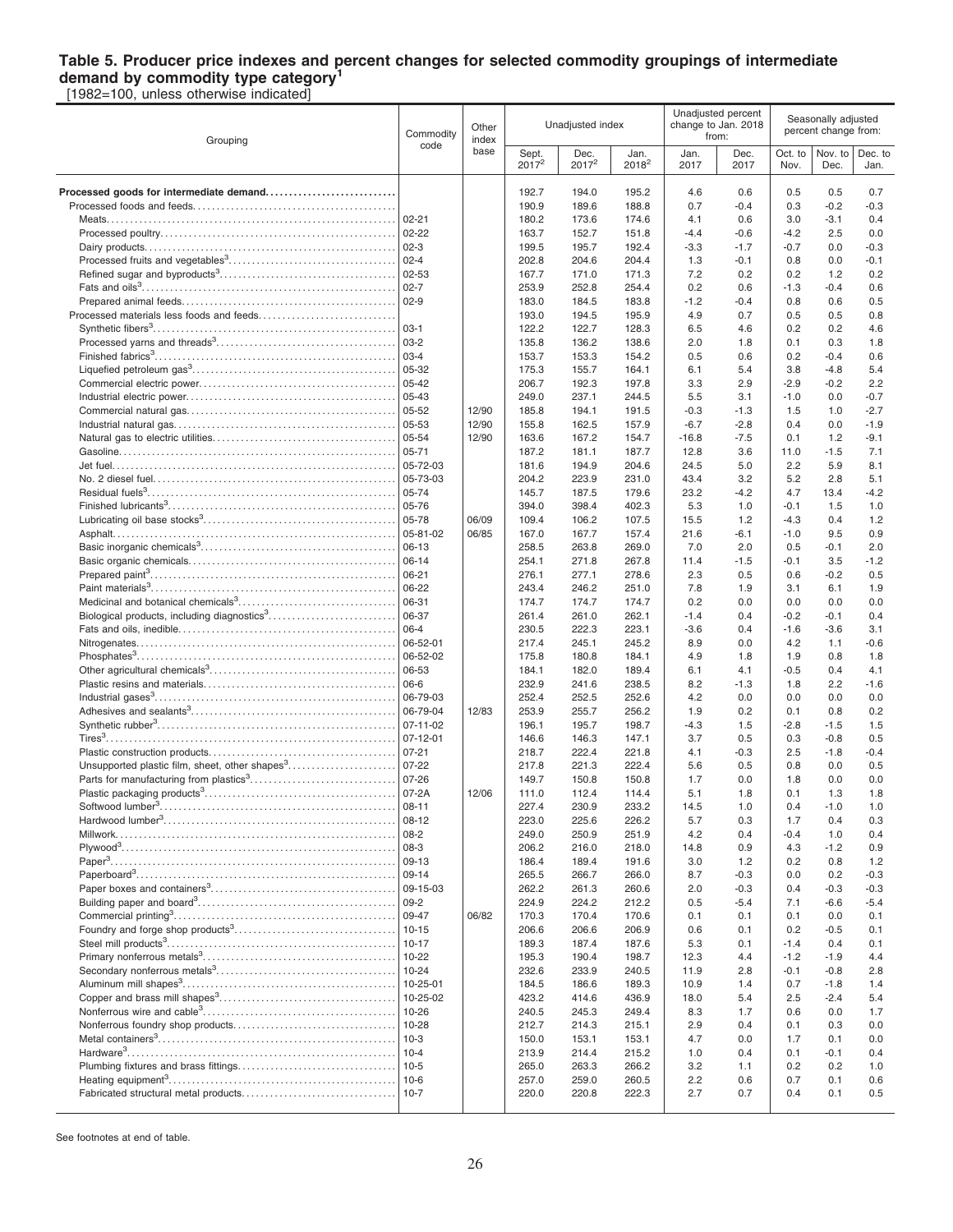### Table 5. Producer price indexes and percent changes for selected commodity groupings of intermediate demand by commodity type category[1]

[1982=100, unless otherwise indicated]

| Grouping | Commodity code | Other index base | Unadjusted index | | | Unadjusted percent change to Jan. 2018 from: | | Seasonally adjusted percent change from: | | |
|---|---|---|---|---|---|---|---|---|---|---|
| | | | Sept. 2017[2] | Dec. 2017[2] | Jan. 2018[2] | Jan. 2017 | Dec. 2017 | Oct. to Nov. | Nov. to Dec. | Dec. to Jan. |
| **Processed goods for intermediate demand** | | | 192.7 | 194.0 | 195.2 | 4.6 | 0.6 | 0.5 | 0.5 | 0.7 |
| Processed foods and feeds | | | 190.9 | 189.6 | 188.8 | 0.7 | -0.4 | 0.3 | -0.2 | -0.3 |
| Meats | 02-21 | | 180.2 | 173.6 | 174.6 | 4.1 | 0.6 | 3.0 | -3.1 | 0.4 |
| Processed poultry | 02-22 | | 163.7 | 152.7 | 151.8 | -4.4 | -0.6 | -4.2 | 2.5 | 0.0 |
| Dairy products | 02-3 | | 199.5 | 195.7 | 192.4 | -3.3 | -1.7 | -0.7 | 0.0 | -0.3 |
| Processed fruits and vegetables[3] | 02-4 | | 202.8 | 204.6 | 204.4 | 1.3 | -0.1 | 0.8 | 0.0 | -0.1 |
| Refined sugar and byproducts[3] | 02-53 | | 167.7 | 171.0 | 171.3 | 7.2 | 0.2 | 0.2 | 1.2 | 0.2 |
| Fats and oils[3] | 02-7 | | 253.9 | 252.8 | 254.4 | 0.2 | 0.6 | -1.3 | -0.4 | 0.6 |
| Prepared animal feeds | 02-9 | | 183.0 | 184.5 | 183.8 | -1.2 | -0.4 | 0.8 | 0.6 | 0.5 |
| Processed materials less foods and feeds | | | 193.0 | 194.5 | 195.9 | 4.9 | 0.7 | 0.5 | 0.5 | 0.8 |
| Synthetic fibers[3] | 03-1 | | 122.2 | 122.7 | 128.3 | 6.5 | 4.6 | 0.2 | 0.2 | 4.6 |
| Processed yarns and threads[3] | 03-2 | | 135.8 | 136.2 | 138.6 | 2.0 | 1.8 | 0.1 | 0.3 | 1.8 |
| Finished fabrics[3] | 03-4 | | 153.7 | 153.3 | 154.2 | 0.5 | 0.6 | 0.2 | -0.4 | 0.6 |
| Liquefied petroleum gas[3] | 05-32 | | 175.3 | 155.7 | 164.1 | 6.1 | 5.4 | 3.8 | -4.8 | 5.4 |
| Commercial electric power | 05-42 | | 206.7 | 192.3 | 197.8 | 3.3 | 2.9 | -2.9 | -0.2 | 2.2 |
| Industrial electric power | 05-43 | | 249.0 | 237.1 | 244.5 | 5.5 | 3.1 | -1.0 | 0.0 | -0.7 |
| Commercial natural gas | 05-52 | 12/90 | 185.8 | 194.1 | 191.5 | -0.3 | -1.3 | 1.5 | 1.0 | -2.7 |
| Industrial natural gas | 05-53 | 12/90 | 155.8 | 162.5 | 157.9 | -6.7 | -2.8 | 0.4 | 0.0 | -1.9 |
| Natural gas to electric utilities | 05-54 | 12/90 | 163.6 | 167.2 | 154.7 | -16.8 | -7.5 | 0.1 | 1.2 | -9.1 |
| Gasoline | 05-71 | | 187.2 | 181.1 | 187.7 | 12.8 | 3.6 | 11.0 | -1.5 | 7.1 |
| Jet fuel | 05-72-03 | | 181.6 | 194.9 | 204.6 | 24.5 | 5.0 | 2.2 | 5.9 | 8.1 |
| No. 2 diesel fuel | 05-73-03 | | 204.2 | 223.9 | 231.0 | 43.4 | 3.2 | 5.2 | 2.8 | 5.1 |
| Residual fuels[3] | 05-74 | | 145.7 | 187.5 | 179.6 | 23.2 | -4.2 | 4.7 | 13.4 | -4.2 |
| Finished lubricants[3] | 05-76 | | 394.0 | 398.4 | 402.3 | 5.3 | 1.0 | -0.1 | 1.5 | 1.0 |
| Lubricating oil base stocks[3] | 05-78 | 06/09 | 109.4 | 106.2 | 107.5 | 15.5 | 1.2 | -4.3 | 0.4 | 1.2 |
| Asphalt | 05-81-02 | 06/85 | 167.0 | 167.7 | 157.4 | 21.6 | -6.1 | -1.0 | 9.5 | 0.9 |
| Basic inorganic chemicals[3] | 06-13 | | 258.5 | 263.8 | 269.0 | 7.0 | 2.0 | 0.5 | -0.1 | 2.0 |
| Basic organic chemicals | 06-14 | | 254.1 | 271.8 | 267.8 | 11.4 | -1.5 | -0.1 | 3.5 | -1.2 |
| Prepared paint[3] | 06-21 | | 276.1 | 277.1 | 278.6 | 2.3 | 0.5 | 0.6 | -0.2 | 0.5 |
| Paint materials[3] | 06-22 | | 243.4 | 246.2 | 251.0 | 7.8 | 1.9 | 3.1 | 6.1 | 1.9 |
| Medicinal and botanical chemicals[3] | 06-31 | | 174.7 | 174.7 | 174.7 | 0.2 | 0.0 | 0.0 | 0.0 | 0.0 |
| Biological products, including diagnostics[3] | 06-37 | | 261.4 | 261.0 | 262.1 | -1.4 | 0.4 | -0.2 | -0.1 | 0.4 |
| Fats and oils, inedible | 06-4 | | 230.5 | 222.3 | 223.1 | -3.6 | 0.4 | -1.6 | -3.6 | 3.1 |
| Nitrogenates | 06-52-01 | | 217.4 | 245.1 | 245.2 | 8.9 | 0.0 | 4.2 | 1.1 | -0.6 |
| Phosphates[3] | 06-52-02 | | 175.8 | 180.8 | 184.1 | 4.9 | 1.8 | 1.9 | 0.8 | 1.8 |
| Other agricultural chemicals[3] | 06-53 | | 184.1 | 182.0 | 189.4 | 6.1 | 4.1 | -0.5 | 0.4 | 4.1 |
| Plastic resins and materials | 06-6 | | 232.9 | 241.6 | 238.5 | 8.2 | -1.3 | 1.8 | 2.2 | -1.6 |
| Industrial gases[3] | 06-79-03 | | 252.4 | 252.5 | 252.6 | 4.2 | 0.0 | 0.0 | 0.0 | 0.0 |
| Adhesives and sealants[3] | 06-79-04 | 12/83 | 253.9 | 255.7 | 256.2 | 1.9 | 0.2 | 0.1 | 0.8 | 0.2 |
| Synthetic rubber[3] | 07-11-02 | | 196.1 | 195.7 | 198.7 | -4.3 | 1.5 | -2.8 | -1.5 | 1.5 |
| Tires[3] | 07-12-01 | | 146.6 | 146.3 | 147.1 | 3.7 | 0.5 | 0.3 | -0.8 | 0.5 |
| Plastic construction products | 07-21 | | 218.7 | 222.4 | 221.8 | 4.1 | -0.3 | 2.5 | -1.8 | -0.4 |
| Unsupported plastic film, sheet, other shapes[3] | 07-22 | | 217.8 | 221.3 | 222.4 | 5.6 | 0.5 | 0.8 | 0.0 | 0.5 |
| Parts for manufacturing from plastics[3] | 07-26 | | 149.7 | 150.8 | 150.8 | 1.7 | 0.0 | 1.8 | 0.0 | 0.0 |
| Plastic packaging products[3] | 07-2A | 12/06 | 111.0 | 112.4 | 114.4 | 5.1 | 1.8 | 0.1 | 1.3 | 1.8 |
| Softwood lumber[3] | 08-11 | | 227.4 | 230.9 | 233.2 | 14.5 | 1.0 | 0.4 | -1.0 | 1.0 |
| Hardwood lumber[3] | 08-12 | | 223.0 | 225.6 | 226.2 | 5.7 | 0.3 | 1.7 | 0.4 | 0.3 |
| Millwork | 08-2 | | 249.0 | 250.9 | 251.9 | 4.2 | 0.4 | -0.4 | 1.0 | 0.4 |
| Plywood[3] | 08-3 | | 206.2 | 216.0 | 218.0 | 14.8 | 0.9 | 4.3 | -1.2 | 0.9 |
| Paper[3] | 09-13 | | 186.4 | 189.4 | 191.6 | 3.0 | 1.2 | 0.2 | 0.8 | 1.2 |
| Paperboard[3] | 09-14 | | 265.5 | 266.7 | 266.0 | 8.7 | -0.3 | 0.0 | 0.2 | -0.3 |
| Paper boxes and containers[3] | 09-15-03 | | 262.2 | 261.3 | 260.6 | 2.0 | -0.3 | 0.4 | -0.3 | -0.3 |
| Building paper and board[3] | 09-2 | | 224.9 | 224.2 | 212.2 | 0.5 | -5.4 | 7.1 | -6.6 | -5.4 |
| Commercial printing[3] | 09-47 | 06/82 | 170.3 | 170.4 | 170.6 | 0.1 | 0.1 | 0.1 | 0.0 | 0.1 |
| Foundry and forge shop products[3] | 10-15 | | 206.6 | 206.6 | 206.9 | 0.6 | 0.1 | 0.2 | -0.5 | 0.1 |
| Steel mill products[3] | 10-17 | | 189.3 | 187.4 | 187.6 | 5.3 | 0.1 | -1.4 | 0.4 | 0.1 |
| Primary nonferrous metals[3] | 10-22 | | 195.3 | 190.4 | 198.7 | 12.3 | 4.4 | -1.2 | -1.9 | 4.4 |
| Secondary nonferrous metals[3] | 10-24 | | 232.6 | 233.9 | 240.5 | 11.9 | 2.8 | -0.1 | -0.8 | 2.8 |
| Aluminum mill shapes[3] | 10-25-01 | | 184.5 | 186.6 | 189.3 | 10.9 | 1.4 | 0.7 | -1.8 | 1.4 |
| Copper and brass mill shapes[3] | 10-25-02 | | 423.2 | 414.6 | 436.9 | 18.0 | 5.4 | 2.5 | -2.4 | 5.4 |
| Nonferrous wire and cable[3] | 10-26 | | 240.5 | 245.3 | 249.4 | 8.3 | 1.7 | 0.6 | 0.0 | 1.7 |
| Nonferrous foundry shop products | 10-28 | | 212.7 | 214.3 | 215.1 | 2.9 | 0.4 | 0.1 | 0.3 | 0.0 |
| Metal containers[3] | 10-3 | | 150.0 | 153.1 | 153.1 | 4.7 | 0.0 | 1.7 | 0.1 | 0.0 |
| Hardware[3] | 10-4 | | 213.9 | 214.4 | 215.2 | 1.0 | 0.4 | 0.1 | -0.1 | 0.4 |
| Plumbing fixtures and brass fittings | 10-5 | | 265.0 | 263.3 | 266.2 | 3.2 | 1.1 | 0.2 | 0.2 | 1.0 |
| Heating equipment[3] | 10-6 | | 257.0 | 259.0 | 260.5 | 2.2 | 0.6 | 0.7 | 0.1 | 0.6 |
| Fabricated structural metal products | 10-7 | | 220.0 | 220.8 | 222.3 | 2.7 | 0.7 | 0.4 | 0.1 | 0.5 |

See footnotes at end of table.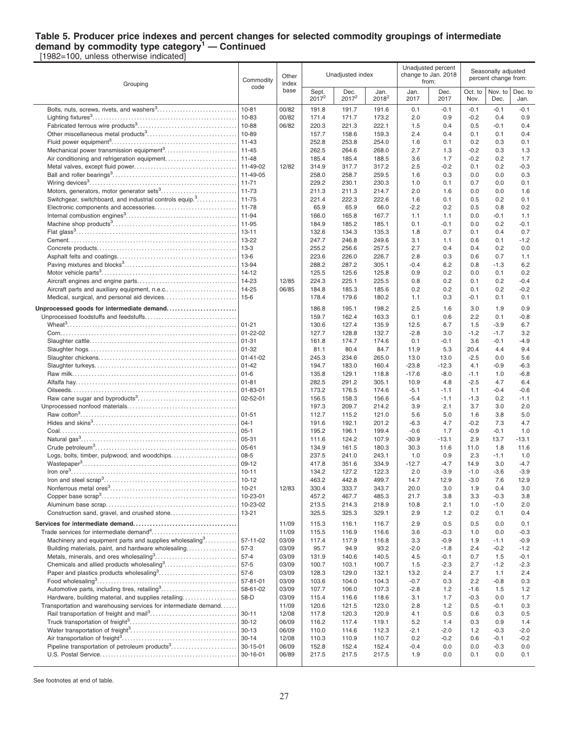## Table 5. Producer price indexes and percent changes for selected commodity groupings of intermediate demand by commodity type category[1] — Continued

[1982=100, unless otherwise indicated]

| Grouping | Commodity code | Other index base | Unadjusted index | | | Unadjusted percent change to Jan. 2018 from: | | Seasonally adjusted percent change from: | | |
|---|---|---|---|---|---|---|---|---|---|---|
| | | | Sept. 2017[2] | Dec. 2017[2] | Jan. 2018[2] | Jan. 2017 | Dec. 2017 | Oct. to Nov. | Nov. to Dec. | Dec. to Jan. |
| Bolts, nuts, screws, rivets, and washers[3] | 10-81 | 00/82 | 191.8 | 191.7 | 191.6 | 0.1 | -0.1 | -0.1 | -0.1 | -0.1 |
| Lighting fixtures[3] | 10-83 | 00/82 | 171.4 | 171.7 | 173.2 | 2.0 | 0.9 | -0.2 | 0.4 | 0.9 |
| Fabricated ferrous wire products[3] | 10-88 | 06/82 | 220.3 | 221.3 | 222.1 | 1.5 | 0.4 | 0.5 | -0.1 | 0.4 |
| Other miscellaneous metal products[3] | 10-89 | | 157.7 | 158.6 | 159.3 | 2.4 | 0.4 | 0.1 | 0.1 | 0.4 |
| Fluid power equipment[3] | 11-43 | | 252.8 | 253.8 | 254.0 | 1.6 | 0.1 | 0.2 | 0.3 | 0.1 |
| Mechanical power transmission equipment[3] | 11-45 | | 262.5 | 264.6 | 268.0 | 2.7 | 1.3 | -0.2 | 0.3 | 1.3 |
| Air conditioning and refrigeration equipment | 11-48 | | 185.4 | 185.4 | 188.5 | 3.6 | 1.7 | -0.2 | 0.2 | 1.7 |
| Metal valves, except fluid power | 11-49-02 | 12/82 | 314.9 | 317.7 | 317.2 | 2.5 | -0.2 | 0.1 | 0.2 | -0.3 |
| Ball and roller bearings[3] | 11-49-05 | | 258.0 | 258.7 | 259.5 | 1.6 | 0.3 | 0.0 | 0.0 | 0.3 |
| Wiring devices[3] | 11-71 | | 229.2 | 230.1 | 230.3 | 1.0 | 0.1 | 0.7 | 0.0 | 0.1 |
| Motors, generators, motor generator sets[3] | 11-73 | | 211.3 | 211.3 | 214.7 | 2.0 | 1.6 | 0.0 | 0.0 | 1.6 |
| Switchgear, switchboard, and industrial controls equip.[3] | 11-75 | | 221.4 | 222.3 | 222.6 | 1.6 | 0.1 | 0.5 | 0.2 | 0.1 |
| Electronic components and accessories | 11-78 | | 65.9 | 65.9 | 66.0 | -2.2 | 0.2 | 0.5 | 0.8 | 0.2 |
| Internal combustion engines[3] | 11-94 | | 166.0 | 165.8 | 167.7 | 1.1 | 1.1 | 0.0 | -0.1 | 1.1 |
| Machine shop products[3] | 11-95 | | 184.9 | 185.2 | 185.1 | 0.1 | -0.1 | 0.0 | 0.2 | -0.1 |
| Flat glass[3] | 13-11 | | 132.6 | 134.3 | 135.3 | 1.8 | 0.7 | 0.1 | 0.4 | 0.7 |
| Cement | 13-22 | | 247.7 | 246.8 | 249.6 | 3.1 | 1.1 | 0.6 | 0.1 | -1.2 |
| Concrete products | 13-3 | | 255.2 | 256.6 | 257.5 | 2.7 | 0.4 | 0.4 | 0.2 | 0.0 |
| Asphalt felts and coatings | 13-6 | | 223.6 | 226.0 | 226.7 | 2.8 | 0.3 | 0.6 | 0.7 | 1.1 |
| Paving mixtures and blocks[3] | 13-94 | | 288.2 | 287.2 | 305.1 | -0.4 | 6.2 | 0.8 | -1.3 | 6.2 |
| Motor vehicle parts[3] | 14-12 | | 125.5 | 125.6 | 125.8 | 0.9 | 0.2 | 0.0 | 0.1 | 0.2 |
| Aircraft engines and engine parts | 14-23 | 12/85 | 224.3 | 225.1 | 225.5 | 0.8 | 0.2 | 0.1 | 0.2 | -0.4 |
| Aircraft parts and auxiliary equipment, n.e.c. | 14-25 | 06/85 | 184.8 | 185.3 | 185.6 | 0.2 | 0.2 | 0.1 | 0.2 | -0.2 |
| Medical, surgical, and personal aid devices | 15-6 | | 178.4 | 179.6 | 180.2 | 1.1 | 0.3 | -0.1 | 0.1 | 0.1 |
| **Unprocessed goods for intermediate demand** | | | 186.8 | 195.1 | 198.2 | 2.5 | 1.6 | 3.0 | 1.9 | 0.9 |
| Unprocessed foodstuffs and feedstuffs | | | 159.7 | 162.4 | 163.3 | 0.1 | 0.6 | 2.2 | 0.1 | -0.8 |
| Wheat[3] | 01-21 | | 130.6 | 127.4 | 135.9 | 12.5 | 6.7 | 1.5 | -3.9 | 6.7 |
| Corn | 01-22-02 | | 127.7 | 128.8 | 132.7 | -2.8 | 3.0 | -1.2 | -1.7 | 3.2 |
| Slaughter cattle | 01-31 | | 161.8 | 174.7 | 174.6 | 0.1 | -0.1 | 3.6 | -0.1 | -4.9 |
| Slaughter hogs | 01-32 | | 81.1 | 80.4 | 84.7 | 11.9 | 5.3 | 20.4 | 4.4 | 9.4 |
| Slaughter chickens | 01-41-02 | | 245.3 | 234.6 | 265.0 | 13.0 | 13.0 | -2.5 | 0.0 | 5.6 |
| Slaughter turkeys | 01-42 | | 194.7 | 183.0 | 160.4 | -23.8 | -12.3 | 4.1 | -0.9 | -6.3 |
| Raw milk | 01-6 | | 135.8 | 129.1 | 118.8 | -17.6 | -8.0 | -1.1 | 1.0 | -6.8 |
| Alfalfa hay | 01-81 | | 282.5 | 291.2 | 305.1 | 10.9 | 4.8 | -2.5 | 4.7 | 6.4 |
| Oilseeds | 01-83-01 | | 173.2 | 176.5 | 174.6 | -5.1 | -1.1 | 1.1 | -0.4 | -0.6 |
| Raw cane sugar and byproducts[3] | 02-52-01 | | 156.5 | 158.3 | 156.6 | -5.4 | -1.1 | -1.3 | 0.2 | -1.1 |
| Unprocessed nonfood materials | | | 197.3 | 209.7 | 214.2 | 3.9 | 2.1 | 3.7 | 3.0 | 2.0 |
| Raw cotton[3] | 01-51 | | 112.7 | 115.2 | 121.0 | 5.6 | 5.0 | 1.6 | 3.8 | 5.0 |
| Hides and skins[3] | 04-1 | | 191.6 | 192.1 | 201.2 | -6.3 | 4.7 | -0.2 | 7.3 | 4.7 |
| Coal | 05-1 | | 195.2 | 196.1 | 199.4 | -0.6 | 1.7 | -0.9 | -0.1 | 1.0 |
| Natural gas[3] | 05-31 | | 111.6 | 124.2 | 107.9 | -30.9 | -13.1 | 2.9 | 13.7 | -13.1 |
| Crude petroleum[3] | 05-61 | | 134.9 | 161.5 | 180.3 | 30.3 | 11.6 | 11.0 | 1.8 | 11.6 |
| Logs, bolts, timber, pulpwood, and woodchips | 08-5 | | 237.5 | 241.0 | 243.1 | 1.0 | 0.9 | 2.3 | -1.1 | 1.0 |
| Wastepaper[3] | 09-12 | | 417.8 | 351.6 | 334.9 | -12.7 | -4.7 | 14.9 | 3.0 | -4.7 |
| Iron ore[3] | 10-11 | | 134.2 | 127.2 | 122.3 | 2.0 | -3.9 | -1.0 | -3.6 | -3.9 |
| Iron and steel scrap[3] | 10-12 | | 463.2 | 442.8 | 499.7 | 14.7 | 12.9 | -3.0 | 7.6 | 12.9 |
| Nonferrous metal ores[3] | 10-21 | 12/83 | 330.4 | 333.7 | 343.7 | 20.0 | 3.0 | 1.9 | 0.4 | 3.0 |
| Copper base scrap[3] | 10-23-01 | | 457.2 | 467.7 | 485.3 | 21.7 | 3.8 | 3.3 | -0.3 | 3.8 |
| Aluminum base scrap | 10-23-02 | | 213.5 | 214.3 | 218.9 | 10.8 | 2.1 | 1.0 | -1.0 | 2.0 |
| Construction sand, gravel, and crushed stone | 13-21 | | 325.5 | 325.3 | 329.1 | 2.9 | 1.2 | 0.2 | 0.1 | 0.4 |
| **Services for intermediate demand** | | 11/09 | 115.3 | 116.1 | 116.7 | 2.9 | 0.5 | 0.5 | 0.0 | 0.1 |
| Trade services for intermediate demand[4] | | 11/09 | 115.5 | 116.9 | 116.6 | 3.6 | -0.3 | 1.0 | 0.0 | -0.3 |
| Machinery and equipment parts and supplies wholesaling[3] | 57-11-02 | 03/09 | 117.4 | 117.9 | 116.8 | 3.3 | -0.9 | 1.9 | -1.1 | -0.9 |
| Building materials, paint, and hardware wholesaling | 57-3 | 03/09 | 95.7 | 94.9 | 93.2 | -2.0 | -1.8 | 2.4 | -0.2 | -1.2 |
| Metals, minerals, and ores wholesaling[3] | 57-4 | 03/09 | 131.9 | 140.6 | 140.5 | 4.5 | -0.1 | 0.7 | 1.5 | -0.1 |
| Chemicals and allied products wholesaling[3] | 57-5 | 03/09 | 100.7 | 103.1 | 100.7 | 1.5 | -2.3 | 2.7 | -1.2 | -2.3 |
| Paper and plastics products wholesaling[3] | 57-6 | 03/09 | 128.3 | 129.0 | 132.1 | 13.2 | 2.4 | 2.7 | 1.1 | 2.4 |
| Food wholesaling[3] | 57-81-01 | 03/09 | 103.6 | 104.0 | 104.3 | -0.7 | 0.3 | 2.2 | -0.8 | 0.3 |
| Automotive parts, including tires, retailing[3] | 58-61-02 | 03/09 | 107.7 | 106.0 | 107.3 | -2.8 | 1.2 | -1.6 | 1.5 | 1.2 |
| Hardware, building material, and supplies retailing | 58-D | 03/09 | 115.4 | 116.6 | 118.6 | 3.1 | 1.7 | -0.3 | 0.0 | 1.7 |
| Transportation and warehousing services for intermediate demand | | 11/09 | 120.6 | 121.5 | 123.0 | 2.8 | 1.2 | 0.5 | -0.1 | 0.3 |
| Rail transportation of freight and mail[3] | 30-11 | 12/08 | 117.8 | 120.3 | 120.9 | 4.1 | 0.5 | 0.6 | 0.3 | 0.5 |
| Truck transportation of freight[3] | 30-12 | 06/09 | 116.2 | 117.4 | 119.1 | 5.2 | 1.4 | 0.3 | 0.9 | 1.4 |
| Water transportation of freight[3] | 30-13 | 06/09 | 110.0 | 114.6 | 112.3 | -2.1 | -2.0 | 1.2 | -0.3 | -2.0 |
| Air transportation of freight[3] | 30-14 | 12/08 | 110.3 | 110.9 | 110.7 | 0.2 | -0.2 | 0.6 | -0.1 | -0.2 |
| Pipeline transportation of petroleum products[3] | 30-15-01 | 06/09 | 152.8 | 152.4 | 152.4 | -0.4 | 0.0 | 0.0 | -0.3 | 0.0 |
| U.S. Postal Service | 30-16-01 | 06/89 | 217.5 | 217.5 | 217.5 | 1.9 | 0.0 | 0.1 | 0.0 | 0.1 |

See footnotes at end of table.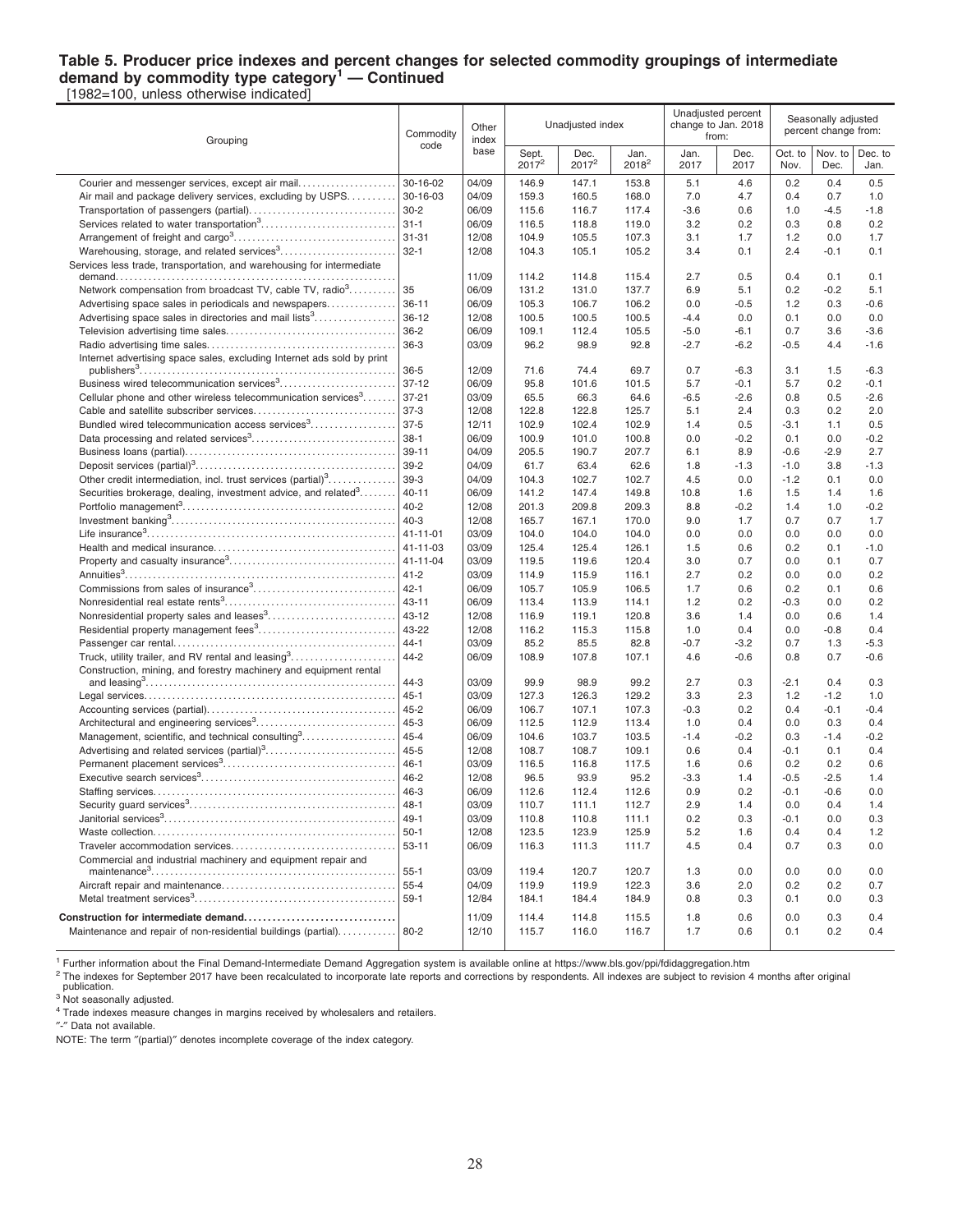## Table 5. Producer price indexes and percent changes for selected commodity groupings of intermediate demand by commodity type category[1] — Continued

[1982=100, unless otherwise indicated]

| Grouping | Commodity code | Other index base | Unadjusted index | | | Unadjusted percent change to Jan. 2018 from: | | Seasonally adjusted percent change from: | | |
|---|---|---|---|---|---|---|---|---|---|---|
| | | | Sept. 2017[2] | Dec. 2017[2] | Jan. 2018[2] | Jan. 2017 | Dec. 2017 | Oct. to Nov. | Nov. to Dec. | Dec. to Jan. |
| Courier and messenger services, except air mail | 30-16-02 | 04/09 | 146.9 | 147.1 | 153.8 | 5.1 | 4.6 | 0.2 | 0.4 | 0.5 |
| Air mail and package delivery services, excluding by USPS | 30-16-03 | 04/09 | 159.3 | 160.5 | 168.0 | 7.0 | 4.7 | 0.4 | 0.7 | 1.0 |
| Transportation of passengers (partial) | 30-2 | 06/09 | 115.6 | 116.7 | 117.4 | -3.6 | 0.6 | 1.0 | -4.5 | -1.8 |
| Services related to water transportation[3] | 31-1 | 06/09 | 116.5 | 118.8 | 119.0 | 3.2 | 0.2 | 0.3 | 0.8 | 0.2 |
| Arrangement of freight and cargo[3] | 31-31 | 12/08 | 104.9 | 105.5 | 107.3 | 3.1 | 1.7 | 1.2 | 0.0 | 1.7 |
| Warehousing, storage, and related services[3] | 32-1 | 12/08 | 104.3 | 105.1 | 105.2 | 3.4 | 0.1 | 2.4 | -0.1 | 0.1 |
| Services less trade, transportation, and warehousing for intermediate demand | | 11/09 | 114.2 | 114.8 | 115.4 | 2.7 | 0.5 | 0.4 | 0.1 | 0.1 |
| Network compensation from broadcast TV, cable TV, radio[3] | 35 | 06/09 | 131.2 | 131.0 | 137.7 | 6.9 | 5.1 | 0.2 | -0.2 | 5.1 |
| Advertising space sales in periodicals and newspapers | 36-11 | 06/09 | 105.3 | 106.7 | 106.2 | 0.0 | -0.5 | 1.2 | 0.3 | -0.6 |
| Advertising space sales in directories and mail lists[3] | 36-12 | 12/08 | 100.5 | 100.5 | 100.5 | -4.4 | 0.0 | 0.1 | 0.0 | 0.0 |
| Television advertising time sales | 36-2 | 06/09 | 109.1 | 112.4 | 105.5 | -5.0 | -6.1 | 0.7 | 3.6 | -3.6 |
| Radio advertising time sales | 36-3 | 03/09 | 96.2 | 98.9 | 92.8 | -2.7 | -6.2 | -0.5 | 4.4 | -1.6 |
| Internet advertising space sales, excluding Internet ads sold by print publishers[3] | 36-5 | 12/09 | 71.6 | 74.4 | 69.7 | 0.7 | -6.3 | 3.1 | 1.5 | -6.3 |
| Business wired telecommunication services[3] | 37-12 | 06/09 | 95.8 | 101.6 | 101.5 | 5.7 | -0.1 | 5.7 | 0.2 | -0.1 |
| Cellular phone and other wireless telecommunication services[3] | 37-21 | 03/09 | 65.5 | 66.3 | 64.6 | -6.5 | -2.6 | 0.8 | 0.5 | -2.6 |
| Cable and satellite subscriber services | 37-3 | 12/08 | 122.8 | 122.8 | 125.7 | 5.1 | 2.4 | 0.3 | 0.2 | 2.0 |
| Bundled wired telecommunication access services[3] | 37-5 | 12/11 | 102.9 | 102.4 | 102.9 | 1.4 | 0.5 | -3.1 | 1.1 | 0.5 |
| Data processing and related services[3] | 38-1 | 06/09 | 100.9 | 101.0 | 100.8 | 0.0 | -0.2 | 0.1 | 0.0 | -0.2 |
| Business loans (partial) | 39-11 | 04/09 | 205.5 | 190.7 | 207.7 | 6.1 | 8.9 | -0.6 | -2.9 | 2.7 |
| Deposit services (partial)[3] | 39-2 | 04/09 | 61.7 | 63.4 | 62.6 | 1.8 | -1.3 | -1.0 | 3.8 | -1.3 |
| Other credit intermediation, incl. trust services (partial)[3] | 39-3 | 04/09 | 104.3 | 102.7 | 102.7 | 4.5 | 0.0 | -1.2 | 0.1 | 0.0 |
| Securities brokerage, dealing, investment advice, and related[3] | 40-11 | 06/09 | 141.2 | 147.4 | 149.8 | 10.8 | 1.6 | 1.5 | 1.4 | 1.6 |
| Portfolio management[3] | 40-2 | 12/08 | 201.3 | 209.8 | 209.3 | 8.8 | -0.2 | 1.4 | 1.0 | -0.2 |
| Investment banking[3] | 40-3 | 12/08 | 165.7 | 167.1 | 170.0 | 9.0 | 1.7 | 0.7 | 0.7 | 1.7 |
| Life insurance[3] | 41-11-01 | 03/09 | 104.0 | 104.0 | 104.0 | 0.0 | 0.0 | 0.0 | 0.0 | 0.0 |
| Health and medical insurance | 41-11-03 | 03/09 | 125.4 | 125.4 | 126.1 | 1.5 | 0.6 | 0.2 | 0.1 | -1.0 |
| Property and casualty insurance[3] | 41-11-04 | 03/09 | 119.5 | 119.6 | 120.4 | 3.0 | 0.7 | 0.0 | 0.1 | 0.7 |
| Annuities[3] | 41-2 | 03/09 | 114.9 | 115.9 | 116.1 | 2.7 | 0.2 | 0.0 | 0.0 | 0.2 |
| Commissions from sales of insurance[3] | 42-1 | 06/09 | 105.7 | 105.9 | 106.5 | 1.7 | 0.6 | 0.2 | 0.1 | 0.6 |
| Nonresidential real estate rents[3] | 43-11 | 06/09 | 113.4 | 113.9 | 114.1 | 1.2 | 0.2 | -0.3 | 0.0 | 0.2 |
| Nonresidential property sales and leases[3] | 43-12 | 12/08 | 116.9 | 119.1 | 120.8 | 3.6 | 1.4 | 0.0 | 0.6 | 1.4 |
| Residential property management fees[3] | 43-22 | 12/08 | 116.2 | 115.3 | 115.8 | 1.0 | 0.4 | 0.0 | -0.8 | 0.4 |
| Passenger car rental | 44-1 | 03/09 | 85.2 | 85.5 | 82.8 | -0.7 | -3.2 | 0.7 | 1.3 | -5.3 |
| Truck, utility trailer, and RV rental and leasing[3] | 44-2 | 06/09 | 108.9 | 107.8 | 107.1 | 4.6 | -0.6 | 0.8 | 0.7 | -0.6 |
| Construction, mining, and forestry machinery and equipment rental and leasing[3] | 44-3 | 03/09 | 99.9 | 98.9 | 99.2 | 2.7 | 0.3 | -2.1 | 0.4 | 0.3 |
| Legal services | 45-1 | 03/09 | 127.3 | 126.3 | 129.2 | 3.3 | 2.3 | 1.2 | -1.2 | 1.0 |
| Accounting services (partial) | 45-2 | 06/09 | 106.7 | 107.1 | 107.3 | -0.3 | 0.2 | 0.4 | -0.1 | -0.4 |
| Architectural and engineering services[3] | 45-3 | 06/09 | 112.5 | 112.9 | 113.4 | 1.0 | 0.4 | 0.0 | 0.3 | 0.4 |
| Management, scientific, and technical consulting[3] | 45-4 | 06/09 | 104.6 | 103.7 | 103.5 | -1.4 | -0.2 | 0.3 | -1.4 | -0.2 |
| Advertising and related services (partial)[3] | 45-5 | 12/08 | 108.7 | 108.7 | 109.1 | 0.6 | 0.4 | -0.1 | 0.1 | 0.4 |
| Permanent placement services[3] | 46-1 | 03/09 | 116.5 | 116.8 | 117.5 | 1.6 | 0.6 | 0.2 | 0.2 | 0.6 |
| Executive search services[3] | 46-2 | 12/08 | 96.5 | 93.9 | 95.2 | -3.3 | 1.4 | -0.5 | -2.5 | 1.4 |
| Staffing services | 46-3 | 06/09 | 112.6 | 112.4 | 112.6 | 0.9 | 0.2 | -0.1 | -0.6 | 0.0 |
| Security guard services[3] | 48-1 | 03/09 | 110.7 | 111.1 | 112.7 | 2.9 | 1.4 | 0.0 | 0.4 | 1.4 |
| Janitorial services[3] | 49-1 | 03/09 | 110.8 | 110.8 | 111.1 | 0.2 | 0.3 | -0.1 | 0.0 | 0.3 |
| Waste collection | 50-1 | 12/08 | 123.5 | 123.9 | 125.9 | 5.2 | 1.6 | 0.4 | 0.4 | 1.2 |
| Traveler accommodation services | 53-11 | 06/09 | 116.3 | 111.3 | 111.7 | 4.5 | 0.4 | 0.7 | 0.3 | 0.0 |
| Commercial and industrial machinery and equipment repair and maintenance[3] | 55-1 | 03/09 | 119.4 | 120.7 | 120.7 | 1.3 | 0.0 | 0.0 | 0.0 | 0.0 |
| Aircraft repair and maintenance | 55-4 | 04/09 | 119.9 | 119.9 | 122.3 | 3.6 | 2.0 | 0.2 | 0.2 | 0.7 |
| Metal treatment services[3] | 59-1 | 12/84 | 184.1 | 184.4 | 184.9 | 0.8 | 0.3 | 0.1 | 0.0 | 0.3 |
| **Construction for intermediate demand** | | 11/09 | 114.4 | 114.8 | 115.5 | 1.8 | 0.6 | 0.0 | 0.3 | 0.4 |
| Maintenance and repair of non-residential buildings (partial) | 80-2 | 12/10 | 115.7 | 116.0 | 116.7 | 1.7 | 0.6 | 0.1 | 0.2 | 0.4 |

[1] Further information about the Final Demand-Intermediate Demand Aggregation system is available online at https://www.bls.gov/ppi/fdidaggregation.htm

[2] The indexes for September 2017 have been recalculated to incorporate late reports and corrections by respondents. All indexes are subject to revision 4 months after original publication.

[3] Not seasonally adjusted.

[4] Trade indexes measure changes in margins received by wholesalers and retailers.

"-" Data not available.

NOTE: The term "(partial)" denotes incomplete coverage of the index category.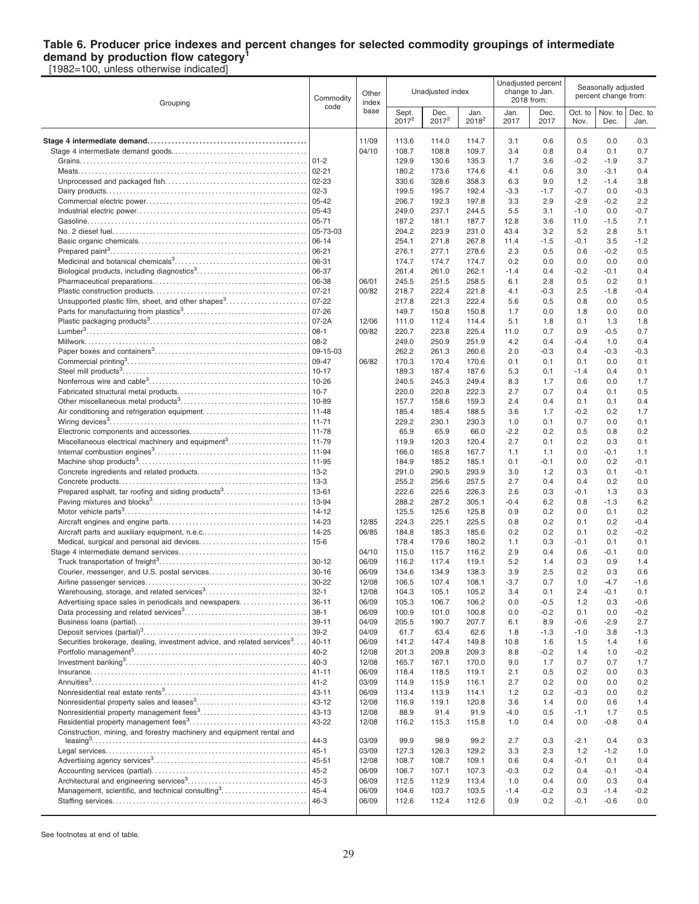# Table 6. Producer price indexes and percent changes for selected commodity groupings of intermediate demand by production flow category[1]

[1982=100, unless otherwise indicated]

| Grouping | Commodity code | Other index base | Unadjusted index | | | Unadjusted percent change to Jan. 2018 from: | | Seasonally adjusted percent change from: | | |
|---|---|---|---|---|---|---|---|---|---|---|
| | | | Sept. 2017[2] | Dec. 2017[2] | Jan. 2018[2] | Jan. 2017 | Dec. 2017 | Oct. to Nov. | Nov. to Dec. | Dec. to Jan. |
| **Stage 4 intermediate demand** | | 11/09 | 113.6 | 114.0 | 114.7 | 3.1 | 0.6 | 0.5 | 0.0 | 0.3 |
| Stage 4 intermediate demand goods | | 04/10 | 108.7 | 108.8 | 109.7 | 3.4 | 0.8 | 0.4 | 0.1 | 0.7 |
| Grains | 01-2 | | 129.9 | 130.6 | 135.3 | 1.7 | 3.6 | -0.2 | -1.9 | 3.7 |
| Meats | 02-21 | | 180.2 | 173.6 | 174.6 | 4.1 | 0.6 | 3.0 | -3.1 | 0.4 |
| Unprocessed and packaged fish | 02-23 | | 330.6 | 328.6 | 358.3 | 6.3 | 9.0 | 1.2 | -1.4 | 3.8 |
| Dairy products | 02-3 | | 199.5 | 195.7 | 192.4 | -3.3 | -1.7 | -0.7 | 0.0 | -0.3 |
| Commercial electric power | 05-42 | | 206.7 | 192.3 | 197.8 | 3.3 | 2.9 | -2.9 | -0.2 | 2.2 |
| Industrial electric power | 05-43 | | 249.0 | 237.1 | 244.5 | 5.5 | 3.1 | -1.0 | 0.0 | -0.7 |
| Gasoline | 05-71 | | 187.2 | 181.1 | 187.7 | 12.8 | 3.6 | 11.0 | -1.5 | 7.1 |
| No. 2 diesel fuel | 05-73-03 | | 204.2 | 223.9 | 231.0 | 43.4 | 3.2 | 5.2 | 2.8 | 5.1 |
| Basic organic chemicals | 06-14 | | 254.1 | 271.8 | 267.8 | 11.4 | -1.5 | -0.1 | 3.5 | -1.2 |
| Prepared paint[3] | 06-21 | | 276.1 | 277.1 | 278.6 | 2.3 | 0.5 | 0.6 | -0.2 | 0.5 |
| Medicinal and botanical chemicals[3] | 06-31 | | 174.7 | 174.7 | 174.7 | 0.2 | 0.0 | 0.0 | 0.0 | 0.0 |
| Biological products, including diagnostics[3] | 06-37 | | 261.4 | 261.0 | 262.1 | -1.4 | 0.4 | -0.2 | -0.1 | 0.4 |
| Pharmaceutical preparations | 06-38 | 06/01 | 245.5 | 251.5 | 258.5 | 6.1 | 2.8 | 0.5 | 0.2 | 0.1 |
| Plastic construction products | 07-21 | 00/82 | 218.7 | 222.4 | 221.8 | 4.1 | -0.3 | 2.5 | -1.8 | -0.4 |
| Unsupported plastic film, sheet, and other shapes[3] | 07-22 | | 217.8 | 221.3 | 222.4 | 5.6 | 0.5 | 0.8 | 0.0 | 0.5 |
| Parts for manufacturing from plastics[3] | 07-26 | | 149.7 | 150.8 | 150.8 | 1.7 | 0.0 | 1.8 | 0.0 | 0.0 |
| Plastic packaging products[3] | 07-2A | 12/06 | 111.0 | 112.4 | 114.4 | 5.1 | 1.8 | 0.1 | 1.3 | 1.8 |
| Lumber[3] | 08-1 | 00/82 | 220.7 | 223.8 | 225.4 | 11.0 | 0.7 | 0.9 | -0.5 | 0.7 |
| Millwork | 08-2 | | 249.0 | 250.9 | 251.9 | 4.2 | 0.4 | -0.4 | 1.0 | 0.4 |
| Paper boxes and containers[3] | 09-15-03 | | 262.2 | 261.3 | 260.6 | 2.0 | -0.3 | 0.4 | -0.3 | -0.3 |
| Commercial printing[3] | 09-47 | 06/82 | 170.3 | 170.4 | 170.6 | 0.1 | 0.1 | 0.1 | 0.0 | 0.1 |
| Steel mill products[3] | 10-17 | | 189.3 | 187.4 | 187.6 | 5.3 | 0.1 | -1.4 | 0.4 | 0.1 |
| Nonferrous wire and cable[3] | 10-26 | | 240.5 | 245.3 | 249.4 | 8.3 | 1.7 | 0.6 | 0.0 | 1.7 |
| Fabricated structural metal products | 10-7 | | 220.0 | 220.8 | 222.3 | 2.7 | 0.7 | 0.4 | 0.1 | 0.5 |
| Other miscellaneous metal products[3] | 10-89 | | 157.7 | 158.6 | 159.3 | 2.4 | 0.4 | 0.1 | 0.1 | 0.4 |
| Air conditioning and refrigeration equipment | 11-48 | | 185.4 | 185.4 | 188.5 | 3.6 | 1.7 | -0.2 | 0.2 | 1.7 |
| Wiring devices[3] | 11-71 | | 229.2 | 230.1 | 230.3 | 1.0 | 0.1 | 0.7 | 0.0 | 0.1 |
| Electronic components and accessories | 11-78 | | 65.9 | 65.9 | 66.0 | -2.2 | 0.2 | 0.5 | 0.8 | 0.2 |
| Miscellaneous electrical machinery and equipment[3] | 11-79 | | 119.9 | 120.3 | 120.4 | 2.7 | 0.1 | 0.2 | 0.3 | 0.1 |
| Internal combustion engines[3] | 11-94 | | 166.0 | 165.8 | 167.7 | 1.1 | 1.1 | 0.0 | -0.1 | 1.1 |
| Machine shop products[3] | 11-95 | | 184.9 | 185.2 | 185.1 | 0.1 | -0.1 | 0.0 | 0.2 | -0.1 |
| Concrete ingredients and related products | 13-2 | | 291.0 | 290.5 | 293.9 | 3.0 | 1.2 | 0.3 | 0.1 | -0.1 |
| Concrete products | 13-3 | | 255.2 | 256.6 | 257.5 | 2.7 | 0.4 | 0.4 | 0.2 | 0.0 |
| Prepared asphalt, tar roofing and siding products[3] | 13-61 | | 222.6 | 225.6 | 226.3 | 2.6 | 0.3 | -0.1 | 1.3 | 0.3 |
| Paving mixtures and blocks[3] | 13-94 | | 288.2 | 287.2 | 305.1 | -0.4 | 6.2 | 0.8 | -1.3 | 6.2 |
| Motor vehicle parts[3] | 14-12 | | 125.5 | 125.6 | 125.8 | 0.9 | 0.2 | 0.0 | 0.1 | 0.2 |
| Aircraft engines and engine parts | 14-23 | 12/85 | 224.3 | 225.1 | 225.5 | 0.8 | 0.2 | 0.1 | 0.2 | -0.4 |
| Aircraft parts and auxiliary equipment, n.e.c. | 14-25 | 06/85 | 184.8 | 185.3 | 185.6 | 0.2 | 0.2 | 0.1 | 0.2 | -0.2 |
| Medical, surgical and personal aid devices | 15-6 | | 178.4 | 179.6 | 180.2 | 1.1 | 0.3 | -0.1 | 0.1 | 0.1 |
| Stage 4 intermediate demand services | | 04/10 | 115.0 | 115.7 | 116.2 | 2.9 | 0.4 | 0.6 | -0.1 | 0.0 |
| Truck transportation of freight[3] | 30-12 | 06/09 | 116.2 | 117.4 | 119.1 | 5.2 | 1.4 | 0.3 | 0.9 | 1.4 |
| Courier, messenger, and U.S. postal services | 30-16 | 06/09 | 134.6 | 134.9 | 138.3 | 3.9 | 2.5 | 0.2 | 0.3 | 0.6 |
| Airline passenger services | 30-22 | 12/08 | 106.5 | 107.4 | 108.1 | -3.7 | 0.7 | 1.0 | -4.7 | -1.6 |
| Warehousing, storage, and related services[3] | 32-1 | 12/08 | 104.3 | 105.1 | 105.2 | 3.4 | 0.1 | 2.4 | -0.1 | 0.1 |
| Advertising space sales in periodicals and newspapers | 36-11 | 06/09 | 105.3 | 106.7 | 106.2 | 0.0 | -0.5 | 1.2 | 0.3 | -0.6 |
| Data processing and related services[3] | 38-1 | 06/09 | 100.9 | 101.0 | 100.8 | 0.0 | -0.2 | 0.1 | 0.0 | -0.2 |
| Business loans (partial) | 39-11 | 04/09 | 205.5 | 190.7 | 207.7 | 6.1 | 8.9 | -0.6 | -2.9 | 2.7 |
| Deposit services (partial)[3] | 39-2 | 04/09 | 61.7 | 63.4 | 62.6 | 1.8 | -1.3 | -1.0 | 3.8 | -1.3 |
| Securities brokerage, dealing, investment advice, and related services[3] | 40-11 | 06/09 | 141.2 | 147.4 | 149.8 | 10.8 | 1.6 | 1.5 | 1.4 | 1.6 |
| Portfolio management[3] | 40-2 | 12/08 | 201.3 | 209.8 | 209.3 | 8.8 | -0.2 | 1.4 | 1.0 | -0.2 |
| Investment banking[3] | 40-3 | 12/08 | 165.7 | 167.1 | 170.0 | 9.0 | 1.7 | 0.7 | 0.7 | 1.7 |
| Insurance | 41-11 | 06/09 | 118.4 | 118.5 | 119.1 | 2.1 | 0.5 | 0.2 | 0.0 | 0.3 |
| Annuities[3] | 41-2 | 03/09 | 114.9 | 115.9 | 116.1 | 2.7 | 0.2 | 0.0 | 0.0 | 0.2 |
| Nonresidential real estate rents[3] | 43-11 | 06/09 | 113.4 | 113.9 | 114.1 | 1.2 | 0.2 | -0.3 | 0.0 | 0.2 |
| Nonresidential property sales and leases[3] | 43-12 | 12/08 | 116.9 | 119.1 | 120.8 | 3.6 | 1.4 | 0.0 | 0.6 | 1.4 |
| Nonresidential property management fees[3] | 43-13 | 12/08 | 88.9 | 91.4 | 91.9 | -4.0 | 0.5 | -1.1 | 1.7 | 0.5 |
| Residential property management fees[3] | 43-22 | 12/08 | 116.2 | 115.3 | 115.8 | 1.0 | 0.4 | 0.0 | -0.8 | 0.4 |
| Construction, mining, and forestry machinery and equipment rental and leasing[3] | 44-3 | 03/09 | 99.9 | 98.9 | 99.2 | 2.7 | 0.3 | -2.1 | 0.4 | 0.3 |
| Legal services | 45-1 | 03/09 | 127.3 | 126.3 | 129.2 | 3.3 | 2.3 | 1.2 | -1.2 | 1.0 |
| Advertising agency services[3] | 45-51 | 12/08 | 108.7 | 108.7 | 109.1 | 0.6 | 0.4 | -0.1 | 0.1 | 0.4 |
| Accounting services (partial) | 45-2 | 06/09 | 106.7 | 107.1 | 107.3 | -0.3 | 0.2 | 0.4 | -0.1 | -0.4 |
| Architectural and engineering services[3] | 45-3 | 06/09 | 112.5 | 112.9 | 113.4 | 1.0 | 0.4 | 0.0 | 0.3 | 0.4 |
| Management, scientific, and technical consulting[3] | 45-4 | 06/09 | 104.6 | 103.7 | 103.5 | -1.4 | -0.2 | 0.3 | -1.4 | -0.2 |
| Staffing services | 46-3 | 06/09 | 112.6 | 112.4 | 112.6 | 0.9 | 0.2 | -0.1 | -0.6 | 0.0 |

See footnotes at end of table.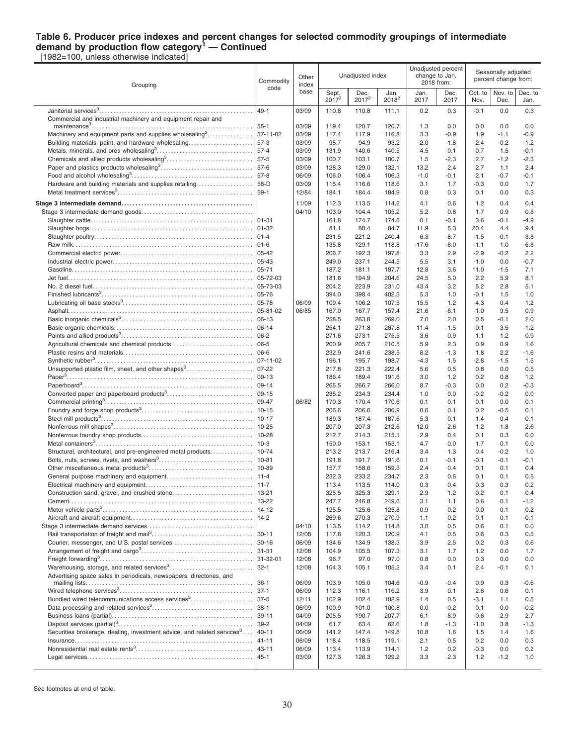**Table 6. Producer price indexes and percent changes for selected commodity groupings of intermediate demand by production flow category[1] — Continued**

[1982=100, unless otherwise indicated]

| Grouping | Commodity code | Other index base | Unadjusted index | | | Unadjusted percent change to Jan. 2018 from: | | Seasonally adjusted percent change from: | | |
|---|---|---|---|---|---|---|---|---|---|---|
| | | | Sept. 2017[2] | Dec. 2017[2] | Jan. 2018[2] | Jan. 2017 | Dec. 2017 | Oct. to Nov. | Nov. to Dec. | Dec. to Jan. |
| Janitorial services[3] | 49-1 | 03/09 | 110.8 | 110.8 | 111.1 | 0.2 | 0.3 | -0.1 | 0.0 | 0.3 |
| Commercial and industrial machinery and equipment repair and maintenance[3] | 55-1 | 03/09 | 119.4 | 120.7 | 120.7 | 1.3 | 0.0 | 0.0 | 0.0 | 0.0 |
| Machinery and equipment parts and supplies wholesaling[3] | 57-11-02 | 03/09 | 117.4 | 117.9 | 116.8 | 3.3 | -0.9 | 1.9 | -1.1 | -0.9 |
| Building materials, paint, and hardware wholesaling | 57-3 | 03/09 | 95.7 | 94.9 | 93.2 | -2.0 | -1.8 | 2.4 | -0.2 | -1.2 |
| Metals, minerals, and ores wholesaling[3] | 57-4 | 03/09 | 131.9 | 140.6 | 140.5 | 4.5 | -0.1 | 0.7 | 1.5 | -0.1 |
| Chemicals and allied products wholesaling[3] | 57-5 | 03/09 | 100.7 | 103.1 | 100.7 | 1.5 | -2.3 | 2.7 | -1.2 | -2.3 |
| Paper and plastics products wholesaling[3] | 57-6 | 03/09 | 128.3 | 129.0 | 132.1 | 13.2 | 2.4 | 2.7 | 1.1 | 2.4 |
| Food and alcohol wholesaling[3] | 57-8 | 06/09 | 106.0 | 106.4 | 106.3 | -1.0 | -0.1 | 2.1 | -0.7 | -0.1 |
| Hardware and building materials and supplies retailing | 58-D | 03/09 | 115.4 | 116.6 | 118.6 | 3.1 | 1.7 | -0.3 | 0.0 | 1.7 |
| Metal treatment services[3] | 59-1 | 12/84 | 184.1 | 184.4 | 184.9 | 0.8 | 0.3 | 0.1 | 0.0 | 0.3 |
| **Stage 3 intermediate demand** | | 11/09 | 112.3 | 113.5 | 114.2 | 4.1 | 0.6 | 1.2 | 0.4 | 0.4 |
| Stage 3 intermediate demand goods | | 04/10 | 103.0 | 104.4 | 105.2 | 5.2 | 0.8 | 1.7 | 0.9 | 0.8 |
| Slaughter cattle | 01-31 | | 161.8 | 174.7 | 174.6 | 0.1 | -0.1 | 3.6 | -0.1 | -4.9 |
| Slaughter hogs | 01-32 | | 81.1 | 80.4 | 84.7 | 11.9 | 5.3 | 20.4 | 4.4 | 9.4 |
| Slaughter poultry | 01-4 | | 231.5 | 221.2 | 240.4 | 6.3 | 8.7 | -1.5 | -0.1 | 3.8 |
| Raw milk | 01-6 | | 135.8 | 129.1 | 118.8 | -17.6 | -8.0 | -1.1 | 1.0 | -6.8 |
| Commercial electric power | 05-42 | | 206.7 | 192.3 | 197.8 | 3.3 | 2.9 | -2.9 | -0.2 | 2.2 |
| Industrial electric power | 05-43 | | 249.0 | 237.1 | 244.5 | 5.5 | 3.1 | -1.0 | 0.0 | -0.7 |
| Gasoline | 05-71 | | 187.2 | 181.1 | 187.7 | 12.8 | 3.6 | 11.0 | -1.5 | 7.1 |
| Jet fuel | 05-72-03 | | 181.6 | 194.9 | 204.6 | 24.5 | 5.0 | 2.2 | 5.9 | 8.1 |
| No. 2 diesel fuel | 05-73-03 | | 204.2 | 223.9 | 231.0 | 43.4 | 3.2 | 5.2 | 2.8 | 5.1 |
| Finished lubricants[3] | 05-76 | | 394.0 | 398.4 | 402.3 | 5.3 | 1.0 | -0.1 | 1.5 | 1.0 |
| Lubricating oil base stocks[3] | 05-78 | 06/09 | 109.4 | 106.2 | 107.5 | 15.5 | 1.2 | -4.3 | 0.4 | 1.2 |
| Asphalt | 05-81-02 | 06/85 | 167.0 | 167.7 | 157.4 | 21.6 | -6.1 | -1.0 | 9.5 | 0.9 |
| Basic inorganic chemicals[3] | 06-13 | | 258.5 | 263.8 | 269.0 | 7.0 | 2.0 | 0.5 | -0.1 | 2.0 |
| Basic organic chemicals | 06-14 | | 254.1 | 271.8 | 267.8 | 11.4 | -1.5 | -0.1 | 3.5 | -1.2 |
| Paints and allied products[3] | 06-2 | | 271.6 | 273.1 | 275.5 | 3.6 | 0.9 | 1.1 | 1.2 | 0.9 |
| Agricultural chemicals and chemical products | 06-5 | | 200.9 | 205.7 | 210.5 | 5.9 | 2.3 | 0.9 | 0.9 | 1.6 |
| Plastic resins and materials | 06-6 | | 232.9 | 241.6 | 238.5 | 8.2 | -1.3 | 1.8 | 2.2 | -1.6 |
| Synthetic rubber[3] | 07-11-02 | | 196.1 | 195.7 | 198.7 | -4.3 | 1.5 | -2.8 | -1.5 | 1.5 |
| Unsupported plastic film, sheet, and other shapes[3] | 07-22 | | 217.8 | 221.3 | 222.4 | 5.6 | 0.5 | 0.8 | 0.0 | 0.5 |
| Paper[3] | 09-13 | | 186.4 | 189.4 | 191.6 | 3.0 | 1.2 | 0.2 | 0.8 | 1.2 |
| Paperboard[3] | 09-14 | | 265.5 | 266.7 | 266.0 | 8.7 | -0.3 | 0.0 | 0.2 | -0.3 |
| Converted paper and paperboard products[3] | 09-15 | | 235.2 | 234.3 | 234.4 | 1.0 | 0.0 | -0.2 | -0.2 | 0.0 |
| Commercial printing[3] | 09-47 | 06/82 | 170.3 | 170.4 | 170.6 | 0.1 | 0.1 | 0.1 | 0.0 | 0.1 |
| Foundry and forge shop products[3] | 10-15 | | 206.6 | 206.6 | 206.9 | 0.6 | 0.1 | 0.2 | -0.5 | 0.1 |
| Steel mill products[3] | 10-17 | | 189.3 | 187.4 | 187.6 | 5.3 | 0.1 | -1.4 | 0.4 | 0.1 |
| Nonferrous mill shapes[3] | 10-25 | | 207.0 | 207.3 | 212.6 | 12.0 | 2.6 | 1.2 | -1.8 | 2.6 |
| Nonferrous foundry shop products | 10-28 | | 212.7 | 214.3 | 215.1 | 2.9 | 0.4 | 0.1 | 0.3 | 0.0 |
| Metal containers[3] | 10-3 | | 150.0 | 153.1 | 153.1 | 4.7 | 0.0 | 1.7 | 0.1 | 0.0 |
| Structural, architectural, and pre-engineered metal products | 10-74 | | 213.2 | 213.7 | 216.4 | 3.4 | 1.3 | 0.4 | -0.2 | 1.0 |
| Bolts, nuts, screws, rivets, and washers[3] | 10-81 | | 191.8 | 191.7 | 191.6 | 0.1 | -0.1 | -0.1 | -0.1 | -0.1 |
| Other miscellaneous metal products[3] | 10-89 | | 157.7 | 158.6 | 159.3 | 2.4 | 0.4 | 0.1 | 0.1 | 0.4 |
| General purpose machinery and equipment | 11-4 | | 232.3 | 233.2 | 234.7 | 2.3 | 0.6 | 0.1 | 0.1 | 0.5 |
| Electrical machinery and equipment | 11-7 | | 113.4 | 113.5 | 114.0 | 0.3 | 0.4 | 0.3 | 0.3 | 0.2 |
| Construction sand, gravel, and crushed stone | 13-21 | | 325.5 | 325.3 | 329.1 | 2.9 | 1.2 | 0.2 | 0.1 | 0.4 |
| Cement | 13-22 | | 247.7 | 246.8 | 249.6 | 3.1 | 1.1 | 0.6 | 0.1 | -1.2 |
| Motor vehicle parts[3] | 14-12 | | 125.5 | 125.6 | 125.8 | 0.9 | 0.2 | 0.0 | 0.1 | 0.2 |
| Aircraft and aircraft equipment | 14-2 | | 269.6 | 270.3 | 270.9 | 1.1 | 0.2 | 0.1 | 0.1 | -0.1 |
| Stage 3 intermediate demand services | | 04/10 | 113.5 | 114.2 | 114.8 | 3.0 | 0.5 | 0.6 | 0.1 | 0.0 |
| Rail transportation of freight and mail[3] | 30-11 | 12/08 | 117.8 | 120.3 | 120.9 | 4.1 | 0.5 | 0.6 | 0.3 | 0.5 |
| Courier, messenger, and U.S. postal services | 30-16 | 06/09 | 134.6 | 134.9 | 138.3 | 3.9 | 2.5 | 0.2 | 0.3 | 0.6 |
| Arrangement of freight and cargo[3] | 31-31 | 12/08 | 104.9 | 105.5 | 107.3 | 3.1 | 1.7 | 1.2 | 0.0 | 1.7 |
| Freight forwarding[3] | 31-32-01 | 12/08 | 96.7 | 97.0 | 97.0 | 0.8 | 0.0 | 0.3 | 0.0 | 0.0 |
| Warehousing, storage, and related services[3] | 32-1 | 12/08 | 104.3 | 105.1 | 105.2 | 3.4 | 0.1 | 2.4 | -0.1 | 0.1 |
| Advertising space sales in periodicals, newspapers, directories, and mailing lists | 36-1 | 06/09 | 103.9 | 105.0 | 104.6 | -0.9 | -0.4 | 0.9 | 0.3 | -0.6 |
| Wired telephone services[3] | 37-1 | 06/09 | 112.3 | 116.1 | 116.2 | 3.9 | 0.1 | 2.6 | 0.6 | 0.1 |
| Bundled wired telecommunications access services[3] | 37-5 | 12/11 | 102.9 | 102.4 | 102.9 | 1.4 | 0.5 | -3.1 | 1.1 | 0.5 |
| Data processing and related services[3] | 38-1 | 06/09 | 100.9 | 101.0 | 100.8 | 0.0 | -0.2 | 0.1 | 0.0 | -0.2 |
| Business loans (partial) | 39-11 | 04/09 | 205.5 | 190.7 | 207.7 | 6.1 | 8.9 | -0.6 | -2.9 | 2.7 |
| Deposit services (partial)[3] | 39-2 | 04/09 | 61.7 | 63.4 | 62.6 | 1.8 | -1.3 | -1.0 | 3.8 | -1.3 |
| Securities brokerage, dealing, investment advice, and related services[3] | 40-11 | 06/09 | 141.2 | 147.4 | 149.8 | 10.8 | 1.6 | 1.5 | 1.4 | 1.6 |
| Insurance | 41-11 | 06/09 | 118.4 | 118.5 | 119.1 | 2.1 | 0.5 | 0.2 | 0.0 | 0.3 |
| Nonresidential real estate rents[3] | 43-11 | 06/09 | 113.4 | 113.9 | 114.1 | 1.2 | 0.2 | -0.3 | 0.0 | 0.2 |
| Legal services | 45-1 | 03/09 | 127.3 | 126.3 | 129.2 | 3.3 | 2.3 | 1.2 | -1.2 | 1.0 |

See footnotes at end of table.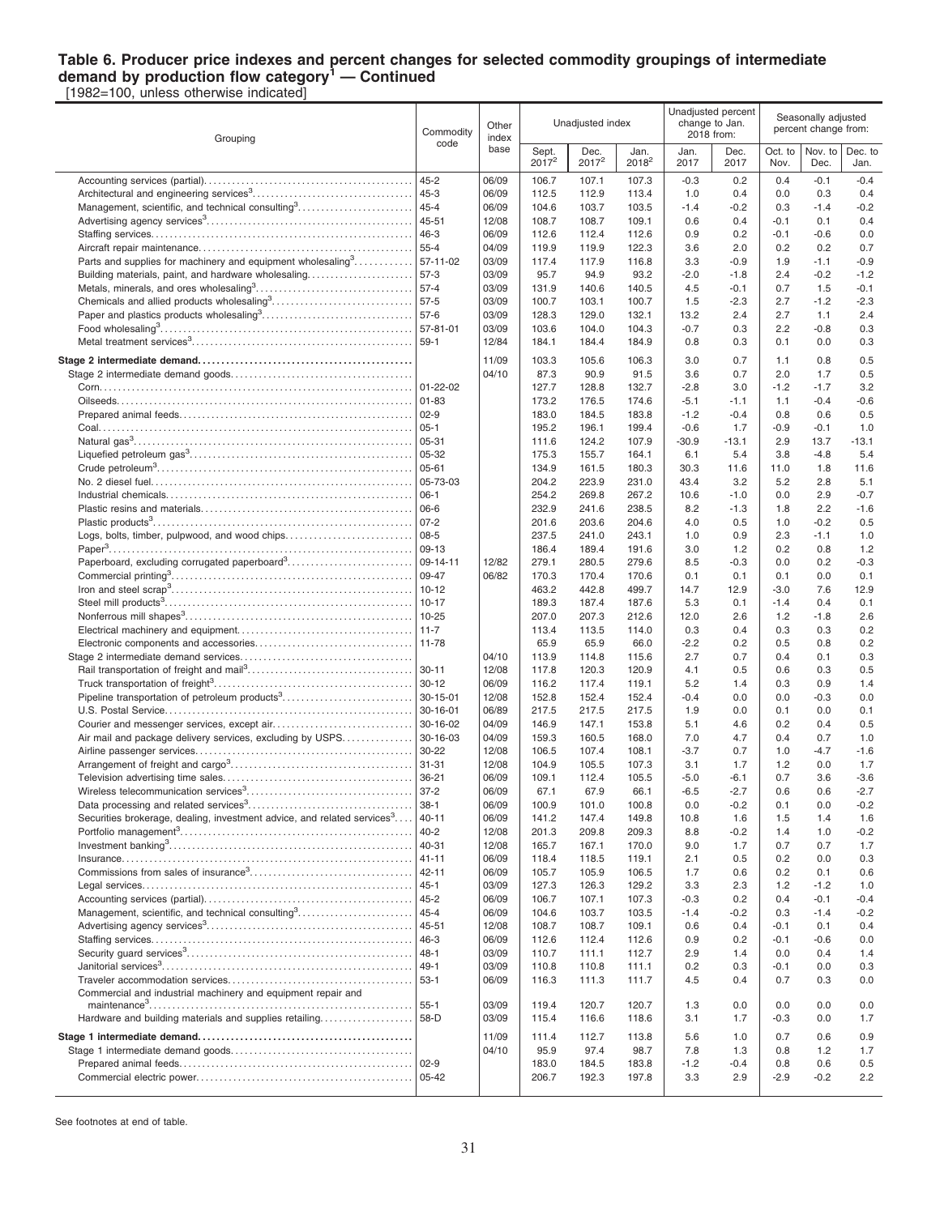**Table 6. Producer price indexes and percent changes for selected commodity groupings of intermediate demand by production flow category[1] — Continued**

[1982=100, unless otherwise indicated]

| Grouping | Commodity code | Other index base | Unadjusted index | | | Unadjusted percent change to Jan. 2018 from: | | Seasonally adjusted percent change from: | | |
|---|---|---|---|---|---|---|---|---|---|---|
| | | | Sept. 2017[2] | Dec. 2017[2] | Jan. 2018[2] | Jan. 2017 | Dec. 2017 | Oct. to Nov. | Nov. to Dec. | Dec. to Jan. |
| Accounting services (partial) | 45-2 | 06/09 | 106.7 | 107.1 | 107.3 | -0.3 | 0.2 | 0.4 | -0.1 | -0.4 |
| Architectural and engineering services[3] | 45-3 | 06/09 | 112.5 | 112.9 | 113.4 | 1.0 | 0.4 | 0.0 | 0.3 | 0.4 |
| Management, scientific, and technical consulting[3] | 45-4 | 06/09 | 104.6 | 103.7 | 103.5 | -1.4 | -0.2 | 0.3 | -1.4 | -0.2 |
| Advertising agency services[3] | 45-51 | 12/08 | 108.7 | 108.7 | 109.1 | 0.6 | 0.4 | -0.1 | 0.1 | 0.4 |
| Staffing services | 46-3 | 06/09 | 112.6 | 112.4 | 112.6 | 0.9 | 0.2 | -0.1 | -0.6 | 0.0 |
| Aircraft repair maintenance | 55-4 | 04/09 | 119.9 | 119.9 | 122.3 | 3.6 | 2.0 | 0.2 | 0.2 | 0.7 |
| Parts and supplies for machinery and equipment wholesaling[3] | 57-11-02 | 03/09 | 117.4 | 117.9 | 116.8 | 3.3 | -0.9 | 1.9 | -1.1 | -0.9 |
| Building materials, paint, and hardware wholesaling | 57-3 | 03/09 | 95.7 | 94.9 | 93.2 | -2.0 | -1.8 | 2.4 | -0.2 | -1.2 |
| Metals, minerals, and ores wholesaling[3] | 57-4 | 03/09 | 131.9 | 140.6 | 140.5 | 4.5 | -0.1 | 0.7 | 1.5 | -0.1 |
| Chemicals and allied products wholesaling[3] | 57-5 | 03/09 | 100.7 | 103.1 | 100.7 | 1.5 | -2.3 | 2.7 | -1.2 | -2.3 |
| Paper and plastics products wholesaling[3] | 57-6 | 03/09 | 128.3 | 129.0 | 132.1 | 13.2 | 2.4 | 2.7 | 1.1 | 2.4 |
| Food wholesaling[3] | 57-81-01 | 03/09 | 103.6 | 104.0 | 104.3 | -0.7 | 0.3 | 2.2 | -0.8 | 0.3 |
| Metal treatment services[3] | 59-1 | 12/84 | 184.1 | 184.4 | 184.9 | 0.8 | 0.3 | 0.1 | 0.0 | 0.3 |
| **Stage 2 intermediate demand** | | 11/09 | 103.3 | 105.6 | 106.3 | 3.0 | 0.7 | 1.1 | 0.8 | 0.5 |
| Stage 2 intermediate demand goods | | 04/10 | 87.3 | 90.9 | 91.5 | 3.6 | 0.7 | 2.0 | 1.7 | 0.5 |
| Corn | 01-22-02 | | 127.7 | 128.8 | 132.7 | -2.8 | 3.0 | -1.2 | -1.7 | 3.2 |
| Oilseeds | 01-83 | | 173.2 | 176.5 | 174.6 | -5.1 | -1.1 | 1.1 | -0.4 | -0.6 |
| Prepared animal feeds | 02-9 | | 183.0 | 184.5 | 183.8 | -1.2 | -0.4 | 0.8 | 0.6 | 0.5 |
| Coal | 05-1 | | 195.2 | 196.1 | 199.4 | -0.6 | 1.7 | -0.9 | -0.1 | 1.0 |
| Natural gas[3] | 05-31 | | 111.6 | 124.2 | 107.9 | -30.9 | -13.1 | 2.9 | 13.7 | -13.1 |
| Liquefied petroleum gas[3] | 05-32 | | 175.3 | 155.7 | 164.1 | 6.1 | 5.4 | 3.8 | -4.8 | 5.4 |
| Crude petroleum[3] | 05-61 | | 134.9 | 161.5 | 180.3 | 30.3 | 11.6 | 11.0 | 1.8 | 11.6 |
| No. 2 diesel fuel | 05-73-03 | | 204.2 | 223.9 | 231.0 | 43.4 | 3.2 | 5.2 | 2.8 | 5.1 |
| Industrial chemicals | 06-1 | | 254.2 | 269.8 | 267.2 | 10.6 | -1.0 | 0.0 | 2.9 | -0.7 |
| Plastic resins and materials | 06-6 | | 232.9 | 241.6 | 238.5 | 8.2 | -1.3 | 1.8 | 2.2 | -1.6 |
| Plastic products[3] | 07-2 | | 201.6 | 203.6 | 204.6 | 4.0 | 0.5 | 1.0 | -0.2 | 0.5 |
| Logs, bolts, timber, pulpwood, and wood chips | 08-5 | | 237.5 | 241.0 | 243.1 | 1.0 | 0.9 | 2.3 | -1.1 | 1.0 |
| Paper[3] | 09-13 | | 186.4 | 189.4 | 191.6 | 3.0 | 1.2 | 0.2 | 0.8 | 1.2 |
| Paperboard, excluding corrugated paperboard[3] | 09-14-11 | 12/82 | 279.1 | 280.5 | 279.6 | 8.5 | -0.3 | 0.0 | 0.2 | -0.3 |
| Commercial printing[3] | 09-47 | 06/82 | 170.3 | 170.4 | 170.6 | 0.1 | 0.1 | 0.1 | 0.0 | 0.1 |
| Iron and steel scrap[3] | 10-12 | | 463.2 | 442.8 | 499.7 | 14.7 | 12.9 | -3.0 | 7.6 | 12.9 |
| Steel mill products[3] | 10-17 | | 189.3 | 187.4 | 187.6 | 5.3 | 0.1 | -1.4 | 0.4 | 0.1 |
| Nonferrous mill shapes[3] | 10-25 | | 207.0 | 207.3 | 212.6 | 12.0 | 2.6 | 1.2 | -1.8 | 2.6 |
| Electrical machinery and equipment | 11-7 | | 113.4 | 113.5 | 114.0 | 0.3 | 0.4 | 0.3 | 0.3 | 0.2 |
| Electronic components and accessories | 11-78 | | 65.9 | 65.9 | 66.0 | -2.2 | 0.2 | 0.5 | 0.8 | 0.2 |
| Stage 2 intermediate demand services | | 04/10 | 113.9 | 114.8 | 115.6 | 2.7 | 0.7 | 0.4 | 0.1 | 0.3 |
| Rail transportation of freight and mail[3] | 30-11 | 12/08 | 117.8 | 120.3 | 120.9 | 4.1 | 0.5 | 0.6 | 0.3 | 0.5 |
| Truck transportation of freight[3] | 30-12 | 06/09 | 116.2 | 117.4 | 119.1 | 5.2 | 1.4 | 0.3 | 0.9 | 1.4 |
| Pipeline transportation of petroleum products[3] | 30-15-01 | 12/08 | 152.8 | 152.4 | 152.4 | -0.4 | 0.0 | 0.0 | -0.3 | 0.0 |
| U.S. Postal Service | 30-16-01 | 06/89 | 217.5 | 217.5 | 217.5 | 1.9 | 0.0 | 0.1 | 0.0 | 0.1 |
| Courier and messenger services, except air | 30-16-02 | 04/09 | 146.9 | 147.1 | 153.8 | 5.1 | 4.6 | 0.2 | 0.4 | 0.5 |
| Air mail and package delivery services, excluding by USPS | 30-16-03 | 04/09 | 159.3 | 160.5 | 168.0 | 7.0 | 4.7 | 0.4 | 0.7 | 1.0 |
| Airline passenger services | 30-22 | 12/08 | 106.5 | 107.4 | 108.1 | -3.7 | 0.7 | 1.0 | -4.7 | -1.6 |
| Arrangement of freight and cargo[3] | 31-31 | 12/08 | 104.9 | 105.5 | 107.3 | 3.1 | 1.7 | 1.2 | 0.0 | 1.7 |
| Television advertising time sales | 36-21 | 06/09 | 109.1 | 112.4 | 105.5 | -5.0 | -6.1 | 0.7 | 3.6 | -3.6 |
| Wireless telecommunication services[3] | 37-2 | 06/09 | 67.1 | 67.9 | 66.1 | -6.5 | -2.7 | 0.6 | 0.6 | -2.7 |
| Data processing and related services[3] | 38-1 | 06/09 | 100.9 | 101.0 | 100.8 | 0.0 | -0.2 | 0.1 | 0.0 | -0.2 |
| Securities brokerage, dealing, investment advice, and related services[3] | 40-11 | 06/09 | 141.2 | 147.4 | 149.8 | 10.8 | 1.6 | 1.5 | 1.4 | 1.6 |
| Portfolio management[3] | 40-2 | 12/08 | 201.3 | 209.8 | 209.3 | 8.8 | -0.2 | 1.4 | 1.0 | -0.2 |
| Investment banking[3] | 40-31 | 12/08 | 165.7 | 167.1 | 170.0 | 9.0 | 1.7 | 0.7 | 0.7 | 1.7 |
| Insurance | 41-11 | 06/09 | 118.4 | 118.5 | 119.1 | 2.1 | 0.5 | 0.2 | 0.0 | 0.3 |
| Commissions from sales of insurance[3] | 42-11 | 06/09 | 105.7 | 105.9 | 106.5 | 1.7 | 0.6 | 0.2 | 0.1 | 0.6 |
| Legal services | 45-1 | 03/09 | 127.3 | 126.3 | 129.2 | 3.3 | 2.3 | 1.2 | -1.2 | 1.0 |
| Accounting services (partial) | 45-2 | 06/09 | 106.7 | 107.1 | 107.3 | -0.3 | 0.2 | 0.4 | -0.1 | -0.4 |
| Management, scientific, and technical consulting[3] | 45-4 | 06/09 | 104.6 | 103.7 | 103.5 | -1.4 | -0.2 | 0.3 | -1.4 | -0.2 |
| Advertising agency services[3] | 45-51 | 12/08 | 108.7 | 108.7 | 109.1 | 0.6 | 0.4 | -0.1 | 0.1 | 0.4 |
| Staffing services | 46-3 | 06/09 | 112.6 | 112.4 | 112.6 | 0.9 | 0.2 | -0.1 | -0.6 | 0.0 |
| Security guard services[3] | 48-1 | 03/09 | 110.7 | 111.1 | 112.7 | 2.9 | 1.4 | 0.0 | 0.4 | 1.4 |
| Janitorial services[3] | 49-1 | 03/09 | 110.8 | 110.8 | 111.1 | 0.2 | 0.3 | -0.1 | 0.0 | 0.3 |
| Traveler accommodation services | 53-1 | 06/09 | 116.3 | 111.3 | 111.7 | 4.5 | 0.4 | 0.7 | 0.3 | 0.0 |
| Commercial and industrial machinery and equipment repair and maintenance[3] | 55-1 | 03/09 | 119.4 | 120.7 | 120.7 | 1.3 | 0.0 | 0.0 | 0.0 | 0.0 |
| Hardware and building materials and supplies retailing | 58-D | 03/09 | 115.4 | 116.6 | 118.6 | 3.1 | 1.7 | -0.3 | 0.0 | 1.7 |
| **Stage 1 intermediate demand** | | 11/09 | 111.4 | 112.7 | 113.8 | 5.6 | 1.0 | 0.7 | 0.6 | 0.9 |
| Stage 1 intermediate demand goods | | 04/10 | 95.9 | 97.4 | 98.7 | 7.8 | 1.3 | 0.8 | 1.2 | 1.7 |
| Prepared animal feeds | 02-9 | | 183.0 | 184.5 | 183.8 | -1.2 | -0.4 | 0.8 | 0.6 | 0.5 |
| Commercial electric power | 05-42 | | 206.7 | 192.3 | 197.8 | 3.3 | 2.9 | -2.9 | -0.2 | 2.2 |

See footnotes at end of table.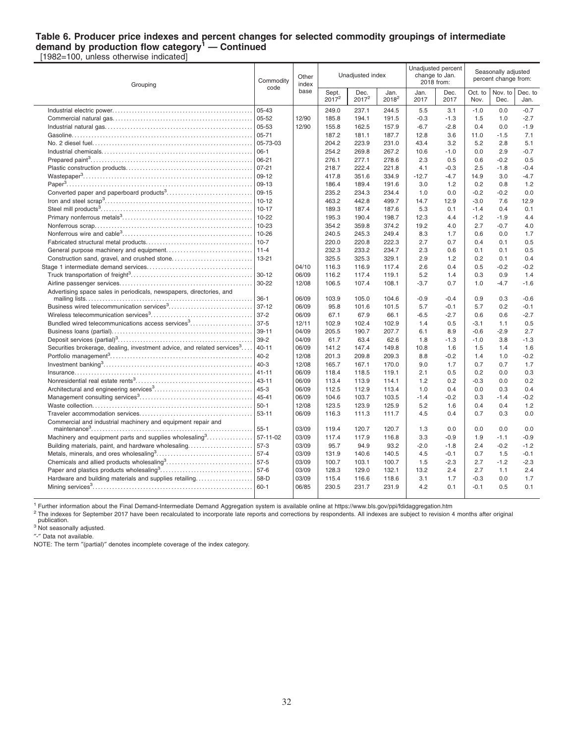### Table 6. Producer price indexes and percent changes for selected commodity groupings of intermediate demand by production flow category[1] — Continued

[1982=100, unless otherwise indicated]

| Grouping | Commodity code | Other index base | Unadjusted index | | | Unadjusted percent change to Jan. 2018 from: | | Seasonally adjusted percent change from: | | |
|---|---|---|---|---|---|---|---|---|---|---|
| | | | Sept. 2017[2] | Dec. 2017[2] | Jan. 2018[2] | Jan. 2017 | Dec. 2017 | Oct. to Nov. | Nov. to Dec. | Dec. to Jan. |
| Industrial electric power | 05-43 | | 249.0 | 237.1 | 244.5 | 5.5 | 3.1 | -1.0 | 0.0 | -0.7 |
| Commercial natural gas | 05-52 | 12/90 | 185.8 | 194.1 | 191.5 | -0.3 | -1.3 | 1.5 | 1.0 | -2.7 |
| Industrial natural gas | 05-53 | 12/90 | 155.8 | 162.5 | 157.9 | -6.7 | -2.8 | 0.4 | 0.0 | -1.9 |
| Gasoline | 05-71 | | 187.2 | 181.1 | 187.7 | 12.8 | 3.6 | 11.0 | -1.5 | 7.1 |
| No. 2 diesel fuel | 05-73-03 | | 204.2 | 223.9 | 231.0 | 43.4 | 3.2 | 5.2 | 2.8 | 5.1 |
| Industrial chemicals | 06-1 | | 254.2 | 269.8 | 267.2 | 10.6 | -1.0 | 0.0 | 2.9 | -0.7 |
| Prepared paint[3] | 06-21 | | 276.1 | 277.1 | 278.6 | 2.3 | 0.5 | 0.6 | -0.2 | 0.5 |
| Plastic construction products | 07-21 | | 218.7 | 222.4 | 221.8 | 4.1 | -0.3 | 2.5 | -1.8 | -0.4 |
| Wastepaper[3] | 09-12 | | 417.8 | 351.6 | 334.9 | -12.7 | -4.7 | 14.9 | 3.0 | -4.7 |
| Paper[3] | 09-13 | | 186.4 | 189.4 | 191.6 | 3.0 | 1.2 | 0.2 | 0.8 | 1.2 |
| Converted paper and paperboard products[3] | 09-15 | | 235.2 | 234.3 | 234.4 | 1.0 | 0.0 | -0.2 | -0.2 | 0.0 |
| Iron and steel scrap[3] | 10-12 | | 463.2 | 442.8 | 499.7 | 14.7 | 12.9 | -3.0 | 7.6 | 12.9 |
| Steel mill products[3] | 10-17 | | 189.3 | 187.4 | 187.6 | 5.3 | 0.1 | -1.4 | 0.4 | 0.1 |
| Primary nonferrous metals[3] | 10-22 | | 195.3 | 190.4 | 198.7 | 12.3 | 4.4 | -1.2 | -1.9 | 4.4 |
| Nonferrous scrap | 10-23 | | 354.2 | 359.8 | 374.2 | 19.2 | 4.0 | 2.7 | -0.7 | 4.0 |
| Nonferrous wire and cable[3] | 10-26 | | 240.5 | 245.3 | 249.4 | 8.3 | 1.7 | 0.6 | 0.0 | 1.7 |
| Fabricated structural metal products | 10-7 | | 220.0 | 220.8 | 222.3 | 2.7 | 0.7 | 0.4 | 0.1 | 0.5 |
| General purpose machinery and equipment | 11-4 | | 232.3 | 233.2 | 234.7 | 2.3 | 0.6 | 0.1 | 0.1 | 0.5 |
| Construction sand, gravel, and crushed stone | 13-21 | | 325.5 | 325.3 | 329.1 | 2.9 | 1.2 | 0.2 | 0.1 | 0.4 |
| Stage 1 intermediate demand services | | 04/10 | 116.3 | 116.9 | 117.4 | 2.6 | 0.4 | 0.5 | -0.2 | -0.2 |
| Truck transportation of freight[3] | 30-12 | 06/09 | 116.2 | 117.4 | 119.1 | 5.2 | 1.4 | 0.3 | 0.9 | 1.4 |
| Airline passenger services | 30-22 | 12/08 | 106.5 | 107.4 | 108.1 | -3.7 | 0.7 | 1.0 | -4.7 | -1.6 |
| Advertising space sales in periodicals, newspapers, directories, and mailing lists | 36-1 | 06/09 | 103.9 | 105.0 | 104.6 | -0.9 | -0.4 | 0.9 | 0.3 | -0.6 |
| Business wired telecommunication services[3] | 37-12 | 06/09 | 95.8 | 101.6 | 101.5 | 5.7 | -0.1 | 5.7 | 0.2 | -0.1 |
| Wireless telecommunication services[3] | 37-2 | 06/09 | 67.1 | 67.9 | 66.1 | -6.5 | -2.7 | 0.6 | 0.6 | -2.7 |
| Bundled wired telecommunications access services[3] | 37-5 | 12/11 | 102.9 | 102.4 | 102.9 | 1.4 | 0.5 | -3.1 | 1.1 | 0.5 |
| Business loans (partial) | 39-11 | 04/09 | 205.5 | 190.7 | 207.7 | 6.1 | 8.9 | -0.6 | -2.9 | 2.7 |
| Deposit services (partial)[3] | 39-2 | 04/09 | 61.7 | 63.4 | 62.6 | 1.8 | -1.3 | -1.0 | 3.8 | -1.3 |
| Securities brokerage, dealing, investment advice, and related services[3] | 40-11 | 06/09 | 141.2 | 147.4 | 149.8 | 10.8 | 1.6 | 1.5 | 1.4 | 1.6 |
| Portfolio management[3] | 40-2 | 12/08 | 201.3 | 209.8 | 209.3 | 8.8 | -0.2 | 1.4 | 1.0 | -0.2 |
| Investment banking[3] | 40-3 | 12/08 | 165.7 | 167.1 | 170.0 | 9.0 | 1.7 | 0.7 | 0.7 | 1.7 |
| Insurance | 41-11 | 06/09 | 118.4 | 118.5 | 119.1 | 2.1 | 0.5 | 0.2 | 0.0 | 0.3 |
| Nonresidential real estate rents[3] | 43-11 | 06/09 | 113.4 | 113.9 | 114.1 | 1.2 | 0.2 | -0.3 | 0.0 | 0.2 |
| Architectural and engineering services[3] | 45-3 | 06/09 | 112.5 | 112.9 | 113.4 | 1.0 | 0.4 | 0.0 | 0.3 | 0.4 |
| Management consulting services[3] | 45-41 | 06/09 | 104.6 | 103.7 | 103.5 | -1.4 | -0.2 | 0.3 | -1.4 | -0.2 |
| Waste collection | 50-1 | 12/08 | 123.5 | 123.9 | 125.9 | 5.2 | 1.6 | 0.4 | 0.4 | 1.2 |
| Traveler accommodation services | 53-11 | 06/09 | 116.3 | 111.3 | 111.7 | 4.5 | 0.4 | 0.7 | 0.3 | 0.0 |
| Commercial and industrial machinery and equipment repair and maintenance[3] | 55-1 | 03/09 | 119.4 | 120.7 | 120.7 | 1.3 | 0.0 | 0.0 | 0.0 | 0.0 |
| Machinery and equipment parts and supplies wholesaling[3] | 57-11-02 | 03/09 | 117.4 | 117.9 | 116.8 | 3.3 | -0.9 | 1.9 | -1.1 | -0.9 |
| Building materials, paint, and hardware wholesaling | 57-3 | 03/09 | 95.7 | 94.9 | 93.2 | -2.0 | -1.8 | 2.4 | -0.2 | -1.2 |
| Metals, minerals, and ores wholesaling[3] | 57-4 | 03/09 | 131.9 | 140.6 | 140.5 | 4.5 | -0.1 | 0.7 | 1.5 | -0.1 |
| Chemicals and allied products wholesaling[3] | 57-5 | 03/09 | 100.7 | 103.1 | 100.7 | 1.5 | -2.3 | 2.7 | -1.2 | -2.3 |
| Paper and plastics products wholesaling[3] | 57-6 | 03/09 | 128.3 | 129.0 | 132.1 | 13.2 | 2.4 | 2.7 | 1.1 | 2.4 |
| Hardware and building materials and supplies retailing | 58-D | 03/09 | 115.4 | 116.6 | 118.6 | 3.1 | 1.7 | -0.3 | 0.0 | 1.7 |
| Mining services[3] | 60-1 | 06/85 | 230.5 | 231.7 | 231.9 | 4.2 | 0.1 | -0.1 | 0.5 | 0.1 |

[1] Further information about the Final Demand-Intermediate Demand Aggregation system is available online at https://www.bls.gov/ppi/fdidaggregation.htm

[2] The indexes for September 2017 have been recalculated to incorporate late reports and corrections by respondents. All indexes are subject to revision 4 months after original publication.

[3] Not seasonally adjusted.

"-" Data not available.

NOTE: The term "(partial)" denotes incomplete coverage of the index category.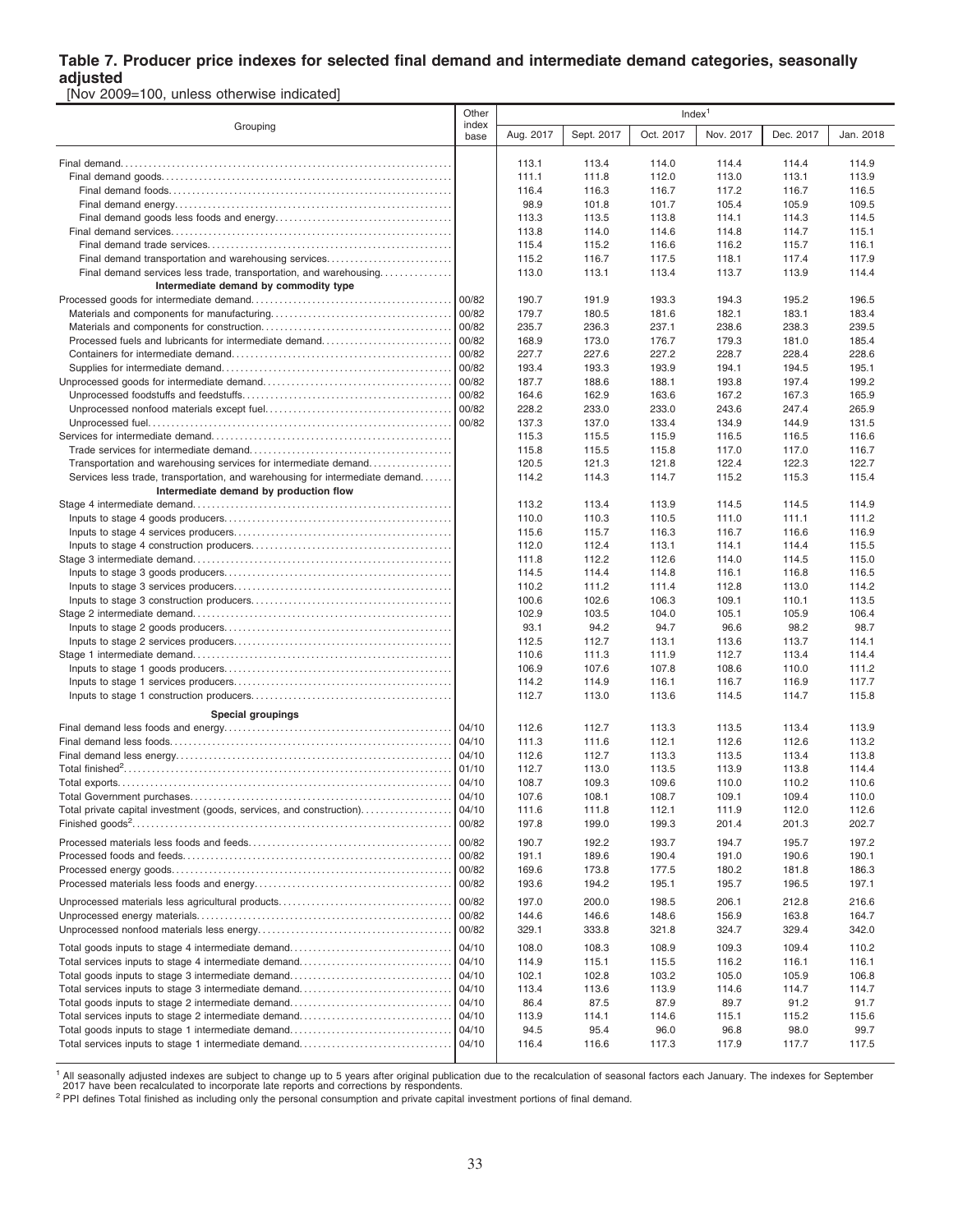### Table 7. Producer price indexes for selected final demand and intermediate demand categories, seasonally adjusted

[Nov 2009=100, unless otherwise indicated]

| Grouping | Other index base | Aug. 2017 | Sept. 2017 | Oct. 2017 | Nov. 2017 | Dec. 2017 | Jan. 2018 |
|---|---|---|---|---|---|---|---|
| | | Index[1] | | | | | |
| Final demand | | 113.1 | 113.4 | 114.0 | 114.4 | 114.4 | 114.9 |
| Final demand goods | | 111.1 | 111.8 | 112.0 | 113.0 | 113.1 | 113.9 |
| Final demand foods | | 116.4 | 116.3 | 116.7 | 117.2 | 116.7 | 116.5 |
| Final demand energy | | 98.9 | 101.8 | 101.7 | 105.4 | 105.9 | 109.5 |
| Final demand goods less foods and energy | | 113.3 | 113.5 | 113.8 | 114.1 | 114.3 | 114.5 |
| Final demand services | | 113.8 | 114.0 | 114.6 | 114.8 | 114.7 | 115.1 |
| Final demand trade services | | 115.4 | 115.2 | 116.6 | 116.2 | 115.7 | 116.1 |
| Final demand transportation and warehousing services | | 115.2 | 116.7 | 117.5 | 118.1 | 117.4 | 117.9 |
| Final demand services less trade, transportation, and warehousing | | 113.0 | 113.1 | 113.4 | 113.7 | 113.9 | 114.4 |
| **Intermediate demand by commodity type** | | | | | | | |
| Processed goods for intermediate demand | 00/82 | 190.7 | 191.9 | 193.3 | 194.3 | 195.2 | 196.5 |
| Materials and components for manufacturing | 00/82 | 179.7 | 180.5 | 181.6 | 182.1 | 183.1 | 183.4 |
| Materials and components for construction | 00/82 | 235.7 | 236.3 | 237.1 | 238.6 | 238.3 | 239.5 |
| Processed fuels and lubricants for intermediate demand | 00/82 | 168.9 | 173.0 | 176.7 | 179.3 | 181.0 | 185.4 |
| Containers for intermediate demand | 00/82 | 227.7 | 227.6 | 227.2 | 228.7 | 228.4 | 228.6 |
| Supplies for intermediate demand | 00/82 | 193.4 | 193.3 | 193.9 | 194.1 | 194.5 | 195.1 |
| Unprocessed goods for intermediate demand | 00/82 | 187.7 | 188.6 | 188.1 | 193.8 | 197.4 | 199.2 |
| Unprocessed foodstuffs and feedstuffs | 00/82 | 164.6 | 162.9 | 163.6 | 167.2 | 167.3 | 165.9 |
| Unprocessed nonfood materials except fuel | 00/82 | 228.2 | 233.0 | 233.0 | 243.6 | 247.4 | 265.9 |
| Unprocessed fuel | 00/82 | 137.3 | 137.0 | 133.4 | 134.9 | 144.9 | 131.5 |
| Services for intermediate demand | | 115.3 | 115.5 | 115.9 | 116.5 | 116.5 | 116.6 |
| Trade services for intermediate demand | | 115.8 | 115.5 | 115.8 | 117.0 | 117.0 | 116.7 |
| Transportation and warehousing services for intermediate demand | | 120.5 | 121.3 | 121.8 | 122.4 | 122.3 | 122.7 |
| Services less trade, transportation, and warehousing for intermediate demand | | 114.2 | 114.3 | 114.7 | 115.2 | 115.3 | 115.4 |
| **Intermediate demand by production flow** | | | | | | | |
| Stage 4 intermediate demand | | 113.2 | 113.4 | 113.9 | 114.5 | 114.5 | 114.9 |
| Inputs to stage 4 goods producers | | 110.0 | 110.3 | 110.5 | 111.0 | 111.1 | 111.2 |
| Inputs to stage 4 services producers | | 115.6 | 115.7 | 116.3 | 116.7 | 116.6 | 116.9 |
| Inputs to stage 4 construction producers | | 112.0 | 112.4 | 113.1 | 114.1 | 114.4 | 115.5 |
| Stage 3 intermediate demand | | 111.8 | 112.2 | 112.6 | 114.0 | 114.5 | 115.0 |
| Inputs to stage 3 goods producers | | 114.5 | 114.4 | 114.8 | 116.1 | 116.8 | 116.5 |
| Inputs to stage 3 services producers | | 110.2 | 111.2 | 111.4 | 112.8 | 113.0 | 114.2 |
| Inputs to stage 3 construction producers | | 100.6 | 102.6 | 106.3 | 109.1 | 110.1 | 113.5 |
| Stage 2 intermediate demand | | 102.9 | 103.5 | 104.0 | 105.1 | 105.9 | 106.4 |
| Inputs to stage 2 goods producers | | 93.1 | 94.2 | 94.7 | 96.6 | 98.2 | 98.7 |
| Inputs to stage 2 services producers | | 112.5 | 112.7 | 113.1 | 113.6 | 113.7 | 114.1 |
| Stage 1 intermediate demand | | 110.6 | 111.3 | 111.9 | 112.7 | 113.4 | 114.4 |
| Inputs to stage 1 goods producers | | 106.9 | 107.6 | 107.8 | 108.6 | 110.0 | 111.2 |
| Inputs to stage 1 services producers | | 114.2 | 114.9 | 116.1 | 116.7 | 116.9 | 117.7 |
| Inputs to stage 1 construction producers | | 112.7 | 113.0 | 113.6 | 114.5 | 114.7 | 115.8 |
| **Special groupings** | | | | | | | |
| Final demand less foods and energy | 04/10 | 112.6 | 112.7 | 113.3 | 113.5 | 113.4 | 113.9 |
| Final demand less foods | 04/10 | 111.3 | 111.6 | 112.1 | 112.6 | 112.6 | 113.2 |
| Final demand less energy | 04/10 | 112.6 | 112.7 | 113.3 | 113.5 | 113.4 | 113.8 |
| Total finished[2] | 01/10 | 112.7 | 113.0 | 113.5 | 113.9 | 113.8 | 114.4 |
| Total exports | 04/10 | 108.7 | 109.3 | 109.6 | 110.0 | 110.2 | 110.6 |
| Total Government purchases | 04/10 | 107.6 | 108.1 | 108.7 | 109.1 | 109.4 | 110.0 |
| Total private capital investment (goods, services, and construction) | 04/10 | 111.6 | 111.8 | 112.1 | 111.9 | 112.0 | 112.6 |
| Finished goods[2] | 00/82 | 197.8 | 199.0 | 199.3 | 201.4 | 201.3 | 202.7 |
| Processed materials less foods and feeds | 00/82 | 190.7 | 192.2 | 193.7 | 194.7 | 195.7 | 197.2 |
| Processed foods and feeds | 00/82 | 191.1 | 189.6 | 190.4 | 191.0 | 190.6 | 190.1 |
| Processed energy goods | 00/82 | 169.6 | 173.8 | 177.5 | 180.2 | 181.8 | 186.3 |
| Processed materials less foods and energy | 00/82 | 193.6 | 194.2 | 195.1 | 195.7 | 196.5 | 197.1 |
| Unprocessed materials less agricultural products | 00/82 | 197.0 | 200.0 | 198.5 | 206.1 | 212.8 | 216.6 |
| Unprocessed energy materials | 00/82 | 144.6 | 146.6 | 148.6 | 156.9 | 163.8 | 164.7 |
| Unprocessed nonfood materials less energy | 00/82 | 329.1 | 333.8 | 321.8 | 324.7 | 329.4 | 342.0 |
| Total goods inputs to stage 4 intermediate demand | 04/10 | 108.0 | 108.3 | 108.9 | 109.3 | 109.4 | 110.2 |
| Total services inputs to stage 4 intermediate demand | 04/10 | 114.9 | 115.1 | 115.5 | 116.2 | 116.1 | 116.1 |
| Total goods inputs to stage 3 intermediate demand | 04/10 | 102.1 | 102.8 | 103.2 | 105.0 | 105.9 | 106.8 |
| Total services inputs to stage 3 intermediate demand | 04/10 | 113.4 | 113.6 | 113.9 | 114.6 | 114.7 | 114.7 |
| Total goods inputs to stage 2 intermediate demand | 04/10 | 86.4 | 87.5 | 87.9 | 89.7 | 91.2 | 91.7 |
| Total services inputs to stage 2 intermediate demand | 04/10 | 113.9 | 114.1 | 114.6 | 115.1 | 115.2 | 115.6 |
| Total goods inputs to stage 1 intermediate demand | 04/10 | 94.5 | 95.4 | 96.0 | 96.8 | 98.0 | 99.7 |
| Total services inputs to stage 1 intermediate demand | 04/10 | 116.4 | 116.6 | 117.3 | 117.9 | 117.7 | 117.5 |

[1] All seasonally adjusted indexes are subject to change up to 5 years after original publication due to the recalculation of seasonal factors each January. The indexes for September 2017 have been recalculated to incorporate late reports and corrections by respondents.

[2] PPI defines Total finished as including only the personal consumption and private capital investment portions of final demand.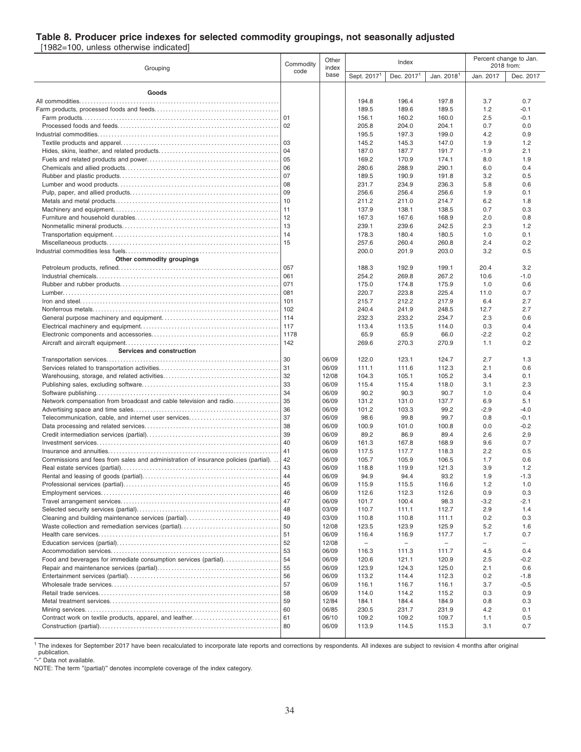## Table 8. Producer price indexes for selected commodity groupings, not seasonally adjusted

[1982=100, unless otherwise indicated]

| Grouping | Commodity code | Other index base | Index | | | Percent change to Jan. 2018 from: | |
|---|---|---|---|---|---|---|---|
| | | | Sept. 2017[1] | Dec. 2017[1] | Jan. 2018[1] | Jan. 2017 | Dec. 2017 |
| **Goods** | | | | | | | |
| All commodities | | | 194.8 | 196.4 | 197.8 | 3.7 | 0.7 |
| Farm products, processed foods and feeds | | | 189.5 | 189.6 | 189.5 | 1.2 | -0.1 |
| Farm products | 01 | | 156.1 | 160.2 | 160.0 | 2.5 | -0.1 |
| Processed foods and feeds | 02 | | 205.8 | 204.0 | 204.1 | 0.7 | 0.0 |
| Industrial commodities | | | 195.5 | 197.3 | 199.0 | 4.2 | 0.9 |
| Textile products and apparel | 03 | | 145.2 | 145.3 | 147.0 | 1.9 | 1.2 |
| Hides, skins, leather, and related products | 04 | | 187.0 | 187.7 | 191.7 | -1.9 | 2.1 |
| Fuels and related products and power | 05 | | 169.2 | 170.9 | 174.1 | 8.0 | 1.9 |
| Chemicals and allied products | 06 | | 280.6 | 288.9 | 290.1 | 6.0 | 0.4 |
| Rubber and plastic products | 07 | | 189.5 | 190.9 | 191.8 | 3.2 | 0.5 |
| Lumber and wood products | 08 | | 231.7 | 234.9 | 236.3 | 5.8 | 0.6 |
| Pulp, paper, and allied products | 09 | | 256.6 | 256.4 | 256.6 | 1.9 | 0.1 |
| Metals and metal products | 10 | | 211.2 | 211.0 | 214.7 | 6.2 | 1.8 |
| Machinery and equipment | 11 | | 137.9 | 138.1 | 138.5 | 0.7 | 0.3 |
| Furniture and household durables | 12 | | 167.3 | 167.6 | 168.9 | 2.0 | 0.8 |
| Nonmetallic mineral products | 13 | | 239.1 | 239.6 | 242.5 | 2.3 | 1.2 |
| Transportation equipment | 14 | | 178.3 | 180.4 | 180.5 | 1.0 | 0.1 |
| Miscellaneous products | 15 | | 257.6 | 260.4 | 260.8 | 2.4 | 0.2 |
| Industrial commodities less fuels | | | 200.0 | 201.9 | 203.0 | 3.2 | 0.5 |
| **Other commodity groupings** | | | | | | | |
| Petroleum products, refined | 057 | | 188.3 | 192.9 | 199.1 | 20.4 | 3.2 |
| Industrial chemicals | 061 | | 254.2 | 269.8 | 267.2 | 10.6 | -1.0 |
| Rubber and rubber products | 071 | | 175.0 | 174.8 | 175.9 | 1.0 | 0.6 |
| Lumber | 081 | | 220.7 | 223.8 | 225.4 | 11.0 | 0.7 |
| Iron and steel | 101 | | 215.7 | 212.2 | 217.9 | 6.4 | 2.7 |
| Nonferrous metals | 102 | | 240.4 | 241.9 | 248.5 | 12.7 | 2.7 |
| General purpose machinery and equipment | 114 | | 232.3 | 233.2 | 234.7 | 2.3 | 0.6 |
| Electrical machinery and equipment | 117 | | 113.4 | 113.5 | 114.0 | 0.3 | 0.4 |
| Electronic components and accessories | 1178 | | 65.9 | 65.9 | 66.0 | -2.2 | 0.2 |
| Aircraft and aircraft equipment | 142 | | 269.6 | 270.3 | 270.9 | 1.1 | 0.2 |
| **Services and construction** | | | | | | | |
| Transportation services | 30 | 06/09 | 122.0 | 123.1 | 124.7 | 2.7 | 1.3 |
| Services related to transportation activities | 31 | 06/09 | 111.1 | 111.6 | 112.3 | 2.1 | 0.6 |
| Warehousing, storage, and related activities | 32 | 12/08 | 104.3 | 105.1 | 105.2 | 3.4 | 0.1 |
| Publishing sales, excluding software | 33 | 06/09 | 115.4 | 115.4 | 118.0 | 3.1 | 2.3 |
| Software publishing | 34 | 06/09 | 90.2 | 90.3 | 90.7 | 1.0 | 0.4 |
| Network compensation from broadcast and cable television and radio | 35 | 06/09 | 131.2 | 131.0 | 137.7 | 6.9 | 5.1 |
| Advertising space and time sales | 36 | 06/09 | 101.2 | 103.3 | 99.2 | -2.9 | -4.0 |
| Telecommunication, cable, and internet user services | 37 | 06/09 | 98.6 | 99.8 | 99.7 | 0.8 | -0.1 |
| Data processing and related services | 38 | 06/09 | 100.9 | 101.0 | 100.8 | 0.0 | -0.2 |
| Credit intermediation services (partial) | 39 | 06/09 | 89.2 | 86.9 | 89.4 | 2.6 | 2.9 |
| Investment services | 40 | 06/09 | 161.3 | 167.8 | 168.9 | 9.6 | 0.7 |
| Insurance and annuities | 41 | 06/09 | 117.5 | 117.7 | 118.3 | 2.2 | 0.5 |
| Commissions and fees from sales and administration of insurance policies (partial) | 42 | 06/09 | 105.7 | 105.9 | 106.5 | 1.7 | 0.6 |
| Real estate services (partial) | 43 | 06/09 | 118.8 | 119.9 | 121.3 | 3.9 | 1.2 |
| Rental and leasing of goods (partial) | 44 | 06/09 | 94.9 | 94.4 | 93.2 | 1.9 | -1.3 |
| Professional services (partial) | 45 | 06/09 | 115.9 | 115.5 | 116.6 | 1.2 | 1.0 |
| Employment services | 46 | 06/09 | 112.6 | 112.3 | 112.6 | 0.9 | 0.3 |
| Travel arrangement services | 47 | 06/09 | 101.7 | 100.4 | 98.3 | -3.2 | -2.1 |
| Selected security services (partial) | 48 | 03/09 | 110.7 | 111.1 | 112.7 | 2.9 | 1.4 |
| Cleaning and building maintenance services (partial) | 49 | 03/09 | 110.8 | 110.8 | 111.1 | 0.2 | 0.3 |
| Waste collection and remediation services (partial) | 50 | 12/08 | 123.5 | 123.9 | 125.9 | 5.2 | 1.6 |
| Health care services | 51 | 06/09 | 116.4 | 116.9 | 117.7 | 1.7 | 0.7 |
| Education services (partial) | 52 | 12/08 | – | – | – | – | – |
| Accommodation services | 53 | 06/09 | 116.3 | 111.3 | 111.7 | 4.5 | 0.4 |
| Food and beverages for immediate consumption services (partial) | 54 | 06/09 | 120.6 | 121.1 | 120.9 | 2.5 | -0.2 |
| Repair and maintenance services (partial) | 55 | 06/09 | 123.9 | 124.3 | 125.0 | 2.1 | 0.6 |
| Entertainment services (partial) | 56 | 06/09 | 113.2 | 114.4 | 112.3 | 0.2 | -1.8 |
| Wholesale trade services | 57 | 06/09 | 116.1 | 116.7 | 116.1 | 3.7 | -0.5 |
| Retail trade services | 58 | 06/09 | 114.0 | 114.2 | 115.2 | 0.3 | 0.9 |
| Metal treatment services | 59 | 12/84 | 184.1 | 184.4 | 184.9 | 0.8 | 0.3 |
| Mining services | 60 | 06/85 | 230.5 | 231.7 | 231.9 | 4.2 | 0.1 |
| Contract work on textile products, apparel, and leather | 61 | 06/10 | 109.2 | 109.2 | 109.7 | 1.1 | 0.5 |
| Construction (partial) | 80 | 06/09 | 113.9 | 114.5 | 115.3 | 3.1 | 0.7 |

[1] The indexes for September 2017 have been recalculated to incorporate late reports and corrections by respondents. All indexes are subject to revision 4 months after original publication.

"-" Data not available.

NOTE: The term "(partial)" denotes incomplete coverage of the index category.